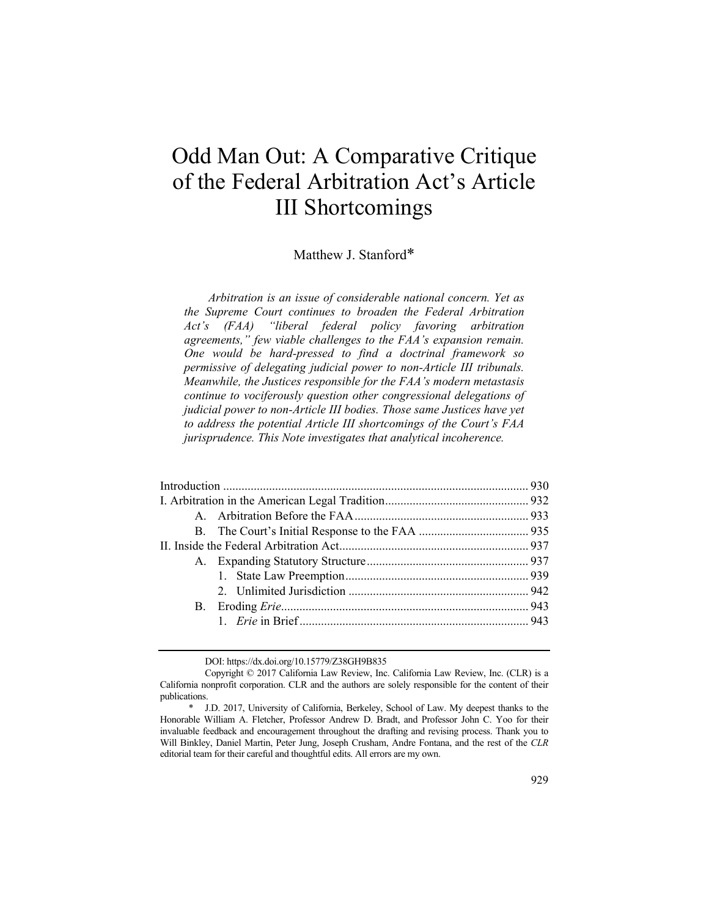# Odd Man Out: A Comparative Critique of the Federal Arbitration Act's Article III Shortcomings

Matthew J. Stanford*

*Arbitration is an issue of considerable national concern. Yet as the Supreme Court continues to broaden the Federal Arbitration Act's (FAA) "liberal federal policy favoring arbitration agreements," few viable challenges to the FAA's expansion remain. One would be hard-pressed to find a doctrinal framework so permissive of delegating judicial power to non-Article III tribunals. Meanwhile, the Justices responsible for the FAA's modern metastasis continue to vociferously question other congressional delegations of judicial power to non-Article III bodies. Those same Justices have yet to address the potential Article III shortcomings of the Court's FAA jurisprudence. This Note investigates that analytical incoherence.*

| | |
|---|---|
| Introduction | 930 |
| I. Arbitration in the American Legal Tradition | 932 |
| A. Arbitration Before the FAA | 933 |
| B. The Court's Initial Response to the FAA | 935 |
| II. Inside the Federal Arbitration Act | 937 |
| A. Expanding Statutory Structure | 937 |
| 1. State Law Preemption | 939 |
| 2. Unlimited Jurisdiction | 942 |
| B. Eroding *Erie* | 943 |
| 1. *Erie* in Brief | 943 |

DOI: https://dx.doi.org/10.15779/Z38GH9B835

Copyright © 2017 California Law Review, Inc. California Law Review, Inc. (CLR) is a California nonprofit corporation. CLR and the authors are solely responsible for the content of their publications.

\* J.D. 2017, University of California, Berkeley, School of Law. My deepest thanks to the Honorable William A. Fletcher, Professor Andrew D. Bradt, and Professor John C. Yoo for their invaluable feedback and encouragement throughout the drafting and revising process. Thank you to Will Binkley, Daniel Martin, Peter Jung, Joseph Crusham, Andre Fontana, and the rest of the *CLR* editorial team for their careful and thoughtful edits. All errors are my own.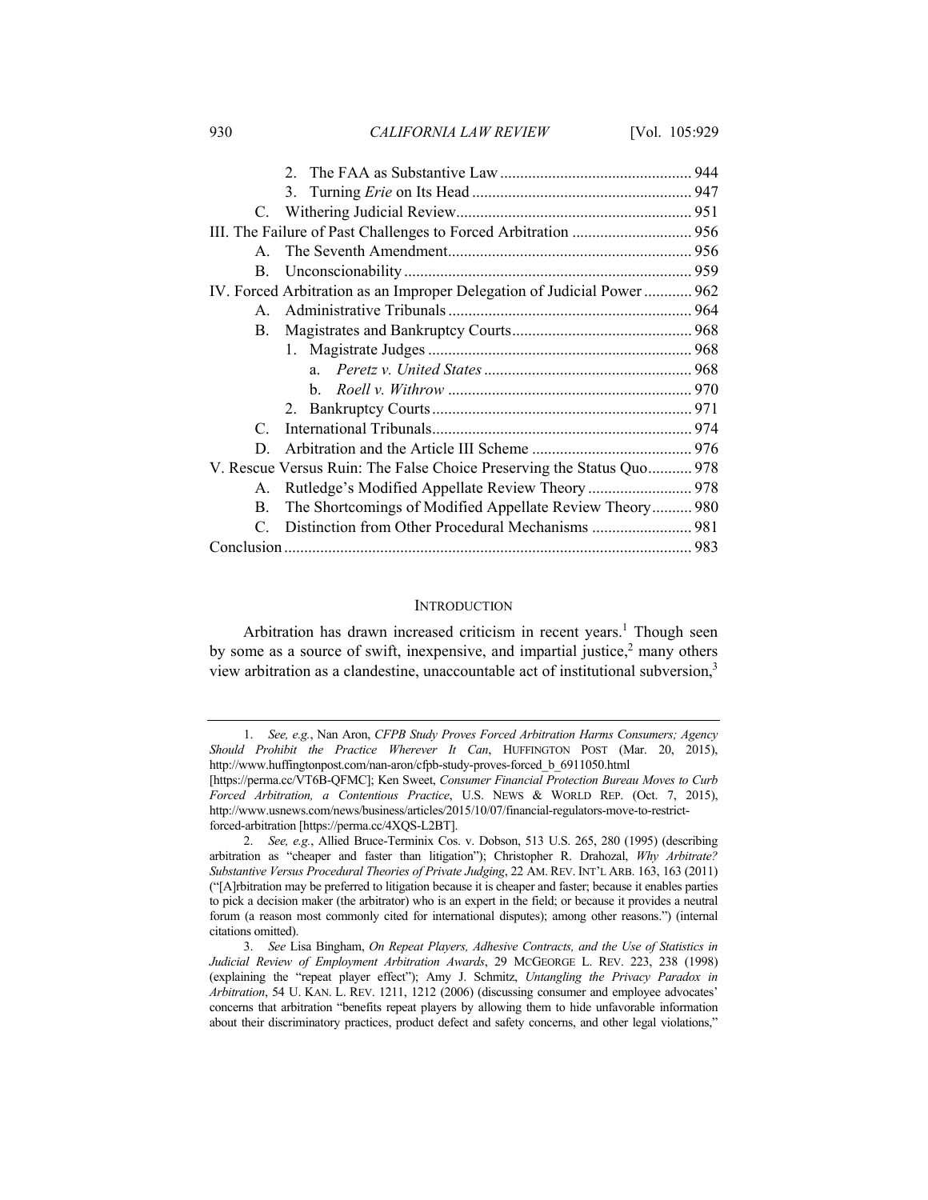2. The FAA as Substantive Law ............................................... 944
3. Turning *Erie* on Its Head ...................................................... 947

C. Withering Judicial Review.......................................................... 951

III. The Failure of Past Challenges to Forced Arbitration ............................. 956

A. The Seventh Amendment............................................................ 956

B. Unconscionability ....................................................................... 959

IV. Forced Arbitration as an Improper Delegation of Judicial Power ............ 962

A. Administrative Tribunals ............................................................ 964

B. Magistrates and Bankruptcy Courts............................................ 968

1. Magistrate Judges .................................................................. 968

a. *Peretz v. United States* ................................................... 968

b. *Roell v. Withrow* ............................................................ 970

2. Bankruptcy Courts ................................................................ 971

C. International Tribunals................................................................ 974

D. Arbitration and the Article III Scheme ........................................ 976

V. Rescue Versus Ruin: The False Choice Preserving the Status Quo........... 978

A. Rutledge's Modified Appellate Review Theory .......................... 978

B. The Shortcomings of Modified Appellate Review Theory.......... 980

C. Distinction from Other Procedural Mechanisms ......................... 981

Conclusion .................................................................................................... 983

## INTRODUCTION

Arbitration has drawn increased criticism in recent years.[1] Though seen by some as a source of swift, inexpensive, and impartial justice,[2] many others view arbitration as a clandestine, unaccountable act of institutional subversion,[3]

---

1. *See, e.g.*, Nan Aron, *CFPB Study Proves Forced Arbitration Harms Consumers; Agency Should Prohibit the Practice Wherever It Can*, HUFFINGTON POST (Mar. 20, 2015), http://www.huffingtonpost.com/nan-aron/cfpb-study-proves-forced_b_6911050.html [https://perma.cc/VT6B-QFMC]; Ken Sweet, *Consumer Financial Protection Bureau Moves to Curb Forced Arbitration, a Contentious Practice*, U.S. NEWS & WORLD REP. (Oct. 7, 2015), http://www.usnews.com/news/business/articles/2015/10/07/financial-regulators-move-to-restrict-forced-arbitration [https://perma.cc/4XQS-L2BT].

2. *See, e.g.*, Allied Bruce-Terminix Cos. v. Dobson, 513 U.S. 265, 280 (1995) (describing arbitration as "cheaper and faster than litigation"); Christopher R. Drahozal, *Why Arbitrate? Substantive Versus Procedural Theories of Private Judging*, 22 AM. REV. INT'L ARB. 163, 163 (2011) ("[A]rbitration may be preferred to litigation because it is cheaper and faster; because it enables parties to pick a decision maker (the arbitrator) who is an expert in the field; or because it provides a neutral forum (a reason most commonly cited for international disputes); among other reasons.") (internal citations omitted).

3. *See* Lisa Bingham, *On Repeat Players, Adhesive Contracts, and the Use of Statistics in Judicial Review of Employment Arbitration Awards*, 29 MCGEORGE L. REV. 223, 238 (1998) (explaining the "repeat player effect"); Amy J. Schmitz, *Untangling the Privacy Paradox in Arbitration*, 54 U. KAN. L. REV. 1211, 1212 (2006) (discussing consumer and employee advocates' concerns that arbitration "benefits repeat players by allowing them to hide unfavorable information about their discriminatory practices, product defect and safety concerns, and other legal violations,"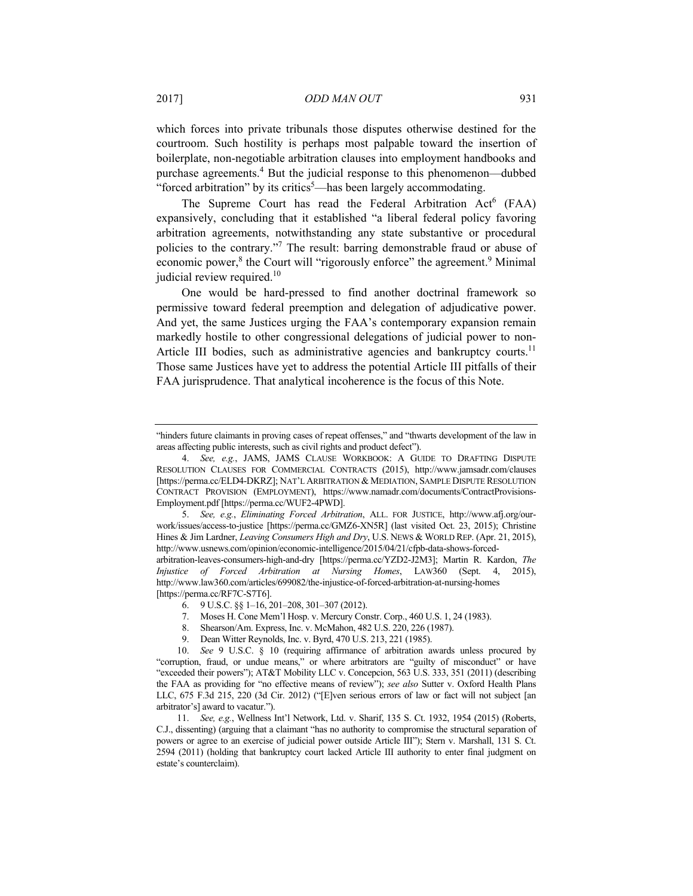which forces into private tribunals those disputes otherwise destined for the courtroom. Such hostility is perhaps most palpable toward the insertion of boilerplate, non-negotiable arbitration clauses into employment handbooks and purchase agreements.[4] But the judicial response to this phenomenon—dubbed "forced arbitration" by its critics[5]—has been largely accommodating.

The Supreme Court has read the Federal Arbitration Act[6] (FAA) expansively, concluding that it established "a liberal federal policy favoring arbitration agreements, notwithstanding any state substantive or procedural policies to the contrary."[7] The result: barring demonstrable fraud or abuse of economic power,[8] the Court will "rigorously enforce" the agreement.[9] Minimal judicial review required.[10]

One would be hard-pressed to find another doctrinal framework so permissive toward federal preemption and delegation of adjudicative power. And yet, the same Justices urging the FAA's contemporary expansion remain markedly hostile to other congressional delegations of judicial power to non-Article III bodies, such as administrative agencies and bankruptcy courts.[11] Those same Justices have yet to address the potential Article III pitfalls of their FAA jurisprudence. That analytical incoherence is the focus of this Note.

---

"hinders future claimants in proving cases of repeat offenses," and "thwarts development of the law in areas affecting public interests, such as civil rights and product defect").

4. *See, e.g.*, JAMS, JAMS CLAUSE WORKBOOK: A GUIDE TO DRAFTING DISPUTE RESOLUTION CLAUSES FOR COMMERCIAL CONTRACTS (2015), http://www.jamsadr.com/clauses [https://perma.cc/ELD4-DKRZ]; NAT'L ARBITRATION & MEDIATION, SAMPLE DISPUTE RESOLUTION CONTRACT PROVISION (EMPLOYMENT), https://www.namadr.com/documents/ContractProvisions-Employment.pdf [https://perma.cc/WUF2-4PWD].

5. *See, e.g.*, *Eliminating Forced Arbitration*, ALL. FOR JUSTICE, http://www.afj.org/our-work/issues/access-to-justice [https://perma.cc/GMZ6-XN5R] (last visited Oct. 23, 2015); Christine Hines & Jim Lardner, *Leaving Consumers High and Dry*, U.S. NEWS & WORLD REP. (Apr. 21, 2015), http://www.usnews.com/opinion/economic-intelligence/2015/04/21/cfpb-data-shows-forced-arbitration-leaves-consumers-high-and-dry [https://perma.cc/YZD2-J2M3]; Martin R. Kardon, *The Injustice of Forced Arbitration at Nursing Homes*, LAW360 (Sept. 4, 2015), http://www.law360.com/articles/699082/the-injustice-of-forced-arbitration-at-nursing-homes [https://perma.cc/RF7C-S7T6].

6. 9 U.S.C. §§ 1–16, 201–208, 301–307 (2012).

7. Moses H. Cone Mem'l Hosp. v. Mercury Constr. Corp., 460 U.S. 1, 24 (1983).

8. Shearson/Am. Express, Inc. v. McMahon, 482 U.S. 220, 226 (1987).

9. Dean Witter Reynolds, Inc. v. Byrd, 470 U.S. 213, 221 (1985).

10. *See* 9 U.S.C. § 10 (requiring affirmance of arbitration awards unless procured by "corruption, fraud, or undue means," or where arbitrators are "guilty of misconduct" or have "exceeded their powers"); AT&T Mobility LLC v. Concepcion, 563 U.S. 333, 351 (2011) (describing the FAA as providing for "no effective means of review"); *see also* Sutter v. Oxford Health Plans LLC, 675 F.3d 215, 220 (3d Cir. 2012) ("[E]ven serious errors of law or fact will not subject [an arbitrator's] award to vacatur.").

11. *See, e.g.*, Wellness Int'l Network, Ltd. v. Sharif, 135 S. Ct. 1932, 1954 (2015) (Roberts, C.J., dissenting) (arguing that a claimant "has no authority to compromise the structural separation of powers or agree to an exercise of judicial power outside Article III"); Stern v. Marshall, 131 S. Ct. 2594 (2011) (holding that bankruptcy court lacked Article III authority to enter final judgment on estate's counterclaim).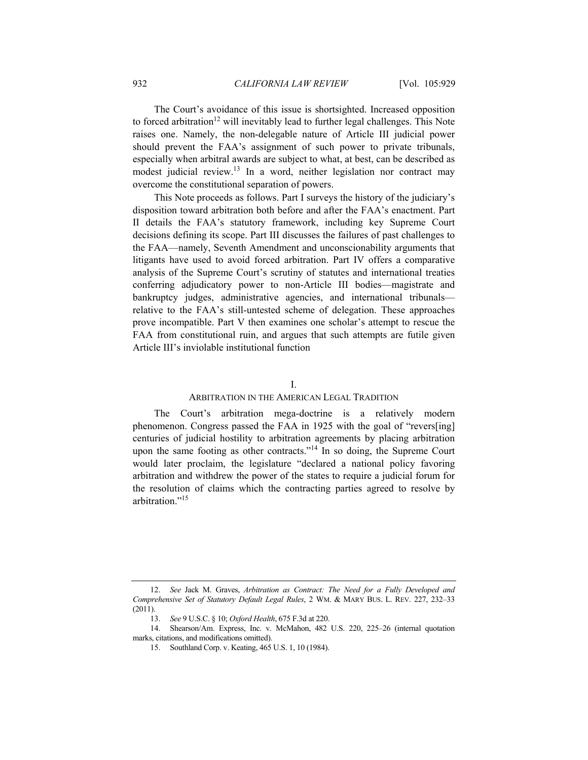The Court's avoidance of this issue is shortsighted. Increased opposition to forced arbitration[12] will inevitably lead to further legal challenges. This Note raises one. Namely, the non-delegable nature of Article III judicial power should prevent the FAA's assignment of such power to private tribunals, especially when arbitral awards are subject to what, at best, can be described as modest judicial review.[13] In a word, neither legislation nor contract may overcome the constitutional separation of powers.

This Note proceeds as follows. Part I surveys the history of the judiciary's disposition toward arbitration both before and after the FAA's enactment. Part II details the FAA's statutory framework, including key Supreme Court decisions defining its scope. Part III discusses the failures of past challenges to the FAA—namely, Seventh Amendment and unconscionability arguments that litigants have used to avoid forced arbitration. Part IV offers a comparative analysis of the Supreme Court's scrutiny of statutes and international treaties conferring adjudicatory power to non-Article III bodies—magistrate and bankruptcy judges, administrative agencies, and international tribunals—relative to the FAA's still-untested scheme of delegation. These approaches prove incompatible. Part V then examines one scholar's attempt to rescue the FAA from constitutional ruin, and argues that such attempts are futile given Article III's inviolable institutional function

## I.
## ARBITRATION IN THE AMERICAN LEGAL TRADITION

The Court's arbitration mega-doctrine is a relatively modern phenomenon. Congress passed the FAA in 1925 with the goal of "revers[ing] centuries of judicial hostility to arbitration agreements by placing arbitration upon the same footing as other contracts."[14] In so doing, the Supreme Court would later proclaim, the legislature "declared a national policy favoring arbitration and withdrew the power of the states to require a judicial forum for the resolution of claims which the contracting parties agreed to resolve by arbitration."[15]

---

12. *See* Jack M. Graves, *Arbitration as Contract: The Need for a Fully Developed and Comprehensive Set of Statutory Default Legal Rules*, 2 WM. & MARY BUS. L. REV. 227, 232–33 (2011).

13. *See* 9 U.S.C. § 10; *Oxford Health*, 675 F.3d at 220.

14. Shearson/Am. Express, Inc. v. McMahon, 482 U.S. 220, 225–26 (internal quotation marks, citations, and modifications omitted).

15. Southland Corp. v. Keating, 465 U.S. 1, 10 (1984).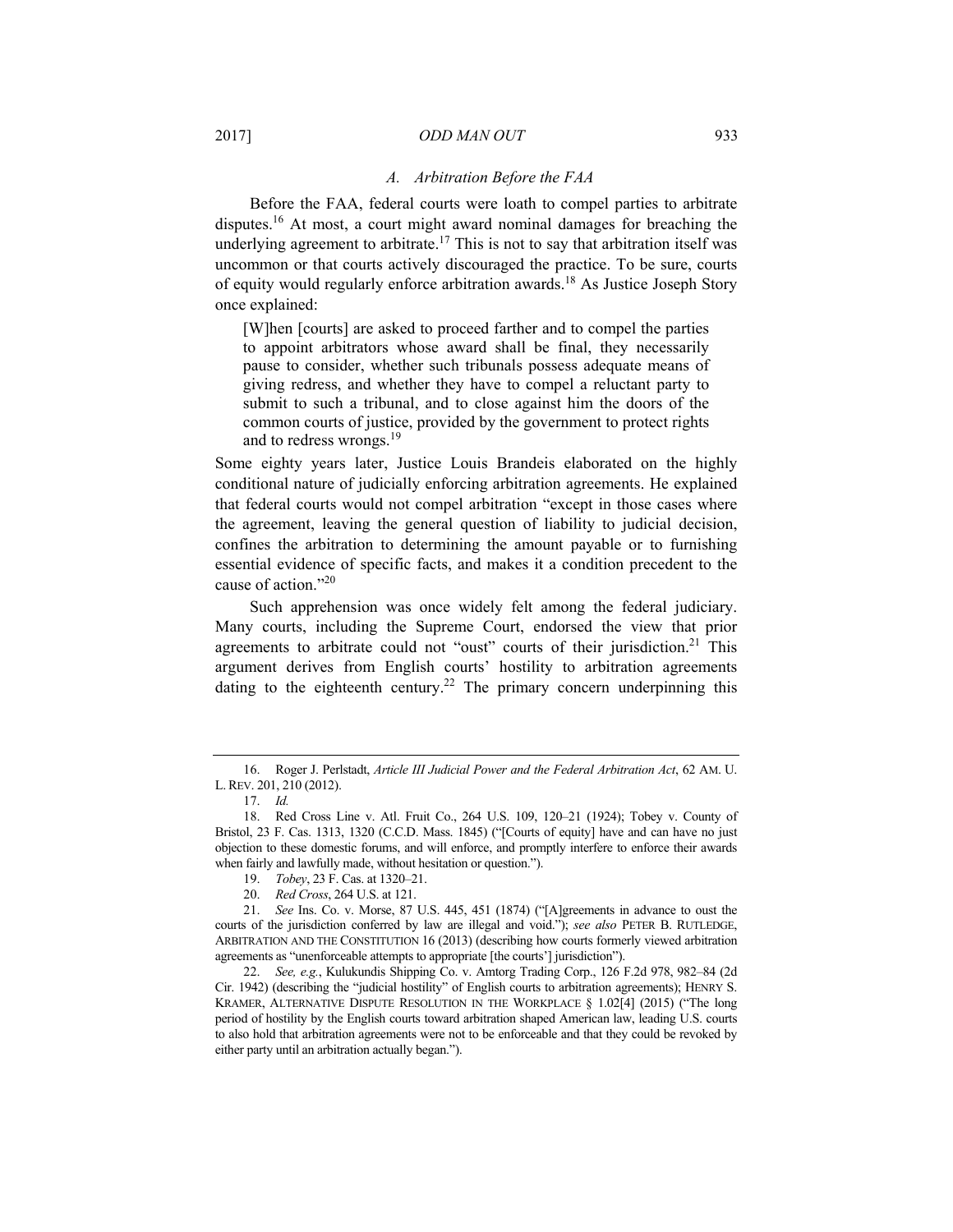### A. Arbitration Before the FAA

Before the FAA, federal courts were loath to compel parties to arbitrate disputes.[16] At most, a court might award nominal damages for breaching the underlying agreement to arbitrate.[17] This is not to say that arbitration itself was uncommon or that courts actively discouraged the practice. To be sure, courts of equity would regularly enforce arbitration awards.[18] As Justice Joseph Story once explained:

> [W]hen [courts] are asked to proceed farther and to compel the parties to appoint arbitrators whose award shall be final, they necessarily pause to consider, whether such tribunals possess adequate means of giving redress, and whether they have to compel a reluctant party to submit to such a tribunal, and to close against him the doors of the common courts of justice, provided by the government to protect rights and to redress wrongs.[19]

Some eighty years later, Justice Louis Brandeis elaborated on the highly conditional nature of judicially enforcing arbitration agreements. He explained that federal courts would not compel arbitration "except in those cases where the agreement, leaving the general question of liability to judicial decision, confines the arbitration to determining the amount payable or to furnishing essential evidence of specific facts, and makes it a condition precedent to the cause of action."[20]

Such apprehension was once widely felt among the federal judiciary. Many courts, including the Supreme Court, endorsed the view that prior agreements to arbitrate could not "oust" courts of their jurisdiction.[21] This argument derives from English courts' hostility to arbitration agreements dating to the eighteenth century.[22] The primary concern underpinning this

---

16. Roger J. Perlstadt, *Article III Judicial Power and the Federal Arbitration Act*, 62 AM. U. L. REV. 201, 210 (2012).

17. *Id.*

18. Red Cross Line v. Atl. Fruit Co., 264 U.S. 109, 120–21 (1924); Tobey v. County of Bristol, 23 F. Cas. 1313, 1320 (C.C.D. Mass. 1845) ("[Courts of equity] have and can have no just objection to these domestic forums, and will enforce, and promptly interfere to enforce their awards when fairly and lawfully made, without hesitation or question.").

19. *Tobey*, 23 F. Cas. at 1320–21.

20. *Red Cross*, 264 U.S. at 121.

21. *See* Ins. Co. v. Morse, 87 U.S. 445, 451 (1874) ("[A]greements in advance to oust the courts of the jurisdiction conferred by law are illegal and void."); *see also* PETER B. RUTLEDGE, ARBITRATION AND THE CONSTITUTION 16 (2013) (describing how courts formerly viewed arbitration agreements as "unenforceable attempts to appropriate [the courts'] jurisdiction").

22. *See, e.g.*, Kulukundis Shipping Co. v. Amtorg Trading Corp., 126 F.2d 978, 982–84 (2d Cir. 1942) (describing the "judicial hostility" of English courts to arbitration agreements); HENRY S. KRAMER, ALTERNATIVE DISPUTE RESOLUTION IN THE WORKPLACE § 1.02[4] (2015) ("The long period of hostility by the English courts toward arbitration shaped American law, leading U.S. courts to also hold that arbitration agreements were not to be enforceable and that they could be revoked by either party until an arbitration actually began.").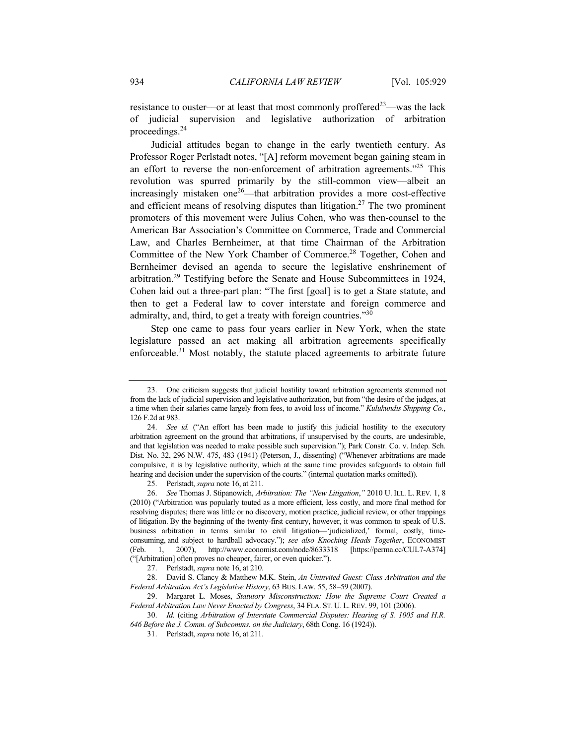resistance to ouster—or at least that most commonly proffered[23]—was the lack of judicial supervision and legislative authorization of arbitration proceedings.[24]

Judicial attitudes began to change in the early twentieth century. As Professor Roger Perlstadt notes, "[A] reform movement began gaining steam in an effort to reverse the non-enforcement of arbitration agreements."[25] This revolution was spurred primarily by the still-common view—albeit an increasingly mistaken one[26]—that arbitration provides a more cost-effective and efficient means of resolving disputes than litigation.[27] The two prominent promoters of this movement were Julius Cohen, who was then-counsel to the American Bar Association's Committee on Commerce, Trade and Commercial Law, and Charles Bernheimer, at that time Chairman of the Arbitration Committee of the New York Chamber of Commerce.[28] Together, Cohen and Bernheimer devised an agenda to secure the legislative enshrinement of arbitration.[29] Testifying before the Senate and House Subcommittees in 1924, Cohen laid out a three-part plan: "The first [goal] is to get a State statute, and then to get a Federal law to cover interstate and foreign commerce and admiralty, and, third, to get a treaty with foreign countries."[30]

Step one came to pass four years earlier in New York, when the state legislature passed an act making all arbitration agreements specifically enforceable.[31] Most notably, the statute placed agreements to arbitrate future

---

23. One criticism suggests that judicial hostility toward arbitration agreements stemmed not from the lack of judicial supervision and legislative authorization, but from "the desire of the judges, at a time when their salaries came largely from fees, to avoid loss of income." *Kulukundis Shipping Co.*, 126 F.2d at 983.

24. *See id.* ("An effort has been made to justify this judicial hostility to the executory arbitration agreement on the ground that arbitrations, if unsupervised by the courts, are undesirable, and that legislation was needed to make possible such supervision."); Park Constr. Co. v. Indep. Sch. Dist. No. 32, 296 N.W. 475, 483 (1941) (Peterson, J., dissenting) ("Whenever arbitrations are made compulsive, it is by legislative authority, which at the same time provides safeguards to obtain full hearing and decision under the supervision of the courts." (internal quotation marks omitted)).

25. Perlstadt, *supra* note 16, at 211.

26. *See* Thomas J. Stipanowich, *Arbitration: The "New Litigation*,*"* 2010 U. ILL. L. REV. 1, 8 (2010) ("Arbitration was popularly touted as a more efficient, less costly, and more final method for resolving disputes; there was little or no discovery, motion practice, judicial review, or other trappings of litigation. By the beginning of the twenty-first century, however, it was common to speak of U.S. business arbitration in terms similar to civil litigation—'judicialized,' formal, costly, time-consuming, and subject to hardball advocacy."); *see also Knocking Heads Together*, ECONOMIST (Feb. 1, 2007), http://www.economist.com/node/8633318 [https://perma.cc/CUL7-A374] ("[Arbitration] often proves no cheaper, fairer, or even quicker.").

27. Perlstadt, *supra* note 16, at 210.

28. David S. Clancy & Matthew M.K. Stein, *An Uninvited Guest: Class Arbitration and the Federal Arbitration Act's Legislative History*, 63 BUS. LAW. 55, 58–59 (2007).

29. Margaret L. Moses, *Statutory Misconstruction: How the Supreme Court Created a Federal Arbitration Law Never Enacted by Congress*, 34 FLA. ST. U. L. REV. 99, 101 (2006).

30. *Id.* (citing *Arbitration of Interstate Commercial Disputes: Hearing of S. 1005 and H.R. 646 Before the J. Comm. of Subcomms. on the Judiciary*, 68th Cong. 16 (1924)).

31. Perlstadt, *supra* note 16, at 211.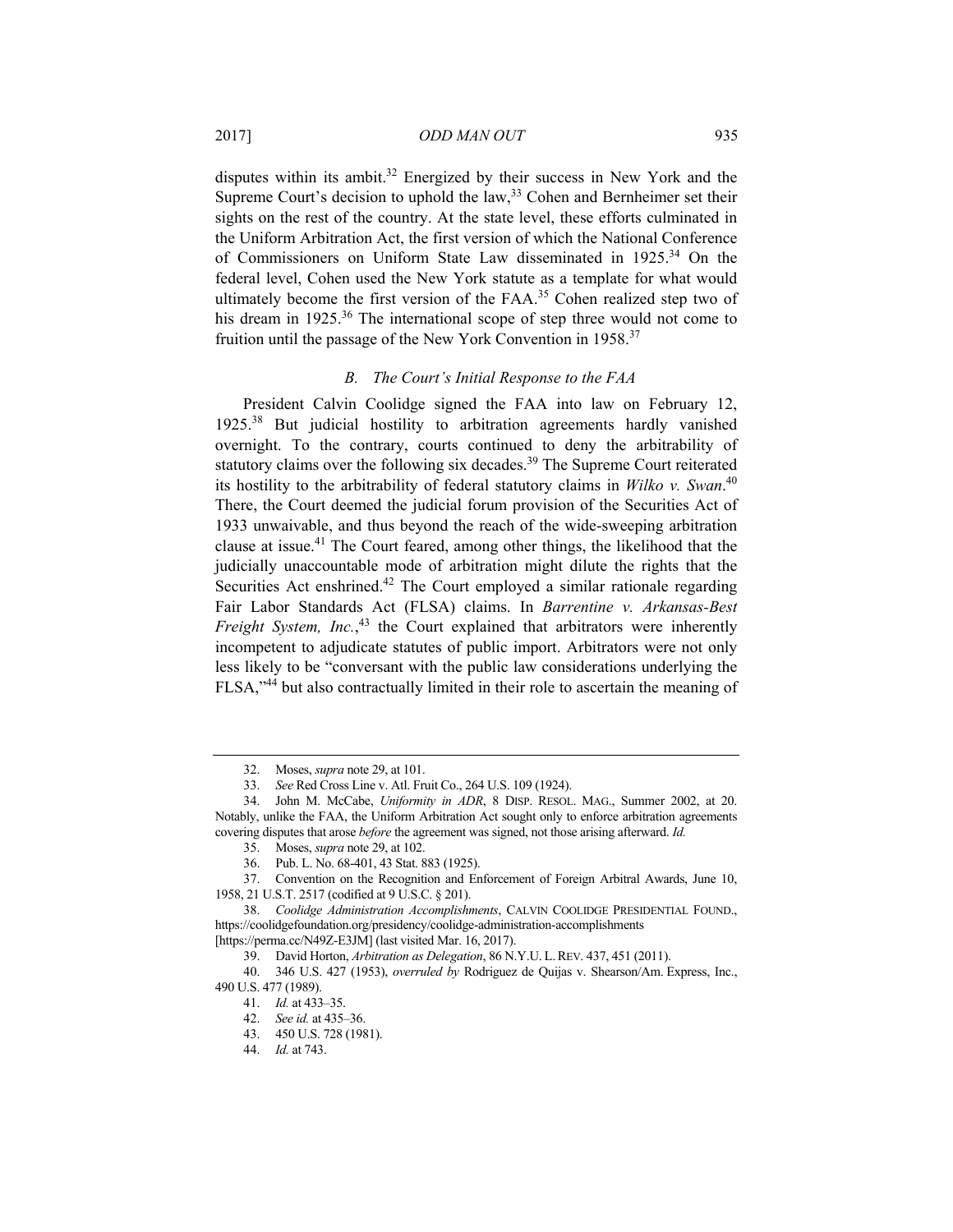disputes within its ambit.[32] Energized by their success in New York and the Supreme Court's decision to uphold the law,[33] Cohen and Bernheimer set their sights on the rest of the country. At the state level, these efforts culminated in the Uniform Arbitration Act, the first version of which the National Conference of Commissioners on Uniform State Law disseminated in 1925.[34] On the federal level, Cohen used the New York statute as a template for what would ultimately become the first version of the FAA.[35] Cohen realized step two of his dream in 1925.[36] The international scope of step three would not come to fruition until the passage of the New York Convention in 1958.[37]

### *B. The Court's Initial Response to the FAA*

President Calvin Coolidge signed the FAA into law on February 12, 1925.[38] But judicial hostility to arbitration agreements hardly vanished overnight. To the contrary, courts continued to deny the arbitrability of statutory claims over the following six decades.[39] The Supreme Court reiterated its hostility to the arbitrability of federal statutory claims in *Wilko v. Swan*.[40] There, the Court deemed the judicial forum provision of the Securities Act of 1933 unwaivable, and thus beyond the reach of the wide-sweeping arbitration clause at issue.[41] The Court feared, among other things, the likelihood that the judicially unaccountable mode of arbitration might dilute the rights that the Securities Act enshrined.[42] The Court employed a similar rationale regarding Fair Labor Standards Act (FLSA) claims. In *Barrentine v. Arkansas-Best Freight System, Inc.*,[43] the Court explained that arbitrators were inherently incompetent to adjudicate statutes of public import. Arbitrators were not only less likely to be "conversant with the public law considerations underlying the FLSA,"[44] but also contractually limited in their role to ascertain the meaning of

---

32. Moses, *supra* note 29, at 101.

33. *See* Red Cross Line v. Atl. Fruit Co., 264 U.S. 109 (1924).

34. John M. McCabe, *Uniformity in ADR*, 8 DISP. RESOL. MAG., Summer 2002, at 20. Notably, unlike the FAA, the Uniform Arbitration Act sought only to enforce arbitration agreements covering disputes that arose *before* the agreement was signed, not those arising afterward. *Id.*

35. Moses, *supra* note 29, at 102.

36. Pub. L. No. 68-401, 43 Stat. 883 (1925).

37. Convention on the Recognition and Enforcement of Foreign Arbitral Awards, June 10, 1958, 21 U.S.T. 2517 (codified at 9 U.S.C. § 201).

38. *Coolidge Administration Accomplishments*, CALVIN COOLIDGE PRESIDENTIAL FOUND., https://coolidgefoundation.org/presidency/coolidge-administration-accomplishments [https://perma.cc/N49Z-E3JM] (last visited Mar. 16, 2017).

39. David Horton, *Arbitration as Delegation*, 86 N.Y.U. L. REV. 437, 451 (2011).

40. 346 U.S. 427 (1953), *overruled by* Rodriguez de Quijas v. Shearson/Am. Express, Inc., 490 U.S. 477 (1989).

41. *Id.* at 433–35.

42. *See id.* at 435–36.

43. 450 U.S. 728 (1981).

44. *Id.* at 743.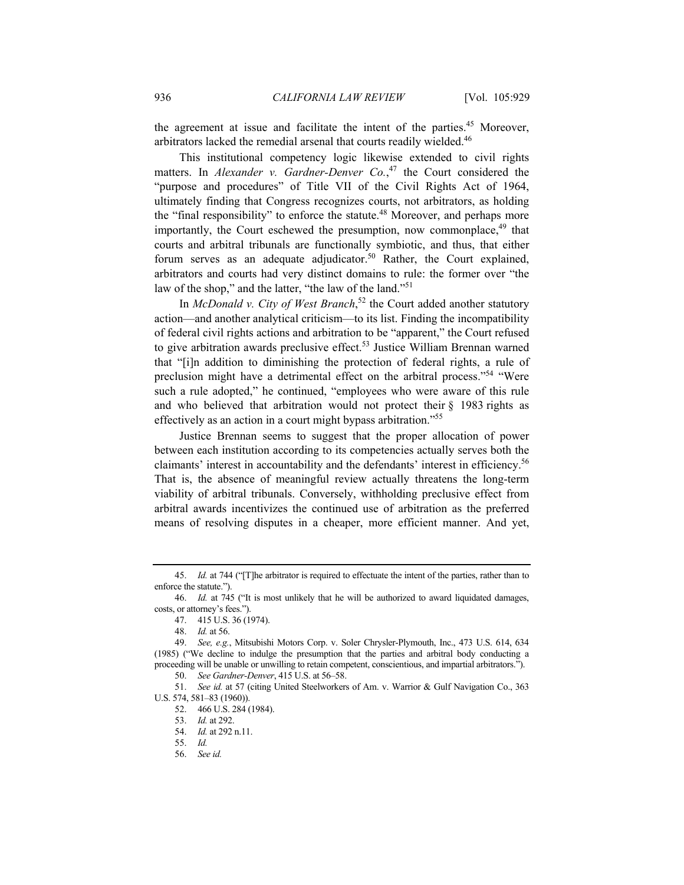the agreement at issue and facilitate the intent of the parties.[45] Moreover, arbitrators lacked the remedial arsenal that courts readily wielded.[46]

This institutional competency logic likewise extended to civil rights matters. In *Alexander v. Gardner-Denver Co.*,[47] the Court considered the "purpose and procedures" of Title VII of the Civil Rights Act of 1964, ultimately finding that Congress recognizes courts, not arbitrators, as holding the "final responsibility" to enforce the statute.[48] Moreover, and perhaps more importantly, the Court eschewed the presumption, now commonplace,[49] that courts and arbitral tribunals are functionally symbiotic, and thus, that either forum serves as an adequate adjudicator.[50] Rather, the Court explained, arbitrators and courts had very distinct domains to rule: the former over "the law of the shop," and the latter, "the law of the land."[51]

In *McDonald v. City of West Branch*,[52] the Court added another statutory action—and another analytical criticism—to its list. Finding the incompatibility of federal civil rights actions and arbitration to be "apparent," the Court refused to give arbitration awards preclusive effect.[53] Justice William Brennan warned that "[i]n addition to diminishing the protection of federal rights, a rule of preclusion might have a detrimental effect on the arbitral process."[54] "Were such a rule adopted," he continued, "employees who were aware of this rule and who believed that arbitration would not protect their § 1983 rights as effectively as an action in a court might bypass arbitration."[55]

Justice Brennan seems to suggest that the proper allocation of power between each institution according to its competencies actually serves both the claimants' interest in accountability and the defendants' interest in efficiency.[56] That is, the absence of meaningful review actually threatens the long-term viability of arbitral tribunals. Conversely, withholding preclusive effect from arbitral awards incentivizes the continued use of arbitration as the preferred means of resolving disputes in a cheaper, more efficient manner. And yet,

---

45. *Id.* at 744 ("[T]he arbitrator is required to effectuate the intent of the parties, rather than to enforce the statute.").

46. *Id.* at 745 ("It is most unlikely that he will be authorized to award liquidated damages, costs, or attorney's fees.").

47. 415 U.S. 36 (1974).

48. *Id.* at 56.

49. *See, e.g.*, Mitsubishi Motors Corp. v. Soler Chrysler-Plymouth, Inc., 473 U.S. 614, 634 (1985) ("We decline to indulge the presumption that the parties and arbitral body conducting a proceeding will be unable or unwilling to retain competent, conscientious, and impartial arbitrators.").

50. *See Gardner-Denver*, 415 U.S. at 56–58.

51. *See id.* at 57 (citing United Steelworkers of Am. v. Warrior & Gulf Navigation Co., 363 U.S. 574, 581–83 (1960)).

52. 466 U.S. 284 (1984).

53. *Id.* at 292.

54. *Id.* at 292 n.11.

55. *Id.*

56. *See id.*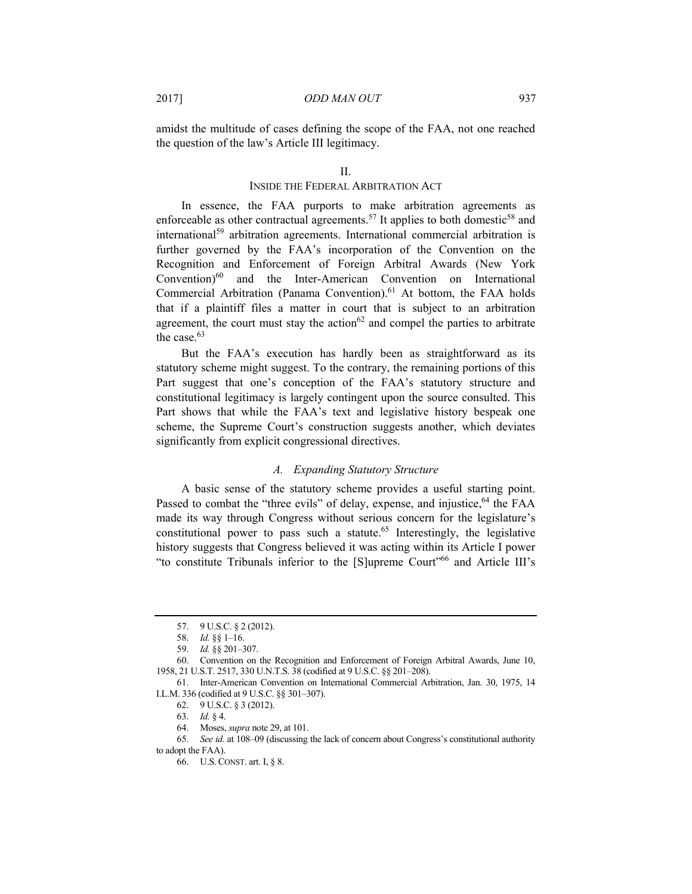amidst the multitude of cases defining the scope of the FAA, not one reached the question of the law's Article III legitimacy.

## II.
## INSIDE THE FEDERAL ARBITRATION ACT

In essence, the FAA purports to make arbitration agreements as enforceable as other contractual agreements.[57] It applies to both domestic[58] and international[59] arbitration agreements. International commercial arbitration is further governed by the FAA's incorporation of the Convention on the Recognition and Enforcement of Foreign Arbitral Awards (New York Convention)[60] and the Inter-American Convention on International Commercial Arbitration (Panama Convention).[61] At bottom, the FAA holds that if a plaintiff files a matter in court that is subject to an arbitration agreement, the court must stay the action[62] and compel the parties to arbitrate the case.[63]

But the FAA's execution has hardly been as straightforward as its statutory scheme might suggest. To the contrary, the remaining portions of this Part suggest that one's conception of the FAA's statutory structure and constitutional legitimacy is largely contingent upon the source consulted. This Part shows that while the FAA's text and legislative history bespeak one scheme, the Supreme Court's construction suggests another, which deviates significantly from explicit congressional directives.

### *A. Expanding Statutory Structure*

A basic sense of the statutory scheme provides a useful starting point. Passed to combat the "three evils" of delay, expense, and injustice,[64] the FAA made its way through Congress without serious concern for the legislature's constitutional power to pass such a statute.[65] Interestingly, the legislative history suggests that Congress believed it was acting within its Article I power "to constitute Tribunals inferior to the [S]upreme Court"[66] and Article III's

---

57. 9 U.S.C. § 2 (2012).

58. *Id.* §§ 1–16.

59. *Id.* §§ 201–307.

60. Convention on the Recognition and Enforcement of Foreign Arbitral Awards, June 10, 1958, 21 U.S.T. 2517, 330 U.N.T.S. 38 (codified at 9 U.S.C. §§ 201–208).

61. Inter-American Convention on International Commercial Arbitration, Jan. 30, 1975, 14 I.L.M. 336 (codified at 9 U.S.C. §§ 301–307).

62. 9 U.S.C. § 3 (2012).

63. *Id.* § 4.

64. Moses, *supra* note 29, at 101.

65. *See id.* at 108–09 (discussing the lack of concern about Congress's constitutional authority to adopt the FAA).

66. U.S. CONST. art. I, § 8.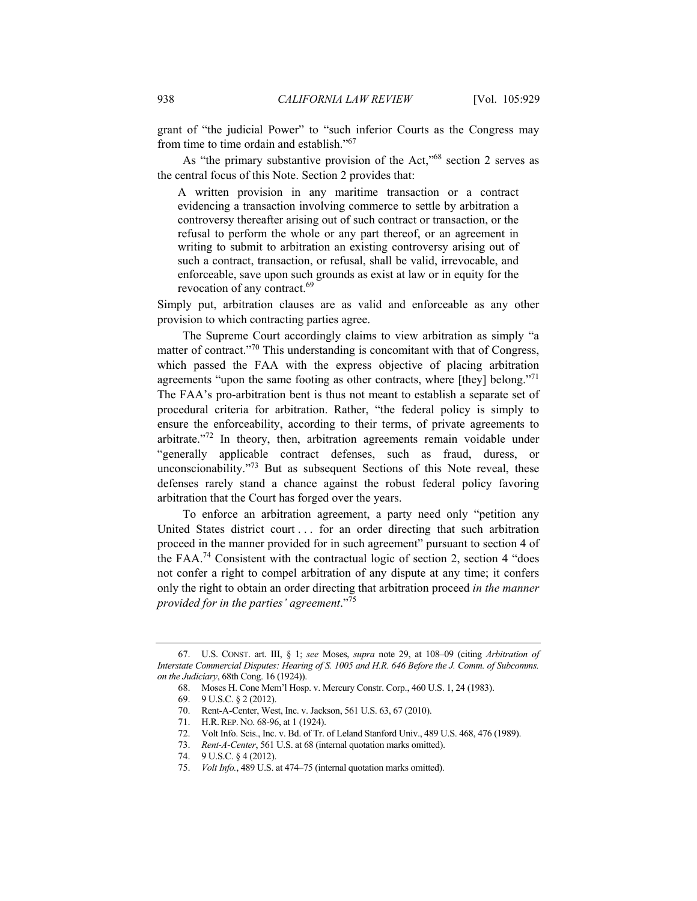grant of "the judicial Power" to "such inferior Courts as the Congress may from time to time ordain and establish."[67]

As "the primary substantive provision of the Act,"[68] section 2 serves as the central focus of this Note. Section 2 provides that:

> A written provision in any maritime transaction or a contract evidencing a transaction involving commerce to settle by arbitration a controversy thereafter arising out of such contract or transaction, or the refusal to perform the whole or any part thereof, or an agreement in writing to submit to arbitration an existing controversy arising out of such a contract, transaction, or refusal, shall be valid, irrevocable, and enforceable, save upon such grounds as exist at law or in equity for the revocation of any contract.[69]

Simply put, arbitration clauses are as valid and enforceable as any other provision to which contracting parties agree.

The Supreme Court accordingly claims to view arbitration as simply "a matter of contract."[70] This understanding is concomitant with that of Congress, which passed the FAA with the express objective of placing arbitration agreements "upon the same footing as other contracts, where [they] belong."[71] The FAA's pro-arbitration bent is thus not meant to establish a separate set of procedural criteria for arbitration. Rather, "the federal policy is simply to ensure the enforceability, according to their terms, of private agreements to arbitrate."[72] In theory, then, arbitration agreements remain voidable under "generally applicable contract defenses, such as fraud, duress, or unconscionability."[73] But as subsequent Sections of this Note reveal, these defenses rarely stand a chance against the robust federal policy favoring arbitration that the Court has forged over the years.

To enforce an arbitration agreement, a party need only "petition any United States district court . . . for an order directing that such arbitration proceed in the manner provided for in such agreement" pursuant to section 4 of the FAA.[74] Consistent with the contractual logic of section 2, section 4 "does not confer a right to compel arbitration of any dispute at any time; it confers only the right to obtain an order directing that arbitration proceed *in the manner provided for in the parties' agreement*."[75]

---

67. U.S. CONST. art. III, § 1; *see* Moses, *supra* note 29, at 108–09 (citing *Arbitration of Interstate Commercial Disputes: Hearing of S. 1005 and H.R. 646 Before the J. Comm. of Subcomms. on the Judiciary*, 68th Cong. 16 (1924)).

68. Moses H. Cone Mem'l Hosp. v. Mercury Constr. Corp., 460 U.S. 1, 24 (1983).

69. 9 U.S.C. § 2 (2012).

70. Rent-A-Center, West, Inc. v. Jackson, 561 U.S. 63, 67 (2010).

71. H.R. REP. NO. 68-96, at 1 (1924).

72. Volt Info. Scis., Inc. v. Bd. of Tr. of Leland Stanford Univ., 489 U.S. 468, 476 (1989).

73. *Rent-A-Center*, 561 U.S. at 68 (internal quotation marks omitted).

74. 9 U.S.C. § 4 (2012).

75. *Volt Info.*, 489 U.S. at 474–75 (internal quotation marks omitted).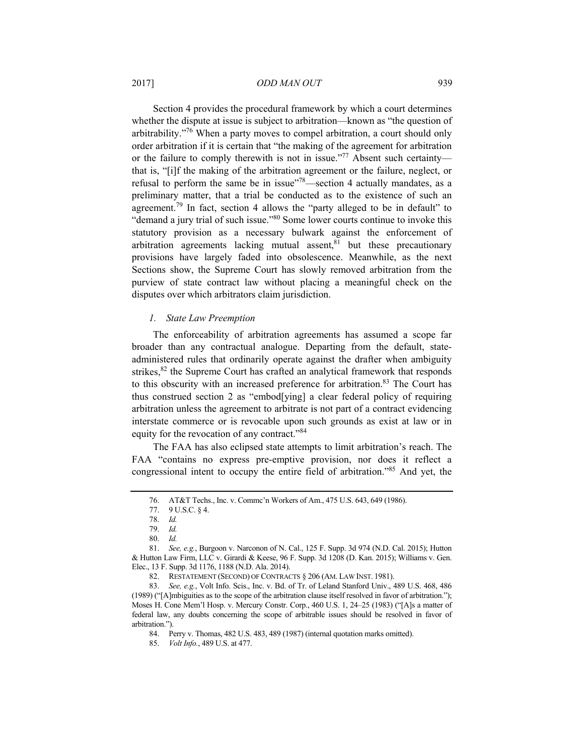Section 4 provides the procedural framework by which a court determines whether the dispute at issue is subject to arbitration—known as "the question of arbitrability."[76] When a party moves to compel arbitration, a court should only order arbitration if it is certain that "the making of the agreement for arbitration or the failure to comply therewith is not in issue."[77] Absent such certainty—that is, "[i]f the making of the arbitration agreement or the failure, neglect, or refusal to perform the same be in issue"[78]—section 4 actually mandates, as a preliminary matter, that a trial be conducted as to the existence of such an agreement.[79] In fact, section 4 allows the "party alleged to be in default" to "demand a jury trial of such issue."[80] Some lower courts continue to invoke this statutory provision as a necessary bulwark against the enforcement of arbitration agreements lacking mutual assent,[81] but these precautionary provisions have largely faded into obsolescence. Meanwhile, as the next Sections show, the Supreme Court has slowly removed arbitration from the purview of state contract law without placing a meaningful check on the disputes over which arbitrators claim jurisdiction.

### *1. State Law Preemption*

The enforceability of arbitration agreements has assumed a scope far broader than any contractual analogue. Departing from the default, state-administered rules that ordinarily operate against the drafter when ambiguity strikes,[82] the Supreme Court has crafted an analytical framework that responds to this obscurity with an increased preference for arbitration.[83] The Court has thus construed section 2 as "embod[ying] a clear federal policy of requiring arbitration unless the agreement to arbitrate is not part of a contract evidencing interstate commerce or is revocable upon such grounds as exist at law or in equity for the revocation of any contract."[84]

The FAA has also eclipsed state attempts to limit arbitration's reach. The FAA "contains no express pre-emptive provision, nor does it reflect a congressional intent to occupy the entire field of arbitration."[85] And yet, the

---

76. AT&T Techs., Inc. v. Commc'n Workers of Am., 475 U.S. 643, 649 (1986).

77. 9 U.S.C. § 4.

78. *Id.*

79. *Id.*

80. *Id.*

81. *See, e.g.*, Burgoon v. Narconon of N. Cal., 125 F. Supp. 3d 974 (N.D. Cal. 2015); Hutton & Hutton Law Firm, LLC v. Girardi & Keese, 96 F. Supp. 3d 1208 (D. Kan. 2015); Williams v. Gen. Elec., 13 F. Supp. 3d 1176, 1188 (N.D. Ala. 2014).

82. RESTATEMENT (SECOND) OF CONTRACTS § 206 (AM. LAW INST. 1981).

83. *See, e.g.*, Volt Info. Scis., Inc. v. Bd. of Tr. of Leland Stanford Univ., 489 U.S. 468, 486 (1989) ("[A]mbiguities as to the scope of the arbitration clause itself resolved in favor of arbitration."); Moses H. Cone Mem'l Hosp. v. Mercury Constr. Corp., 460 U.S. 1, 24–25 (1983) ("[A]s a matter of federal law, any doubts concerning the scope of arbitrable issues should be resolved in favor of arbitration.").

84. Perry v. Thomas, 482 U.S. 483, 489 (1987) (internal quotation marks omitted).

85. *Volt Info.*, 489 U.S. at 477.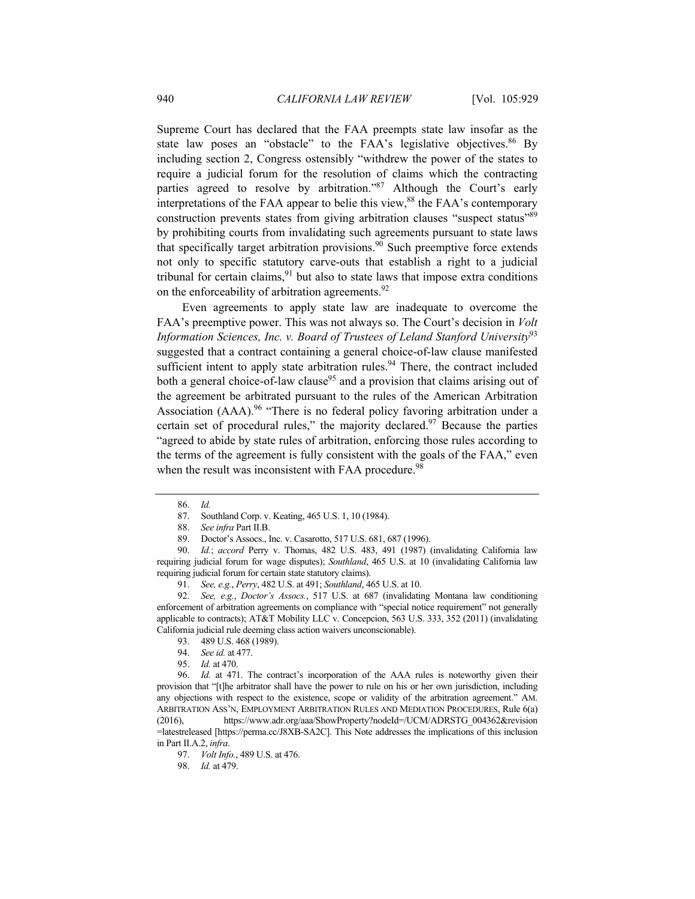Supreme Court has declared that the FAA preempts state law insofar as the state law poses an "obstacle" to the FAA's legislative objectives.[86] By including section 2, Congress ostensibly "withdrew the power of the states to require a judicial forum for the resolution of claims which the contracting parties agreed to resolve by arbitration."[87] Although the Court's early interpretations of the FAA appear to belie this view,[88] the FAA's contemporary construction prevents states from giving arbitration clauses "suspect status"[89] by prohibiting courts from invalidating such agreements pursuant to state laws that specifically target arbitration provisions.[90] Such preemptive force extends not only to specific statutory carve-outs that establish a right to a judicial tribunal for certain claims,[91] but also to state laws that impose extra conditions on the enforceability of arbitration agreements.[92]

Even agreements to apply state law are inadequate to overcome the FAA's preemptive power. This was not always so. The Court's decision in *Volt Information Sciences, Inc. v. Board of Trustees of Leland Stanford University*[93] suggested that a contract containing a general choice-of-law clause manifested sufficient intent to apply state arbitration rules.[94] There, the contract included both a general choice-of-law clause[95] and a provision that claims arising out of the agreement be arbitrated pursuant to the rules of the American Arbitration Association (AAA).[96] "There is no federal policy favoring arbitration under a certain set of procedural rules," the majority declared.[97] Because the parties "agreed to abide by state rules of arbitration, enforcing those rules according to the terms of the agreement is fully consistent with the goals of the FAA," even when the result was inconsistent with FAA procedure.[98]

---

86. *Id.*

87. Southland Corp. v. Keating, 465 U.S. 1, 10 (1984).

88. *See infra* Part II.B.

89. Doctor's Assocs., Inc. v. Casarotto, 517 U.S. 681, 687 (1996).

90. *Id.*; *accord* Perry v. Thomas, 482 U.S. 483, 491 (1987) (invalidating California law requiring judicial forum for wage disputes); *Southland*, 465 U.S. at 10 (invalidating California law requiring judicial forum for certain state statutory claims).

91. *See, e.g.*, *Perry*, 482 U.S. at 491; *Southland*, 465 U.S. at 10.

92. *See, e.g.*, *Doctor's Assocs.*, 517 U.S. at 687 (invalidating Montana law conditioning enforcement of arbitration agreements on compliance with "special notice requirement" not generally applicable to contracts); AT&T Mobility LLC v. Concepcion, 563 U.S. 333, 352 (2011) (invalidating California judicial rule deeming class action waivers unconscionable).

93. 489 U.S. 468 (1989).

94. *See id.* at 477.

95. *Id.* at 470.

96. *Id.* at 471. The contract's incorporation of the AAA rules is noteworthy given their provision that "[t]he arbitrator shall have the power to rule on his or her own jurisdiction, including any objections with respect to the existence, scope or validity of the arbitration agreement." AM. ARBITRATION ASS'N, EMPLOYMENT ARBITRATION RULES AND MEDIATION PROCEDURES, Rule 6(a) (2016), https://www.adr.org/aaa/ShowProperty?nodeId=/UCM/ADRSTG_004362&revision=latestreleased [https://perma.cc/J8XB-SA2C]. This Note addresses the implications of this inclusion in Part II.A.2, *infra*.

97. *Volt Info.*, 489 U.S. at 476.

98. *Id.* at 479.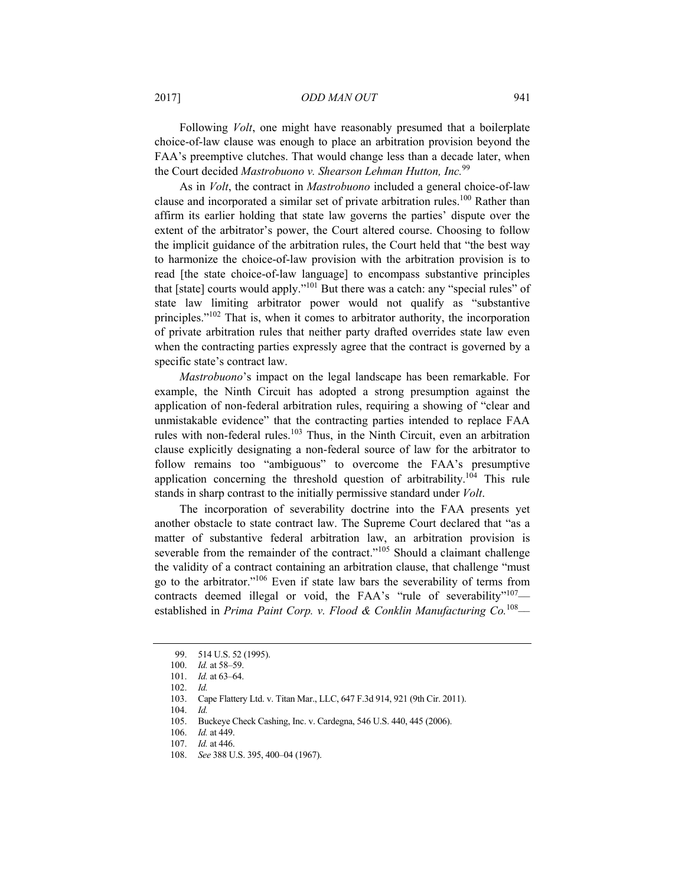Following *Volt*, one might have reasonably presumed that a boilerplate choice-of-law clause was enough to place an arbitration provision beyond the FAA's preemptive clutches. That would change less than a decade later, when the Court decided *Mastrobuono v. Shearson Lehman Hutton, Inc.*[99]

As in *Volt*, the contract in *Mastrobuono* included a general choice-of-law clause and incorporated a similar set of private arbitration rules.[100] Rather than affirm its earlier holding that state law governs the parties' dispute over the extent of the arbitrator's power, the Court altered course. Choosing to follow the implicit guidance of the arbitration rules, the Court held that "the best way to harmonize the choice-of-law provision with the arbitration provision is to read [the state choice-of-law language] to encompass substantive principles that [state] courts would apply."[101] But there was a catch: any "special rules" of state law limiting arbitrator power would not qualify as "substantive principles."[102] That is, when it comes to arbitrator authority, the incorporation of private arbitration rules that neither party drafted overrides state law even when the contracting parties expressly agree that the contract is governed by a specific state's contract law.

*Mastrobuono*'s impact on the legal landscape has been remarkable. For example, the Ninth Circuit has adopted a strong presumption against the application of non-federal arbitration rules, requiring a showing of "clear and unmistakable evidence" that the contracting parties intended to replace FAA rules with non-federal rules.[103] Thus, in the Ninth Circuit, even an arbitration clause explicitly designating a non-federal source of law for the arbitrator to follow remains too "ambiguous" to overcome the FAA's presumptive application concerning the threshold question of arbitrability.[104] This rule stands in sharp contrast to the initially permissive standard under *Volt*.

The incorporation of severability doctrine into the FAA presents yet another obstacle to state contract law. The Supreme Court declared that "as a matter of substantive federal arbitration law, an arbitration provision is severable from the remainder of the contract."[105] Should a claimant challenge the validity of a contract containing an arbitration clause, that challenge "must go to the arbitrator."[106] Even if state law bars the severability of terms from contracts deemed illegal or void, the FAA's "rule of severability"[107]—established in *Prima Paint Corp. v. Flood & Conklin Manufacturing Co.*[108]—

---

99. 514 U.S. 52 (1995).

100. *Id.* at 58–59.

101. *Id.* at 63–64.

102. *Id.*

103. Cape Flattery Ltd. v. Titan Mar., LLC, 647 F.3d 914, 921 (9th Cir. 2011).

104. *Id.*

105. Buckeye Check Cashing, Inc. v. Cardegna, 546 U.S. 440, 445 (2006).

106. *Id.* at 449.

107. *Id.* at 446.

108. *See* 388 U.S. 395, 400–04 (1967).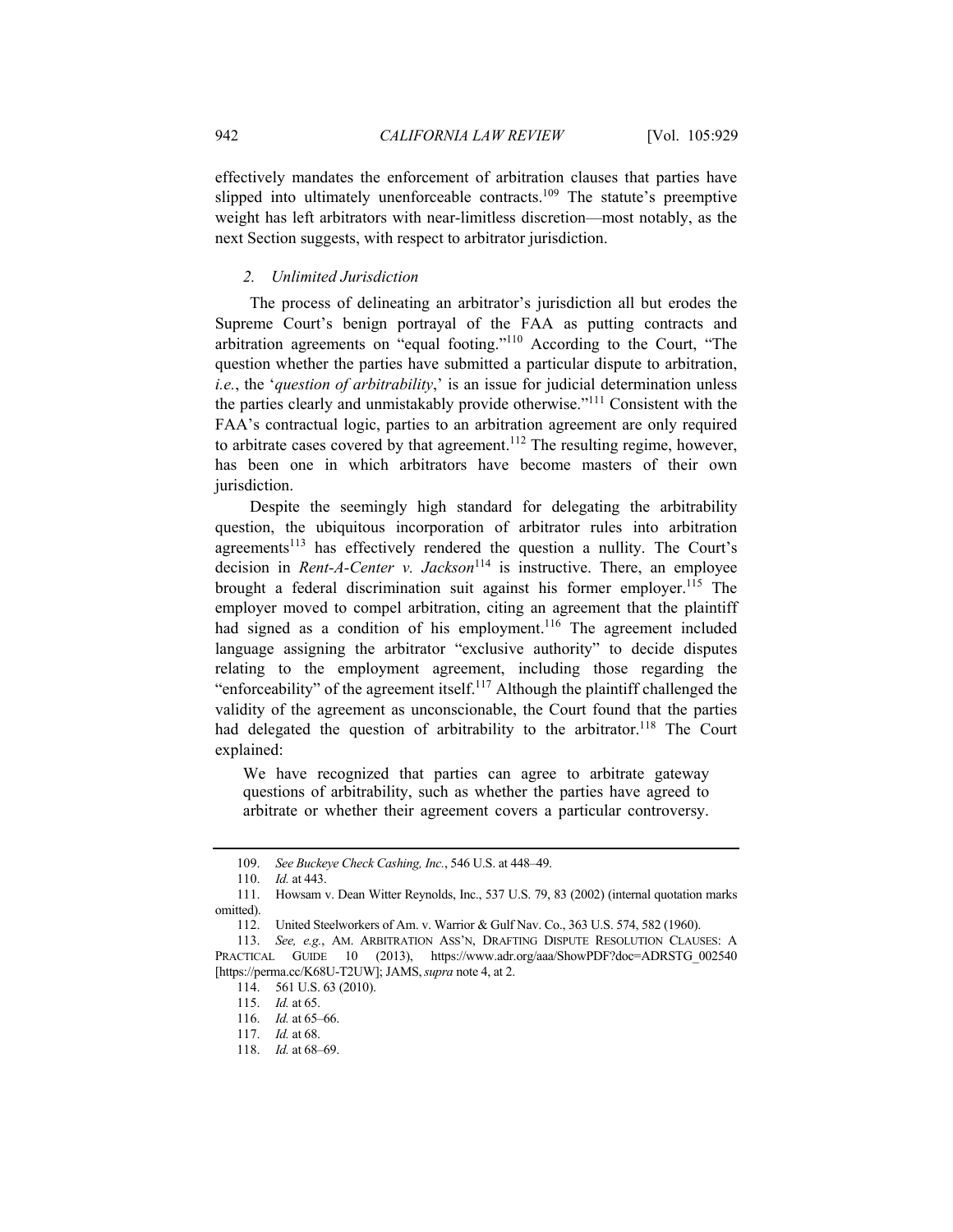effectively mandates the enforcement of arbitration clauses that parties have slipped into ultimately unenforceable contracts.[109] The statute's preemptive weight has left arbitrators with near-limitless discretion—most notably, as the next Section suggests, with respect to arbitrator jurisdiction.

### *2. Unlimited Jurisdiction*

The process of delineating an arbitrator's jurisdiction all but erodes the Supreme Court's benign portrayal of the FAA as putting contracts and arbitration agreements on "equal footing."[110] According to the Court, "The question whether the parties have submitted a particular dispute to arbitration, *i.e.*, the '*question of arbitrability*,' is an issue for judicial determination unless the parties clearly and unmistakably provide otherwise."[111] Consistent with the FAA's contractual logic, parties to an arbitration agreement are only required to arbitrate cases covered by that agreement.[112] The resulting regime, however, has been one in which arbitrators have become masters of their own jurisdiction.

Despite the seemingly high standard for delegating the arbitrability question, the ubiquitous incorporation of arbitrator rules into arbitration agreements[113] has effectively rendered the question a nullity. The Court's decision in *Rent-A-Center v. Jackson*[114] is instructive. There, an employee brought a federal discrimination suit against his former employer.[115] The employer moved to compel arbitration, citing an agreement that the plaintiff had signed as a condition of his employment.[116] The agreement included language assigning the arbitrator "exclusive authority" to decide disputes relating to the employment agreement, including those regarding the "enforceability" of the agreement itself.[117] Although the plaintiff challenged the validity of the agreement as unconscionable, the Court found that the parties had delegated the question of arbitrability to the arbitrator.[118] The Court explained:

> We have recognized that parties can agree to arbitrate gateway questions of arbitrability, such as whether the parties have agreed to arbitrate or whether their agreement covers a particular controversy.

---

109. *See Buckeye Check Cashing, Inc.*, 546 U.S. at 448–49.

110. *Id.* at 443.

111. Howsam v. Dean Witter Reynolds, Inc., 537 U.S. 79, 83 (2002) (internal quotation marks omitted).

112. United Steelworkers of Am. v. Warrior & Gulf Nav. Co., 363 U.S. 574, 582 (1960).

113. *See, e.g.*, AM. ARBITRATION ASS'N, DRAFTING DISPUTE RESOLUTION CLAUSES: A PRACTICAL GUIDE 10 (2013), https://www.adr.org/aaa/ShowPDF?doc=ADRSTG_002540 [https://perma.cc/K68U-T2UW]; JAMS, *supra* note 4, at 2.

114. 561 U.S. 63 (2010).

115. *Id.* at 65.

116. *Id.* at 65–66.

117. *Id.* at 68.

118. *Id.* at 68–69.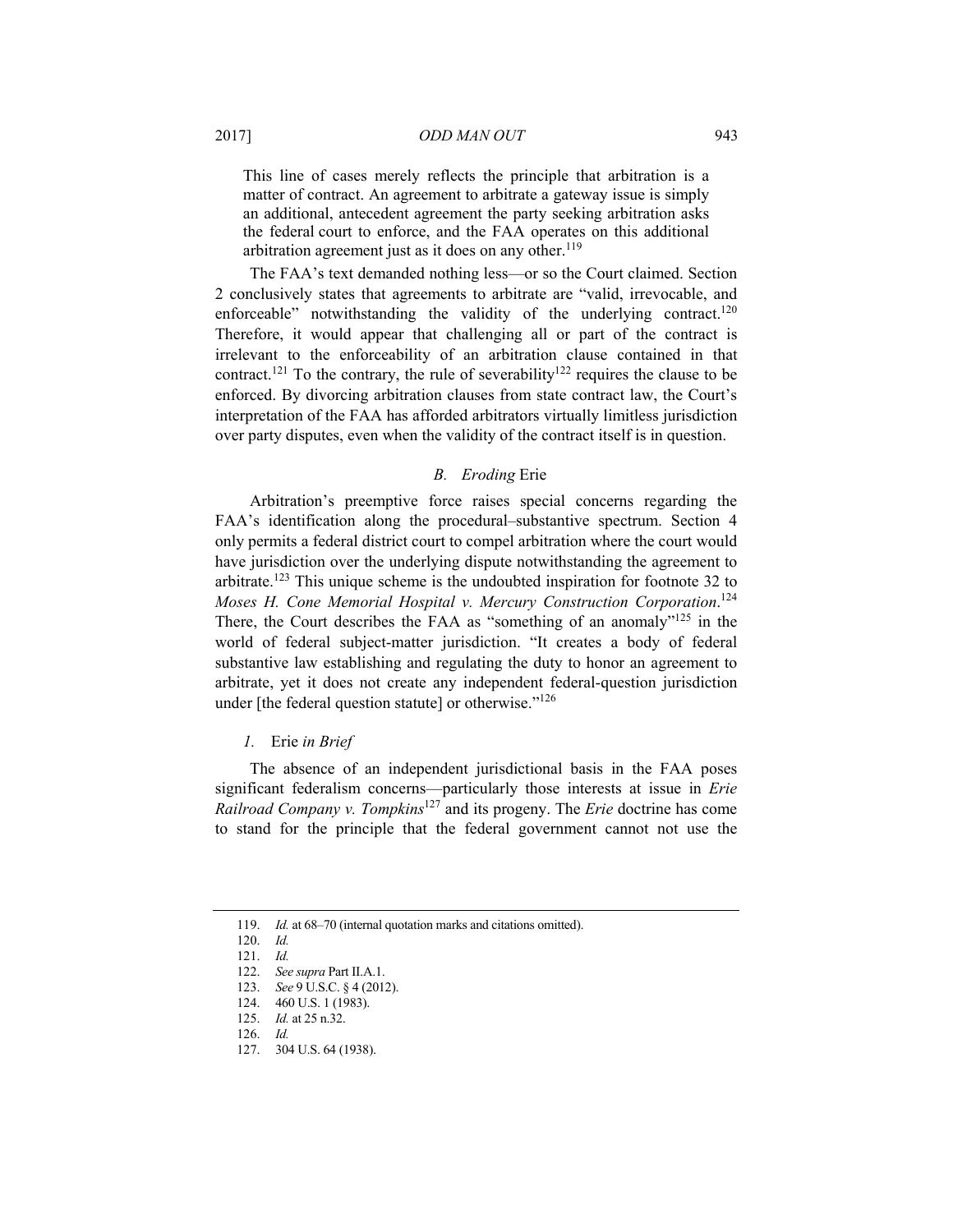> This line of cases merely reflects the principle that arbitration is a matter of contract. An agreement to arbitrate a gateway issue is simply an additional, antecedent agreement the party seeking arbitration asks the federal court to enforce, and the FAA operates on this additional arbitration agreement just as it does on any other.[119]

The FAA's text demanded nothing less—or so the Court claimed. Section 2 conclusively states that agreements to arbitrate are "valid, irrevocable, and enforceable" notwithstanding the validity of the underlying contract.[120] Therefore, it would appear that challenging all or part of the contract is irrelevant to the enforceability of an arbitration clause contained in that contract.[121] To the contrary, the rule of severability[122] requires the clause to be enforced. By divorcing arbitration clauses from state contract law, the Court's interpretation of the FAA has afforded arbitrators virtually limitless jurisdiction over party disputes, even when the validity of the contract itself is in question.

### *B. Eroding* Erie

Arbitration's preemptive force raises special concerns regarding the FAA's identification along the procedural–substantive spectrum. Section 4 only permits a federal district court to compel arbitration where the court would have jurisdiction over the underlying dispute notwithstanding the agreement to arbitrate.[123] This unique scheme is the undoubted inspiration for footnote 32 to *Moses H. Cone Memorial Hospital v. Mercury Construction Corporation*.[124] There, the Court describes the FAA as "something of an anomaly"[125] in the world of federal subject-matter jurisdiction. "It creates a body of federal substantive law establishing and regulating the duty to honor an agreement to arbitrate, yet it does not create any independent federal-question jurisdiction under [the federal question statute] or otherwise."[126]

#### *1.* Erie *in Brief*

The absence of an independent jurisdictional basis in the FAA poses significant federalism concerns—particularly those interests at issue in *Erie Railroad Company v. Tompkins*[127] and its progeny. The *Erie* doctrine has come to stand for the principle that the federal government cannot not use the

119. *Id.* at 68–70 (internal quotation marks and citations omitted).
120. *Id.*
121. *Id.*
122. *See supra* Part II.A.1.
123. *See* 9 U.S.C. § 4 (2012).
124. 460 U.S. 1 (1983).
125. *Id.* at 25 n.32.
126. *Id.*
127. 304 U.S. 64 (1938).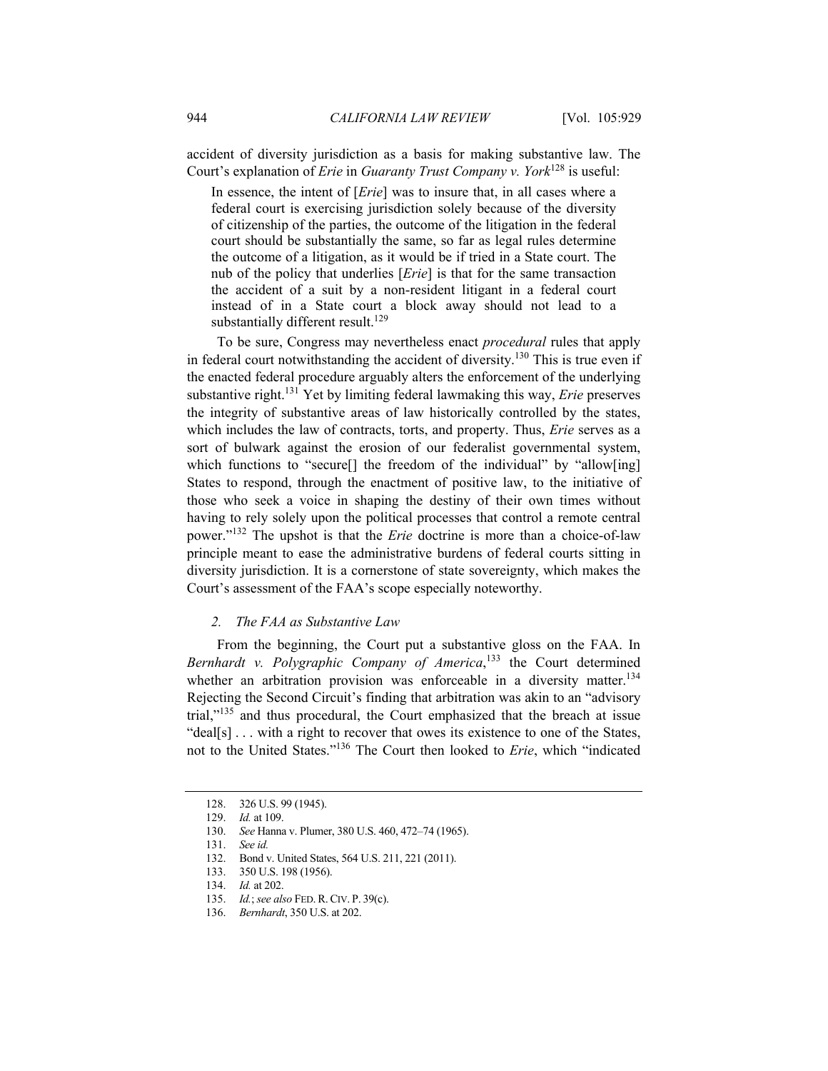accident of diversity jurisdiction as a basis for making substantive law. The Court's explanation of *Erie* in *Guaranty Trust Company v. York*[128] is useful:

> In essence, the intent of [*Erie*] was to insure that, in all cases where a federal court is exercising jurisdiction solely because of the diversity of citizenship of the parties, the outcome of the litigation in the federal court should be substantially the same, so far as legal rules determine the outcome of a litigation, as it would be if tried in a State court. The nub of the policy that underlies [*Erie*] is that for the same transaction the accident of a suit by a non-resident litigant in a federal court instead of in a State court a block away should not lead to a substantially different result.[129]

To be sure, Congress may nevertheless enact *procedural* rules that apply in federal court notwithstanding the accident of diversity.[130] This is true even if the enacted federal procedure arguably alters the enforcement of the underlying substantive right.[131] Yet by limiting federal lawmaking this way, *Erie* preserves the integrity of substantive areas of law historically controlled by the states, which includes the law of contracts, torts, and property. Thus, *Erie* serves as a sort of bulwark against the erosion of our federalist governmental system, which functions to "secure[] the freedom of the individual" by "allow[ing] States to respond, through the enactment of positive law, to the initiative of those who seek a voice in shaping the destiny of their own times without having to rely solely upon the political processes that control a remote central power."[132] The upshot is that the *Erie* doctrine is more than a choice-of-law principle meant to ease the administrative burdens of federal courts sitting in diversity jurisdiction. It is a cornerstone of state sovereignty, which makes the Court's assessment of the FAA's scope especially noteworthy.

### 2. *The FAA as Substantive Law*

From the beginning, the Court put a substantive gloss on the FAA. In *Bernhardt v. Polygraphic Company of America*,[133] the Court determined whether an arbitration provision was enforceable in a diversity matter.[134] Rejecting the Second Circuit's finding that arbitration was akin to an "advisory trial,"[135] and thus procedural, the Court emphasized that the breach at issue "deal[s] . . . with a right to recover that owes its existence to one of the States, not to the United States."[136] The Court then looked to *Erie*, which "indicated

---

128. 326 U.S. 99 (1945).

129. *Id.* at 109.

130. *See* Hanna v. Plumer, 380 U.S. 460, 472–74 (1965).

131. *See id.*

132. Bond v. United States, 564 U.S. 211, 221 (2011).

133. 350 U.S. 198 (1956).

134. *Id.* at 202.

135. *Id.*; *see also* FED. R. CIV. P. 39(c).

136. *Bernhardt*, 350 U.S. at 202.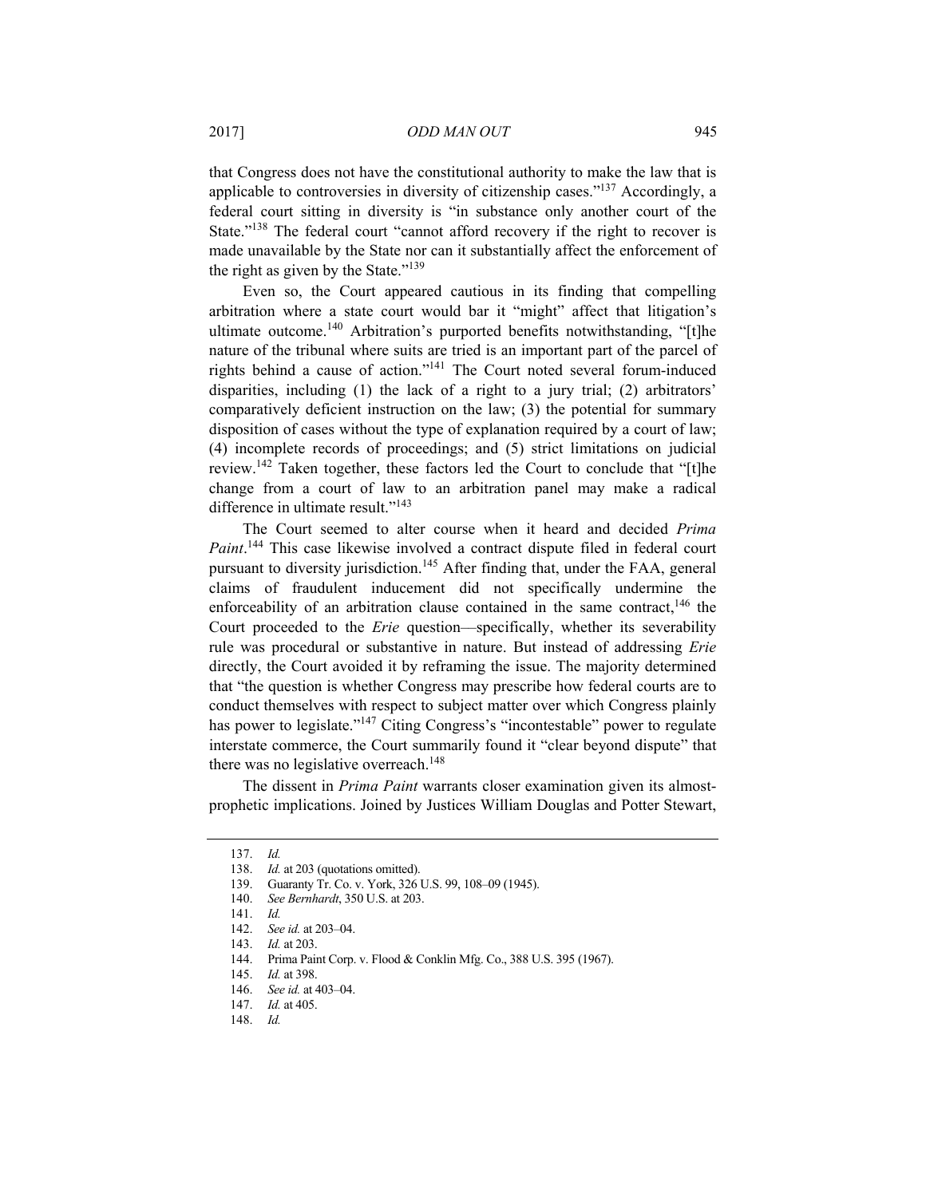that Congress does not have the constitutional authority to make the law that is applicable to controversies in diversity of citizenship cases."[137] Accordingly, a federal court sitting in diversity is "in substance only another court of the State."[138] The federal court "cannot afford recovery if the right to recover is made unavailable by the State nor can it substantially affect the enforcement of the right as given by the State."[139]

Even so, the Court appeared cautious in its finding that compelling arbitration where a state court would bar it "might" affect that litigation's ultimate outcome.[140] Arbitration's purported benefits notwithstanding, "[t]he nature of the tribunal where suits are tried is an important part of the parcel of rights behind a cause of action."[141] The Court noted several forum-induced disparities, including (1) the lack of a right to a jury trial; (2) arbitrators' comparatively deficient instruction on the law; (3) the potential for summary disposition of cases without the type of explanation required by a court of law; (4) incomplete records of proceedings; and (5) strict limitations on judicial review.[142] Taken together, these factors led the Court to conclude that "[t]he change from a court of law to an arbitration panel may make a radical difference in ultimate result."[143]

The Court seemed to alter course when it heard and decided *Prima Paint*.[144] This case likewise involved a contract dispute filed in federal court pursuant to diversity jurisdiction.[145] After finding that, under the FAA, general claims of fraudulent inducement did not specifically undermine the enforceability of an arbitration clause contained in the same contract,[146] the Court proceeded to the *Erie* question—specifically, whether its severability rule was procedural or substantive in nature. But instead of addressing *Erie* directly, the Court avoided it by reframing the issue. The majority determined that "the question is whether Congress may prescribe how federal courts are to conduct themselves with respect to subject matter over which Congress plainly has power to legislate."[147] Citing Congress's "incontestable" power to regulate interstate commerce, the Court summarily found it "clear beyond dispute" that there was no legislative overreach.[148]

The dissent in *Prima Paint* warrants closer examination given its almost-prophetic implications. Joined by Justices William Douglas and Potter Stewart,

---

137. *Id.*
138. *Id.* at 203 (quotations omitted).
139. Guaranty Tr. Co. v. York, 326 U.S. 99, 108–09 (1945).
140. *See Bernhardt*, 350 U.S. at 203.
141. *Id.*
142. *See id.* at 203–04.
143. *Id.* at 203.
144. Prima Paint Corp. v. Flood & Conklin Mfg. Co., 388 U.S. 395 (1967).
145. *Id.* at 398.
146. *See id.* at 403–04.
147. *Id.* at 405.
148. *Id.*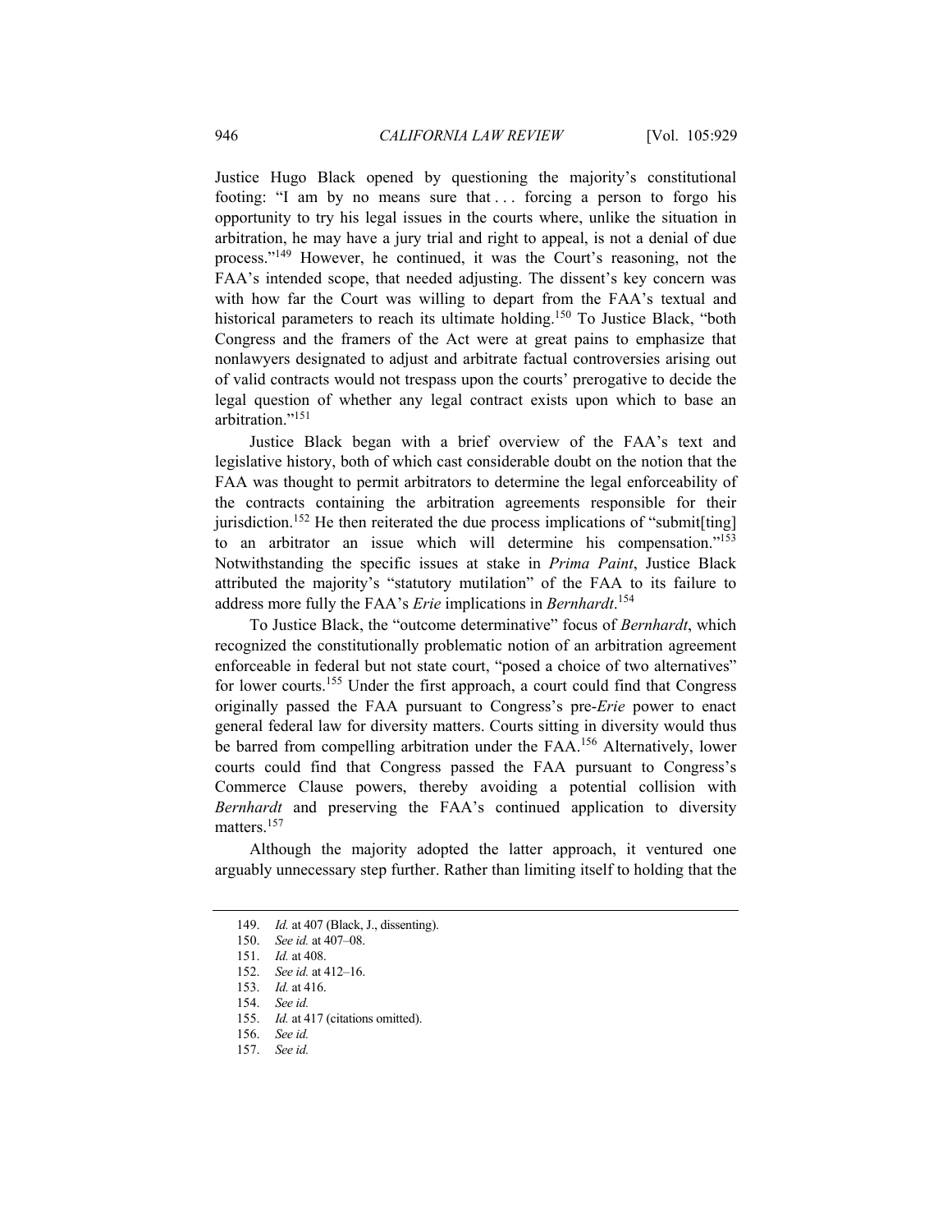Justice Hugo Black opened by questioning the majority's constitutional footing: "I am by no means sure that . . . forcing a person to forgo his opportunity to try his legal issues in the courts where, unlike the situation in arbitration, he may have a jury trial and right to appeal, is not a denial of due process."[149] However, he continued, it was the Court's reasoning, not the FAA's intended scope, that needed adjusting. The dissent's key concern was with how far the Court was willing to depart from the FAA's textual and historical parameters to reach its ultimate holding.[150] To Justice Black, "both Congress and the framers of the Act were at great pains to emphasize that nonlawyers designated to adjust and arbitrate factual controversies arising out of valid contracts would not trespass upon the courts' prerogative to decide the legal question of whether any legal contract exists upon which to base an arbitration."[151]

Justice Black began with a brief overview of the FAA's text and legislative history, both of which cast considerable doubt on the notion that the FAA was thought to permit arbitrators to determine the legal enforceability of the contracts containing the arbitration agreements responsible for their jurisdiction.[152] He then reiterated the due process implications of "submit[ting] to an arbitrator an issue which will determine his compensation."[153] Notwithstanding the specific issues at stake in *Prima Paint*, Justice Black attributed the majority's "statutory mutilation" of the FAA to its failure to address more fully the FAA's *Erie* implications in *Bernhardt*.[154]

To Justice Black, the "outcome determinative" focus of *Bernhardt*, which recognized the constitutionally problematic notion of an arbitration agreement enforceable in federal but not state court, "posed a choice of two alternatives" for lower courts.[155] Under the first approach, a court could find that Congress originally passed the FAA pursuant to Congress's pre-*Erie* power to enact general federal law for diversity matters. Courts sitting in diversity would thus be barred from compelling arbitration under the FAA.[156] Alternatively, lower courts could find that Congress passed the FAA pursuant to Congress's Commerce Clause powers, thereby avoiding a potential collision with *Bernhardt* and preserving the FAA's continued application to diversity matters.[157]

Although the majority adopted the latter approach, it ventured one arguably unnecessary step further. Rather than limiting itself to holding that the

149. *Id.* at 407 (Black, J., dissenting).

150. *See id.* at 407–08.

151. *Id.* at 408.

152. *See id.* at 412–16.

153. *Id.* at 416.

154. *See id.*

155. *Id.* at 417 (citations omitted).

156. *See id.*

157. *See id.*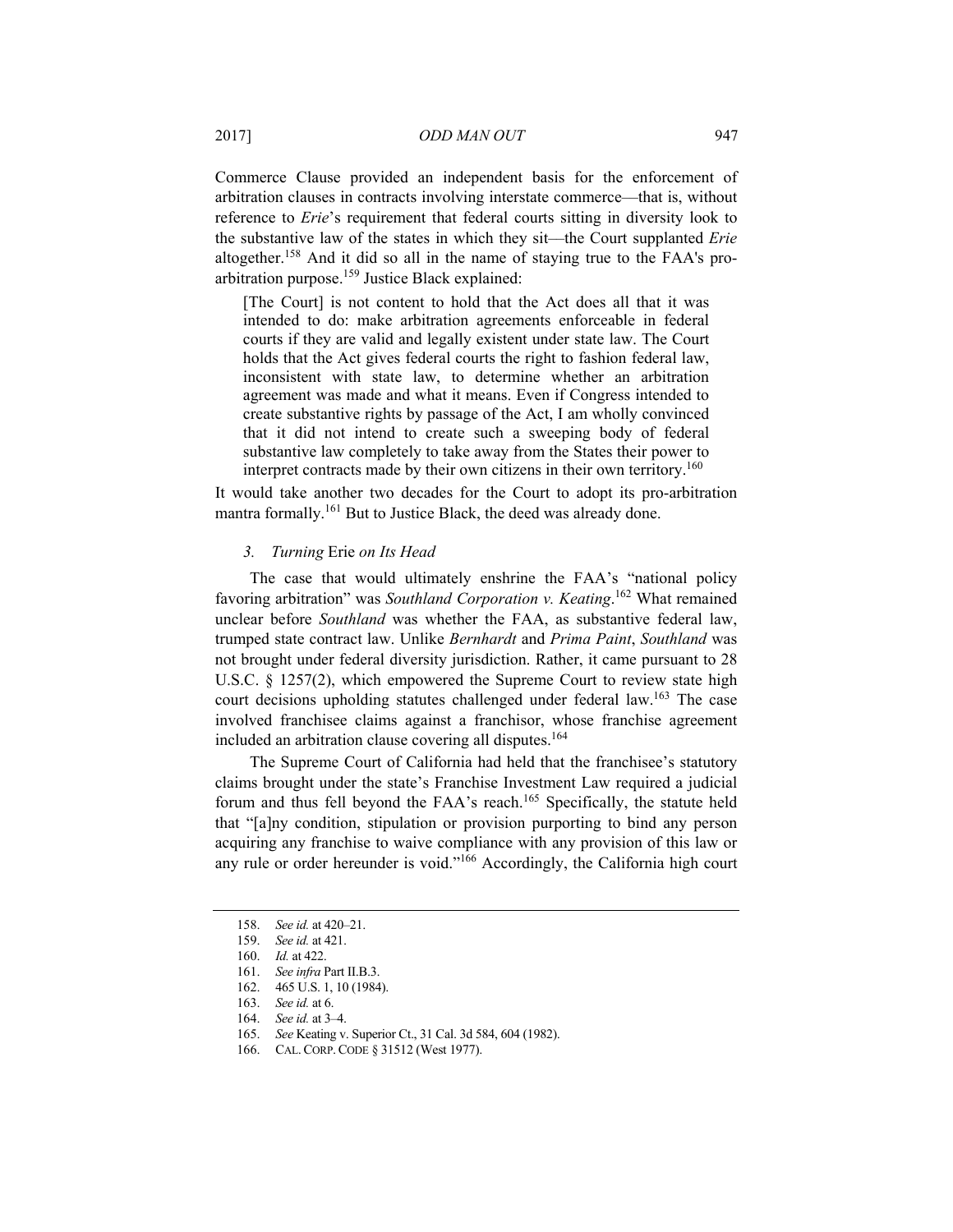Commerce Clause provided an independent basis for the enforcement of arbitration clauses in contracts involving interstate commerce—that is, without reference to *Erie*'s requirement that federal courts sitting in diversity look to the substantive law of the states in which they sit—the Court supplanted *Erie* altogether.[158] And it did so all in the name of staying true to the FAA's pro-arbitration purpose.[159] Justice Black explained:

> [The Court] is not content to hold that the Act does all that it was intended to do: make arbitration agreements enforceable in federal courts if they are valid and legally existent under state law. The Court holds that the Act gives federal courts the right to fashion federal law, inconsistent with state law, to determine whether an arbitration agreement was made and what it means. Even if Congress intended to create substantive rights by passage of the Act, I am wholly convinced that it did not intend to create such a sweeping body of federal substantive law completely to take away from the States their power to interpret contracts made by their own citizens in their own territory.[160]

It would take another two decades for the Court to adopt its pro-arbitration mantra formally.[161] But to Justice Black, the deed was already done.

### *3. Turning* Erie *on Its Head*

The case that would ultimately enshrine the FAA's "national policy favoring arbitration" was *Southland Corporation v. Keating*.[162] What remained unclear before *Southland* was whether the FAA, as substantive federal law, trumped state contract law. Unlike *Bernhardt* and *Prima Paint*, *Southland* was not brought under federal diversity jurisdiction. Rather, it came pursuant to 28 U.S.C. § 1257(2), which empowered the Supreme Court to review state high court decisions upholding statutes challenged under federal law.[163] The case involved franchisee claims against a franchisor, whose franchise agreement included an arbitration clause covering all disputes.[164]

The Supreme Court of California had held that the franchisee's statutory claims brought under the state's Franchise Investment Law required a judicial forum and thus fell beyond the FAA's reach.[165] Specifically, the statute held that "[a]ny condition, stipulation or provision purporting to bind any person acquiring any franchise to waive compliance with any provision of this law or any rule or order hereunder is void."[166] Accordingly, the California high court

---

158. *See id.* at 420–21.

159. *See id.* at 421.

160. *Id.* at 422.

161. *See infra* Part II.B.3.

162. 465 U.S. 1, 10 (1984).

163. *See id.* at 6.

164. *See id.* at 3–4.

165. *See* Keating v. Superior Ct., 31 Cal. 3d 584, 604 (1982).

166. CAL. CORP. CODE § 31512 (West 1977).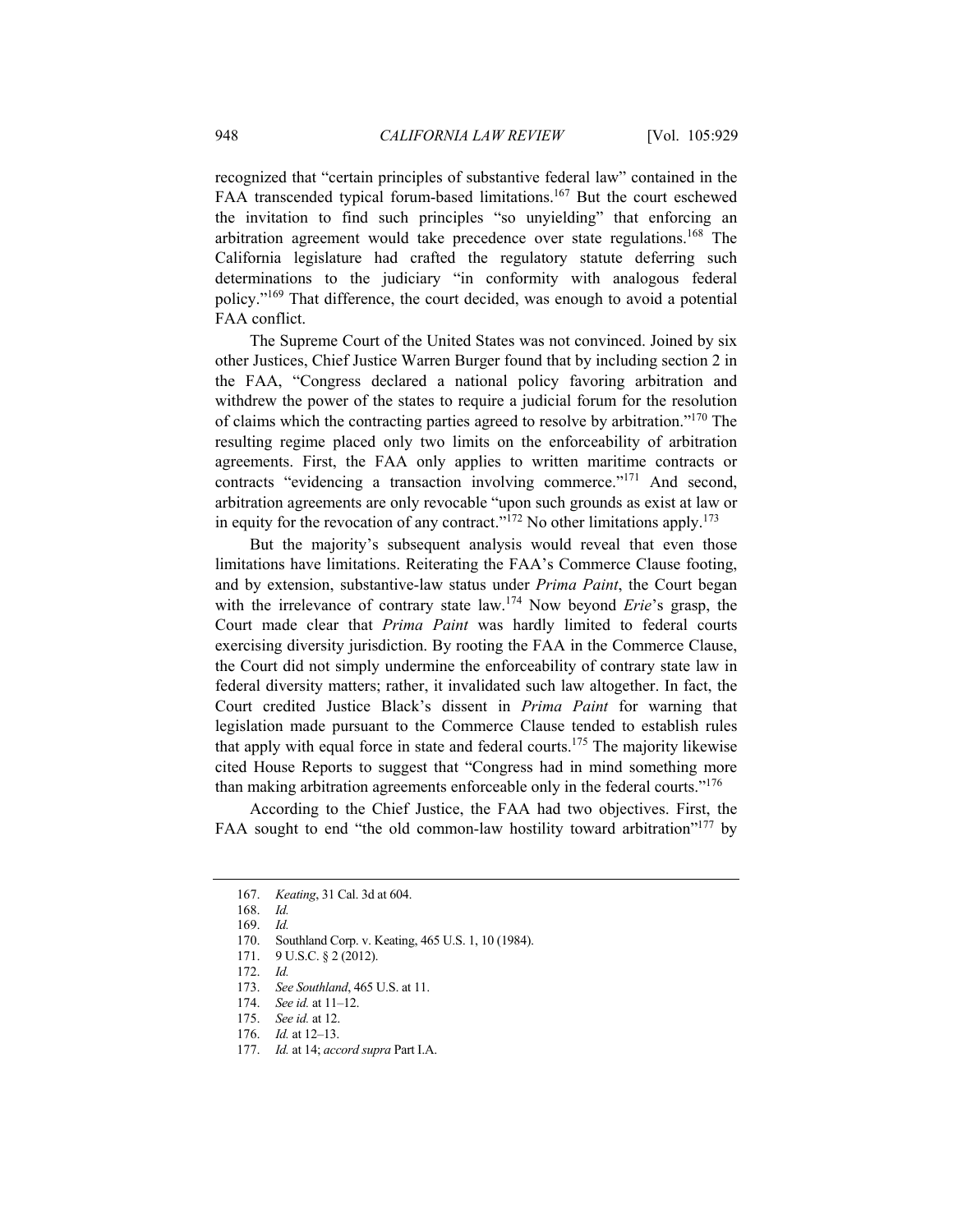recognized that "certain principles of substantive federal law" contained in the FAA transcended typical forum-based limitations.[167] But the court eschewed the invitation to find such principles "so unyielding" that enforcing an arbitration agreement would take precedence over state regulations.[168] The California legislature had crafted the regulatory statute deferring such determinations to the judiciary "in conformity with analogous federal policy."[169] That difference, the court decided, was enough to avoid a potential FAA conflict.

The Supreme Court of the United States was not convinced. Joined by six other Justices, Chief Justice Warren Burger found that by including section 2 in the FAA, "Congress declared a national policy favoring arbitration and withdrew the power of the states to require a judicial forum for the resolution of claims which the contracting parties agreed to resolve by arbitration."[170] The resulting regime placed only two limits on the enforceability of arbitration agreements. First, the FAA only applies to written maritime contracts or contracts "evidencing a transaction involving commerce."[171] And second, arbitration agreements are only revocable "upon such grounds as exist at law or in equity for the revocation of any contract."[172] No other limitations apply.[173]

But the majority's subsequent analysis would reveal that even those limitations have limitations. Reiterating the FAA's Commerce Clause footing, and by extension, substantive-law status under *Prima Paint*, the Court began with the irrelevance of contrary state law.[174] Now beyond *Erie*'s grasp, the Court made clear that *Prima Paint* was hardly limited to federal courts exercising diversity jurisdiction. By rooting the FAA in the Commerce Clause, the Court did not simply undermine the enforceability of contrary state law in federal diversity matters; rather, it invalidated such law altogether. In fact, the Court credited Justice Black's dissent in *Prima Paint* for warning that legislation made pursuant to the Commerce Clause tended to establish rules that apply with equal force in state and federal courts.[175] The majority likewise cited House Reports to suggest that "Congress had in mind something more than making arbitration agreements enforceable only in the federal courts."[176]

According to the Chief Justice, the FAA had two objectives. First, the FAA sought to end "the old common-law hostility toward arbitration"[177] by

---

167. *Keating*, 31 Cal. 3d at 604.

168. *Id.*

169. *Id.*

170. Southland Corp. v. Keating, 465 U.S. 1, 10 (1984).

171. 9 U.S.C. § 2 (2012).

172. *Id.*

173. *See Southland*, 465 U.S. at 11.

174. *See id.* at 11–12.

175. *See id.* at 12.

176. *Id.* at 12–13.

177. *Id.* at 14; *accord supra* Part I.A.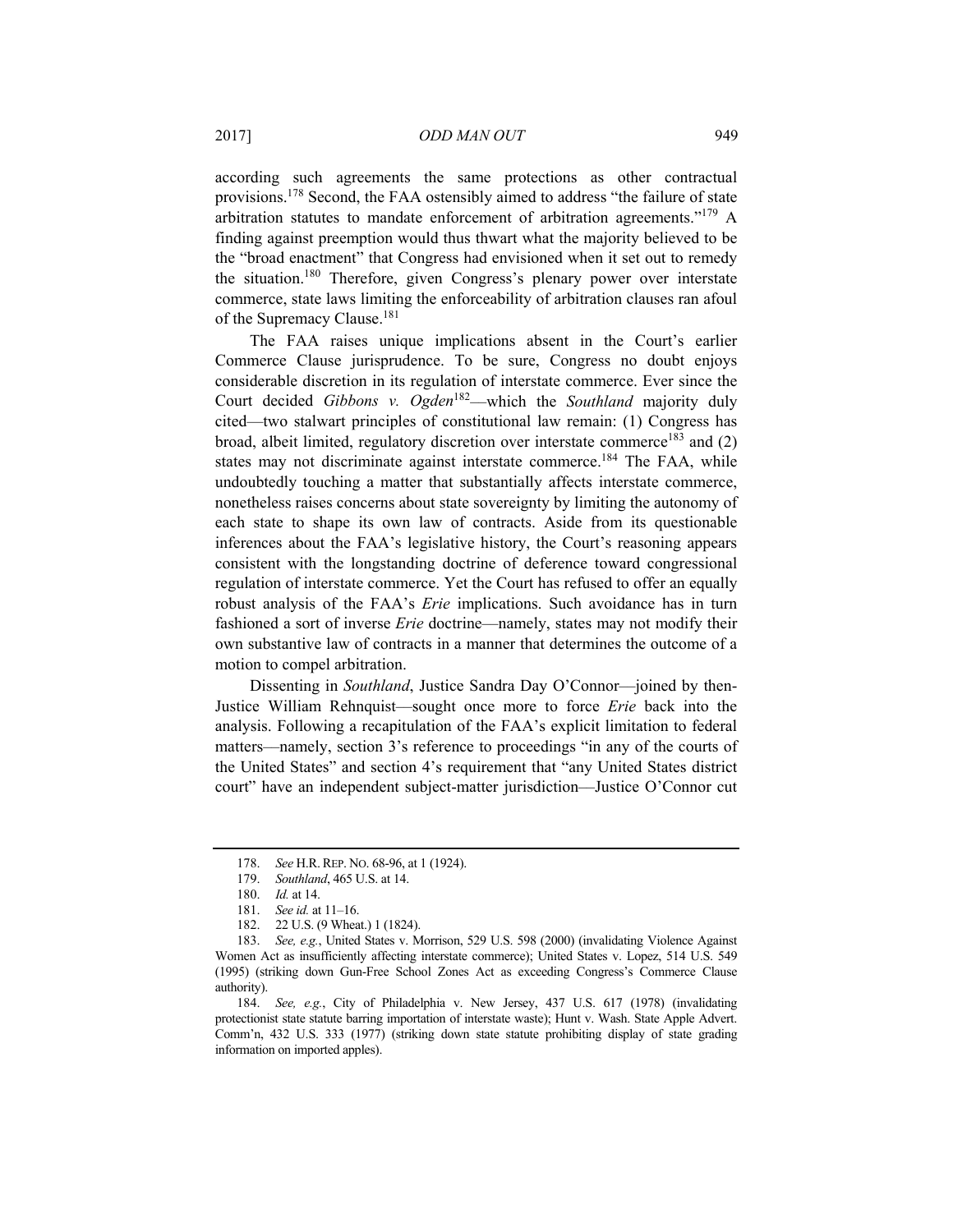according such agreements the same protections as other contractual provisions.[178] Second, the FAA ostensibly aimed to address "the failure of state arbitration statutes to mandate enforcement of arbitration agreements."[179] A finding against preemption would thus thwart what the majority believed to be the "broad enactment" that Congress had envisioned when it set out to remedy the situation.[180] Therefore, given Congress's plenary power over interstate commerce, state laws limiting the enforceability of arbitration clauses ran afoul of the Supremacy Clause.[181]

The FAA raises unique implications absent in the Court's earlier Commerce Clause jurisprudence. To be sure, Congress no doubt enjoys considerable discretion in its regulation of interstate commerce. Ever since the Court decided *Gibbons v. Ogden*[182]—which the *Southland* majority duly cited—two stalwart principles of constitutional law remain: (1) Congress has broad, albeit limited, regulatory discretion over interstate commerce[183] and (2) states may not discriminate against interstate commerce.[184] The FAA, while undoubtedly touching a matter that substantially affects interstate commerce, nonetheless raises concerns about state sovereignty by limiting the autonomy of each state to shape its own law of contracts. Aside from its questionable inferences about the FAA's legislative history, the Court's reasoning appears consistent with the longstanding doctrine of deference toward congressional regulation of interstate commerce. Yet the Court has refused to offer an equally robust analysis of the FAA's *Erie* implications. Such avoidance has in turn fashioned a sort of inverse *Erie* doctrine—namely, states may not modify their own substantive law of contracts in a manner that determines the outcome of a motion to compel arbitration.

Dissenting in *Southland*, Justice Sandra Day O'Connor—joined by then-Justice William Rehnquist—sought once more to force *Erie* back into the analysis. Following a recapitulation of the FAA's explicit limitation to federal matters—namely, section 3's reference to proceedings "in any of the courts of the United States" and section 4's requirement that "any United States district court" have an independent subject-matter jurisdiction—Justice O'Connor cut

---

178. *See* H.R. REP. NO. 68-96, at 1 (1924).

179. *Southland*, 465 U.S. at 14.

180. *Id.* at 14.

181. *See id.* at 11–16.

182. 22 U.S. (9 Wheat.) 1 (1824).

183. *See, e.g.*, United States v. Morrison, 529 U.S. 598 (2000) (invalidating Violence Against Women Act as insufficiently affecting interstate commerce); United States v. Lopez, 514 U.S. 549 (1995) (striking down Gun-Free School Zones Act as exceeding Congress's Commerce Clause authority).

184. *See, e.g.*, City of Philadelphia v. New Jersey, 437 U.S. 617 (1978) (invalidating protectionist state statute barring importation of interstate waste); Hunt v. Wash. State Apple Advert. Comm'n, 432 U.S. 333 (1977) (striking down state statute prohibiting display of state grading information on imported apples).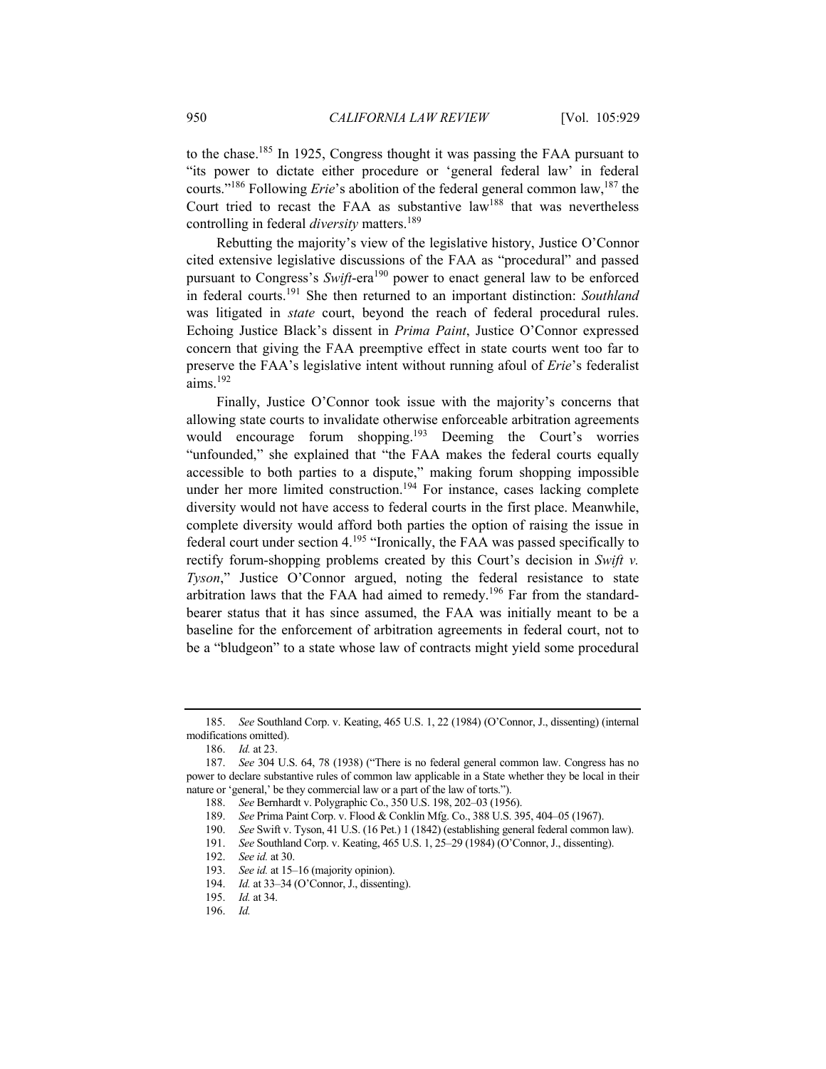to the chase.[185] In 1925, Congress thought it was passing the FAA pursuant to "its power to dictate either procedure or 'general federal law' in federal courts."[186] Following *Erie*'s abolition of the federal general common law,[187] the Court tried to recast the FAA as substantive law[188] that was nevertheless controlling in federal *diversity* matters.[189]

Rebutting the majority's view of the legislative history, Justice O'Connor cited extensive legislative discussions of the FAA as "procedural" and passed pursuant to Congress's *Swift*-era[190] power to enact general law to be enforced in federal courts.[191] She then returned to an important distinction: *Southland* was litigated in *state* court, beyond the reach of federal procedural rules. Echoing Justice Black's dissent in *Prima Paint*, Justice O'Connor expressed concern that giving the FAA preemptive effect in state courts went too far to preserve the FAA's legislative intent without running afoul of *Erie*'s federalist aims.[192]

Finally, Justice O'Connor took issue with the majority's concerns that allowing state courts to invalidate otherwise enforceable arbitration agreements would encourage forum shopping.[193] Deeming the Court's worries "unfounded," she explained that "the FAA makes the federal courts equally accessible to both parties to a dispute," making forum shopping impossible under her more limited construction.[194] For instance, cases lacking complete diversity would not have access to federal courts in the first place. Meanwhile, complete diversity would afford both parties the option of raising the issue in federal court under section 4.[195] "Ironically, the FAA was passed specifically to rectify forum-shopping problems created by this Court's decision in *Swift v. Tyson*," Justice O'Connor argued, noting the federal resistance to state arbitration laws that the FAA had aimed to remedy.[196] Far from the standard-bearer status that it has since assumed, the FAA was initially meant to be a baseline for the enforcement of arbitration agreements in federal court, not to be a "bludgeon" to a state whose law of contracts might yield some procedural

---

185. *See* Southland Corp. v. Keating, 465 U.S. 1, 22 (1984) (O'Connor, J., dissenting) (internal modifications omitted).

186. *Id.* at 23.

187. *See* 304 U.S. 64, 78 (1938) ("There is no federal general common law. Congress has no power to declare substantive rules of common law applicable in a State whether they be local in their nature or 'general,' be they commercial law or a part of the law of torts.").

188. *See* Bernhardt v. Polygraphic Co., 350 U.S. 198, 202–03 (1956).

189. *See* Prima Paint Corp. v. Flood & Conklin Mfg. Co., 388 U.S. 395, 404–05 (1967).

190. *See* Swift v. Tyson, 41 U.S. (16 Pet.) 1 (1842) (establishing general federal common law).

191. *See* Southland Corp. v. Keating, 465 U.S. 1, 25–29 (1984) (O'Connor, J., dissenting).

192. *See id.* at 30.

193. *See id.* at 15–16 (majority opinion).

194. *Id.* at 33–34 (O'Connor, J., dissenting).

195. *Id.* at 34.

196. *Id.*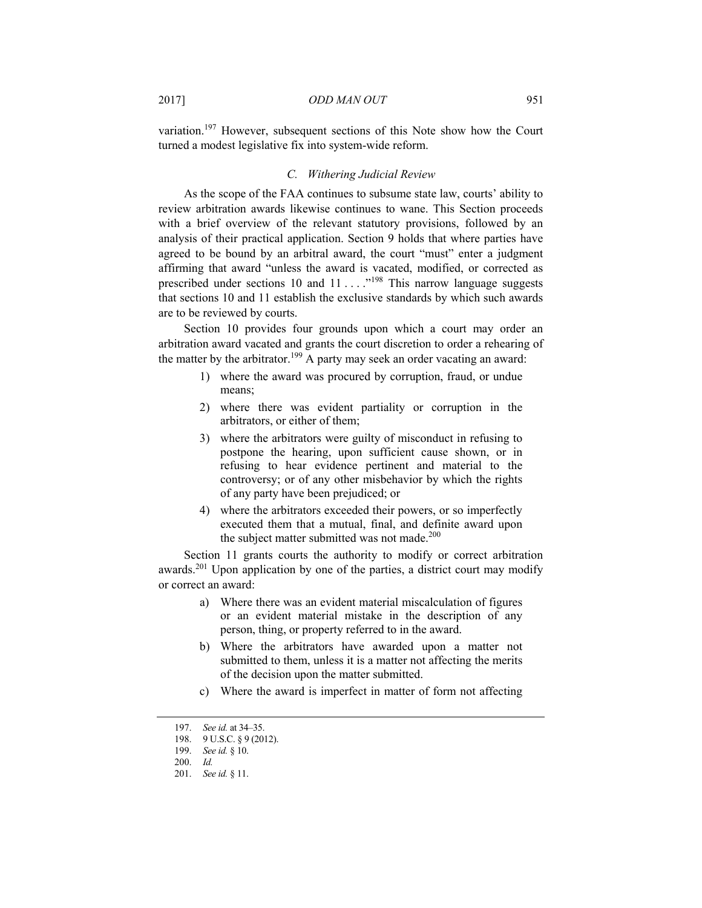variation.[197] However, subsequent sections of this Note show how the Court turned a modest legislative fix into system-wide reform.

### *C. Withering Judicial Review*

As the scope of the FAA continues to subsume state law, courts' ability to review arbitration awards likewise continues to wane. This Section proceeds with a brief overview of the relevant statutory provisions, followed by an analysis of their practical application. Section 9 holds that where parties have agreed to be bound by an arbitral award, the court "must" enter a judgment affirming that award "unless the award is vacated, modified, or corrected as prescribed under sections 10 and 11 . . . ."[198] This narrow language suggests that sections 10 and 11 establish the exclusive standards by which such awards are to be reviewed by courts.

Section 10 provides four grounds upon which a court may order an arbitration award vacated and grants the court discretion to order a rehearing of the matter by the arbitrator.[199] A party may seek an order vacating an award:

> 1) where the award was procured by corruption, fraud, or undue means;
>
> 2) where there was evident partiality or corruption in the arbitrators, or either of them;
>
> 3) where the arbitrators were guilty of misconduct in refusing to postpone the hearing, upon sufficient cause shown, or in refusing to hear evidence pertinent and material to the controversy; or of any other misbehavior by which the rights of any party have been prejudiced; or
>
> 4) where the arbitrators exceeded their powers, or so imperfectly executed them that a mutual, final, and definite award upon the subject matter submitted was not made.[200]

Section 11 grants courts the authority to modify or correct arbitration awards.[201] Upon application by one of the parties, a district court may modify or correct an award:

> a) Where there was an evident material miscalculation of figures or an evident material mistake in the description of any person, thing, or property referred to in the award.
>
> b) Where the arbitrators have awarded upon a matter not submitted to them, unless it is a matter not affecting the merits of the decision upon the matter submitted.
>
> c) Where the award is imperfect in matter of form not affecting

---

197. *See id.* at 34–35.

198. 9 U.S.C. § 9 (2012).

199. *See id.* § 10.

200. *Id.*

201. *See id.* § 11.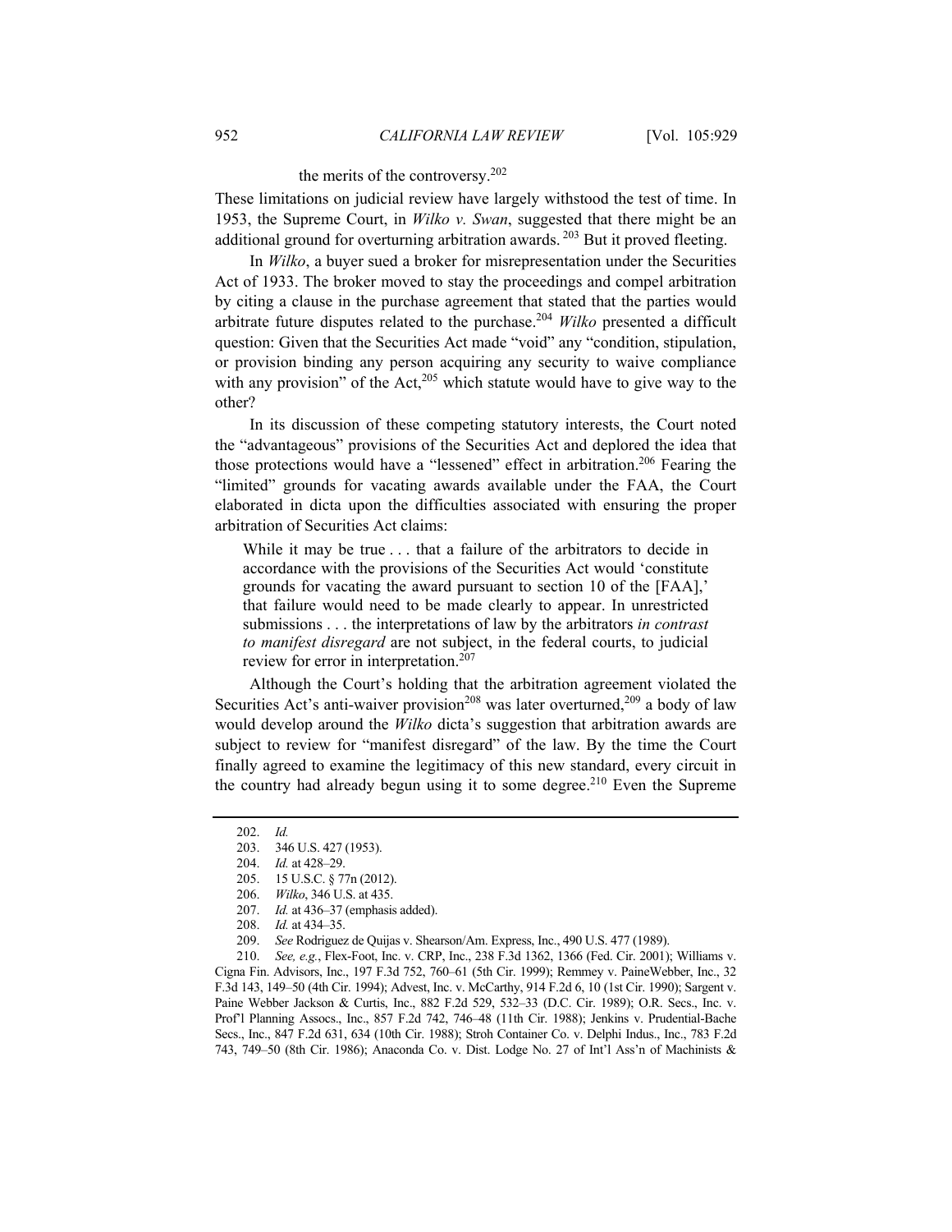the merits of the controversy.[202]

These limitations on judicial review have largely withstood the test of time. In 1953, the Supreme Court, in *Wilko v. Swan*, suggested that there might be an additional ground for overturning arbitration awards.[203] But it proved fleeting.

In *Wilko*, a buyer sued a broker for misrepresentation under the Securities Act of 1933. The broker moved to stay the proceedings and compel arbitration by citing a clause in the purchase agreement that stated that the parties would arbitrate future disputes related to the purchase.[204] *Wilko* presented a difficult question: Given that the Securities Act made "void" any "condition, stipulation, or provision binding any person acquiring any security to waive compliance with any provision" of the Act,[205] which statute would have to give way to the other?

In its discussion of these competing statutory interests, the Court noted the "advantageous" provisions of the Securities Act and deplored the idea that those protections would have a "lessened" effect in arbitration.[206] Fearing the "limited" grounds for vacating awards available under the FAA, the Court elaborated in dicta upon the difficulties associated with ensuring the proper arbitration of Securities Act claims:

> While it may be true . . . that a failure of the arbitrators to decide in accordance with the provisions of the Securities Act would 'constitute grounds for vacating the award pursuant to section 10 of the [FAA],' that failure would need to be made clearly to appear. In unrestricted submissions . . . the interpretations of law by the arbitrators *in contrast to manifest disregard* are not subject, in the federal courts, to judicial review for error in interpretation.[207]

Although the Court's holding that the arbitration agreement violated the Securities Act's anti-waiver provision[208] was later overturned,[209] a body of law would develop around the *Wilko* dicta's suggestion that arbitration awards are subject to review for "manifest disregard" of the law. By the time the Court finally agreed to examine the legitimacy of this new standard, every circuit in the country had already begun using it to some degree.[210] Even the Supreme

---

202. *Id.*

203. 346 U.S. 427 (1953).

204. *Id.* at 428–29.

205. 15 U.S.C. § 77n (2012).

206. *Wilko*, 346 U.S. at 435.

207. *Id.* at 436–37 (emphasis added).

208. *Id.* at 434–35.

209. *See* Rodriguez de Quijas v. Shearson/Am. Express, Inc., 490 U.S. 477 (1989).

210. *See, e.g.*, Flex-Foot, Inc. v. CRP, Inc., 238 F.3d 1362, 1366 (Fed. Cir. 2001); Williams v. Cigna Fin. Advisors, Inc., 197 F.3d 752, 760–61 (5th Cir. 1999); Remmey v. PaineWebber, Inc., 32 F.3d 143, 149–50 (4th Cir. 1994); Advest, Inc. v. McCarthy, 914 F.2d 6, 10 (1st Cir. 1990); Sargent v. Paine Webber Jackson & Curtis, Inc., 882 F.2d 529, 532–33 (D.C. Cir. 1989); O.R. Secs., Inc. v. Prof'l Planning Assocs., Inc., 857 F.2d 742, 746–48 (11th Cir. 1988); Jenkins v. Prudential-Bache Secs., Inc., 847 F.2d 631, 634 (10th Cir. 1988); Stroh Container Co. v. Delphi Indus., Inc., 783 F.2d 743, 749–50 (8th Cir. 1986); Anaconda Co. v. Dist. Lodge No. 27 of Int'l Ass'n of Machinists &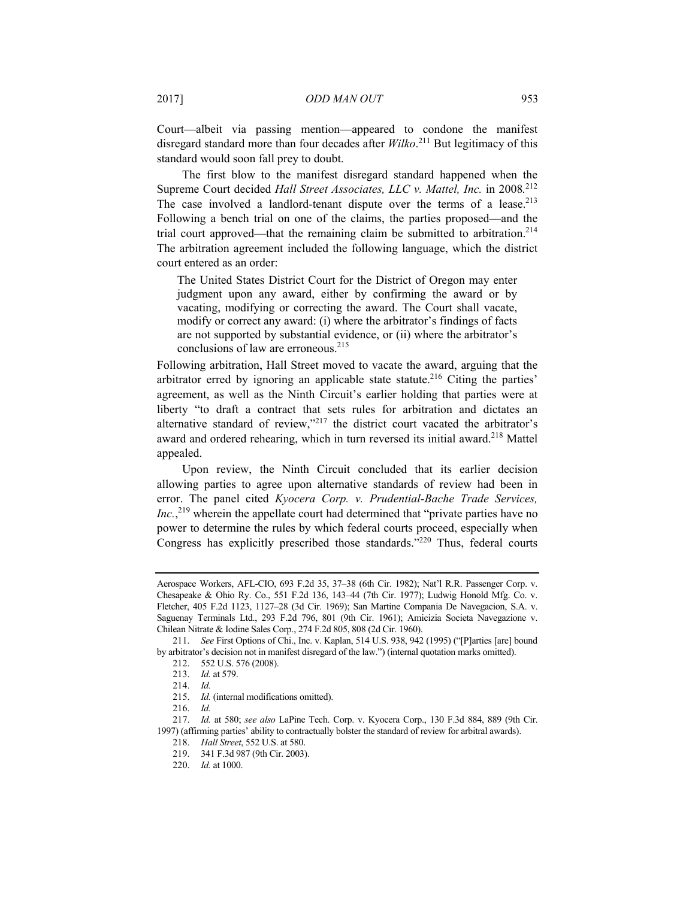Court—albeit via passing mention—appeared to condone the manifest disregard standard more than four decades after *Wilko*.[211] But legitimacy of this standard would soon fall prey to doubt.

The first blow to the manifest disregard standard happened when the Supreme Court decided *Hall Street Associates, LLC v. Mattel, Inc.* in 2008.[212] The case involved a landlord-tenant dispute over the terms of a lease.[213] Following a bench trial on one of the claims, the parties proposed—and the trial court approved—that the remaining claim be submitted to arbitration.[214] The arbitration agreement included the following language, which the district court entered as an order:

> The United States District Court for the District of Oregon may enter judgment upon any award, either by confirming the award or by vacating, modifying or correcting the award. The Court shall vacate, modify or correct any award: (i) where the arbitrator's findings of facts are not supported by substantial evidence, or (ii) where the arbitrator's conclusions of law are erroneous.[215]

Following arbitration, Hall Street moved to vacate the award, arguing that the arbitrator erred by ignoring an applicable state statute.[216] Citing the parties' agreement, as well as the Ninth Circuit's earlier holding that parties were at liberty "to draft a contract that sets rules for arbitration and dictates an alternative standard of review,"[217] the district court vacated the arbitrator's award and ordered rehearing, which in turn reversed its initial award.[218] Mattel appealed.

Upon review, the Ninth Circuit concluded that its earlier decision allowing parties to agree upon alternative standards of review had been in error. The panel cited *Kyocera Corp. v. Prudential-Bache Trade Services, Inc.*,[219] wherein the appellate court had determined that "private parties have no power to determine the rules by which federal courts proceed, especially when Congress has explicitly prescribed those standards."[220] Thus, federal courts

---

Aerospace Workers, AFL-CIO, 693 F.2d 35, 37–38 (6th Cir. 1982); Nat'l R.R. Passenger Corp. v. Chesapeake & Ohio Ry. Co., 551 F.2d 136, 143–44 (7th Cir. 1977); Ludwig Honold Mfg. Co. v. Fletcher, 405 F.2d 1123, 1127–28 (3d Cir. 1969); San Martine Compania De Navegacion, S.A. v. Saguenay Terminals Ltd., 293 F.2d 796, 801 (9th Cir. 1961); Amicizia Societa Navegazione v. Chilean Nitrate & Iodine Sales Corp., 274 F.2d 805, 808 (2d Cir. 1960).

211. *See* First Options of Chi., Inc. v. Kaplan, 514 U.S. 938, 942 (1995) ("[P]arties [are] bound by arbitrator's decision not in manifest disregard of the law.") (internal quotation marks omitted).

212. 552 U.S. 576 (2008).

213. *Id.* at 579.

214. *Id.*

215. *Id.* (internal modifications omitted).

216. *Id.*

217. *Id.* at 580; *see also* LaPine Tech. Corp. v. Kyocera Corp., 130 F.3d 884, 889 (9th Cir. 1997) (affirming parties' ability to contractually bolster the standard of review for arbitral awards).

218. *Hall Street*, 552 U.S. at 580.

219. 341 F.3d 987 (9th Cir. 2003).

220. *Id.* at 1000.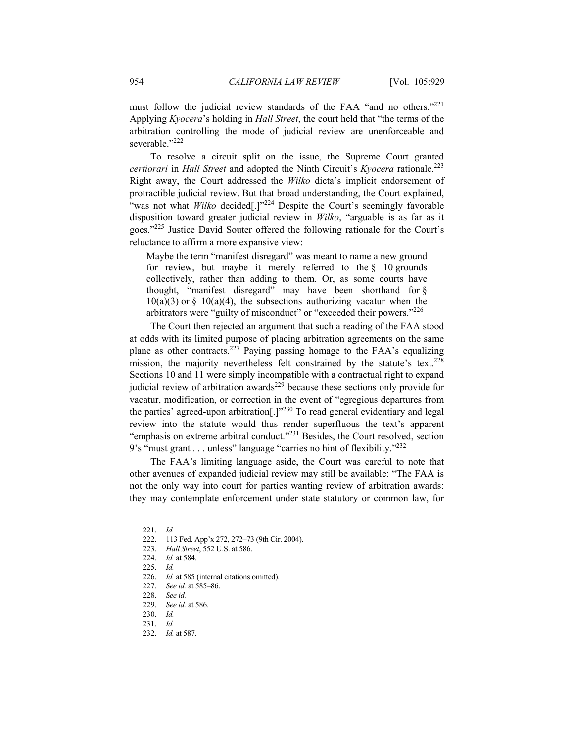must follow the judicial review standards of the FAA "and no others."[221] Applying *Kyocera*'s holding in *Hall Street*, the court held that "the terms of the arbitration controlling the mode of judicial review are unenforceable and severable."[222]

To resolve a circuit split on the issue, the Supreme Court granted *certiorari* in *Hall Street* and adopted the Ninth Circuit's *Kyocera* rationale.[223] Right away, the Court addressed the *Wilko* dicta's implicit endorsement of protractible judicial review. But that broad understanding, the Court explained, "was not what *Wilko* decided[.]"[224] Despite the Court's seemingly favorable disposition toward greater judicial review in *Wilko*, "arguable is as far as it goes."[225] Justice David Souter offered the following rationale for the Court's reluctance to affirm a more expansive view:

> Maybe the term "manifest disregard" was meant to name a new ground for review, but maybe it merely referred to the § 10 grounds collectively, rather than adding to them. Or, as some courts have thought, "manifest disregard" may have been shorthand for § 10(a)(3) or § 10(a)(4), the subsections authorizing vacatur when the arbitrators were "guilty of misconduct" or "exceeded their powers."[226]

The Court then rejected an argument that such a reading of the FAA stood at odds with its limited purpose of placing arbitration agreements on the same plane as other contracts.[227] Paying passing homage to the FAA's equalizing mission, the majority nevertheless felt constrained by the statute's text.[228] Sections 10 and 11 were simply incompatible with a contractual right to expand judicial review of arbitration awards[229] because these sections only provide for vacatur, modification, or correction in the event of "egregious departures from the parties' agreed-upon arbitration[.]"[230] To read general evidentiary and legal review into the statute would thus render superfluous the text's apparent "emphasis on extreme arbitral conduct."[231] Besides, the Court resolved, section 9's "must grant . . . unless" language "carries no hint of flexibility."[232]

The FAA's limiting language aside, the Court was careful to note that other avenues of expanded judicial review may still be available: "The FAA is not the only way into court for parties wanting review of arbitration awards: they may contemplate enforcement under state statutory or common law, for

---

221. *Id.*
222. 113 Fed. App'x 272, 272–73 (9th Cir. 2004).
223. *Hall Street*, 552 U.S. at 586.
224. *Id.* at 584.
225. *Id.*
226. *Id.* at 585 (internal citations omitted).
227. *See id.* at 585–86.
228. *See id.*
229. *See id.* at 586.
230. *Id.*
231. *Id.*
232. *Id.* at 587.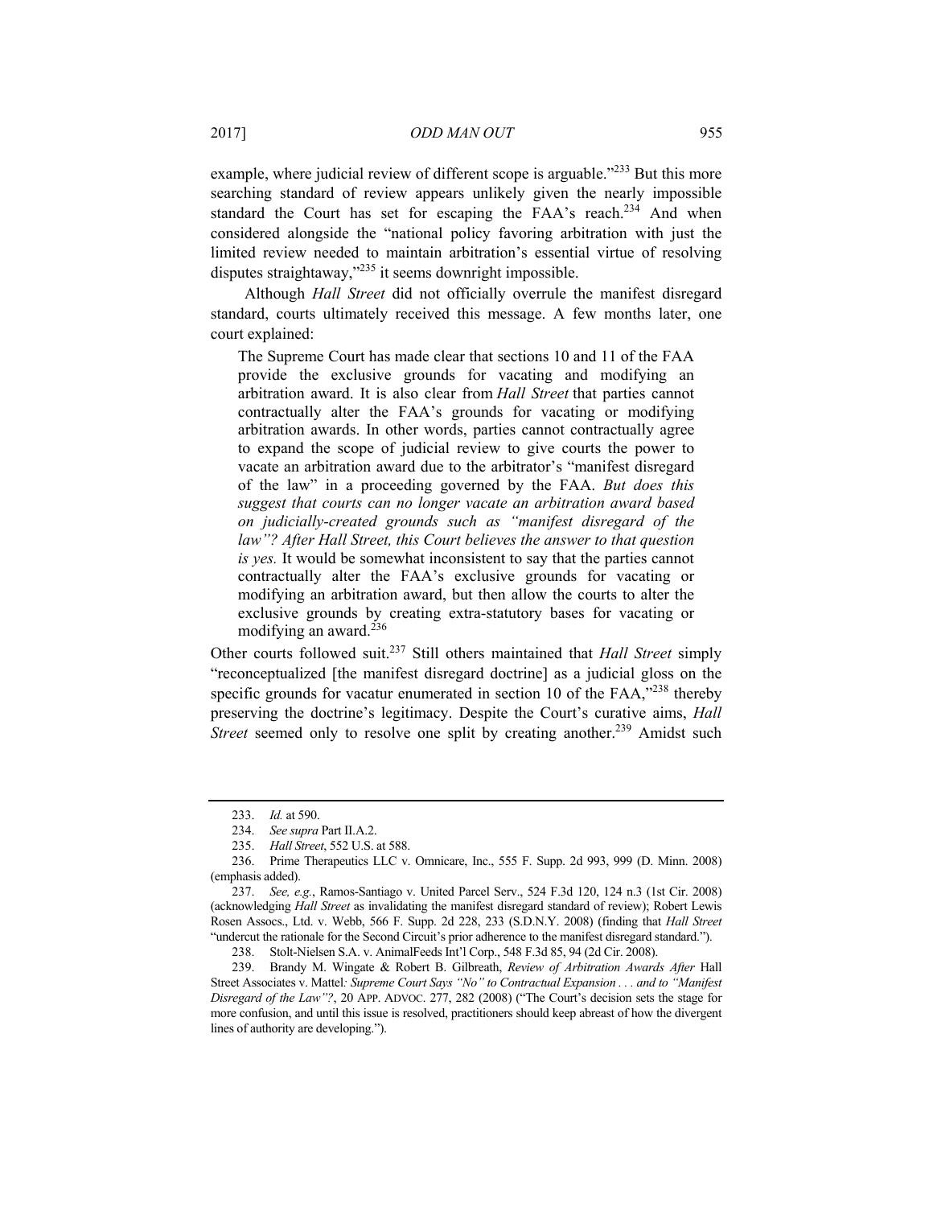example, where judicial review of different scope is arguable."[233] But this more searching standard of review appears unlikely given the nearly impossible standard the Court has set for escaping the FAA's reach.[234] And when considered alongside the "national policy favoring arbitration with just the limited review needed to maintain arbitration's essential virtue of resolving disputes straightaway,"[235] it seems downright impossible.

Although *Hall Street* did not officially overrule the manifest disregard standard, courts ultimately received this message. A few months later, one court explained:

> The Supreme Court has made clear that sections 10 and 11 of the FAA provide the exclusive grounds for vacating and modifying an arbitration award. It is also clear from *Hall Street* that parties cannot contractually alter the FAA's grounds for vacating or modifying arbitration awards. In other words, parties cannot contractually agree to expand the scope of judicial review to give courts the power to vacate an arbitration award due to the arbitrator's "manifest disregard of the law" in a proceeding governed by the FAA. *But does this suggest that courts can no longer vacate an arbitration award based on judicially-created grounds such as "manifest disregard of the law"? After Hall Street, this Court believes the answer to that question is yes.* It would be somewhat inconsistent to say that the parties cannot contractually alter the FAA's exclusive grounds for vacating or modifying an arbitration award, but then allow the courts to alter the exclusive grounds by creating extra-statutory bases for vacating or modifying an award.[236]

Other courts followed suit.[237] Still others maintained that *Hall Street* simply "reconceptualized [the manifest disregard doctrine] as a judicial gloss on the specific grounds for vacatur enumerated in section 10 of the FAA,"[238] thereby preserving the doctrine's legitimacy. Despite the Court's curative aims, *Hall Street* seemed only to resolve one split by creating another.[239] Amidst such

233. *Id.* at 590.

234. *See supra* Part II.A.2.

235. *Hall Street*, 552 U.S. at 588.

236. Prime Therapeutics LLC v. Omnicare, Inc., 555 F. Supp. 2d 993, 999 (D. Minn. 2008) (emphasis added).

237. *See, e.g.*, Ramos-Santiago v. United Parcel Serv., 524 F.3d 120, 124 n.3 (1st Cir. 2008) (acknowledging *Hall Street* as invalidating the manifest disregard standard of review); Robert Lewis Rosen Assocs., Ltd. v. Webb, 566 F. Supp. 2d 228, 233 (S.D.N.Y. 2008) (finding that *Hall Street* "undercut the rationale for the Second Circuit's prior adherence to the manifest disregard standard.").

238. Stolt-Nielsen S.A. v. AnimalFeeds Int'l Corp., 548 F.3d 85, 94 (2d Cir. 2008).

239. Brandy M. Wingate & Robert B. Gilbreath, *Review of Arbitration Awards After* Hall Street Associates v. Mattel*: Supreme Court Says "No" to Contractual Expansion . . . and to "Manifest Disregard of the Law"?*, 20 APP. ADVOC. 277, 282 (2008) ("The Court's decision sets the stage for more confusion, and until this issue is resolved, practitioners should keep abreast of how the divergent lines of authority are developing.").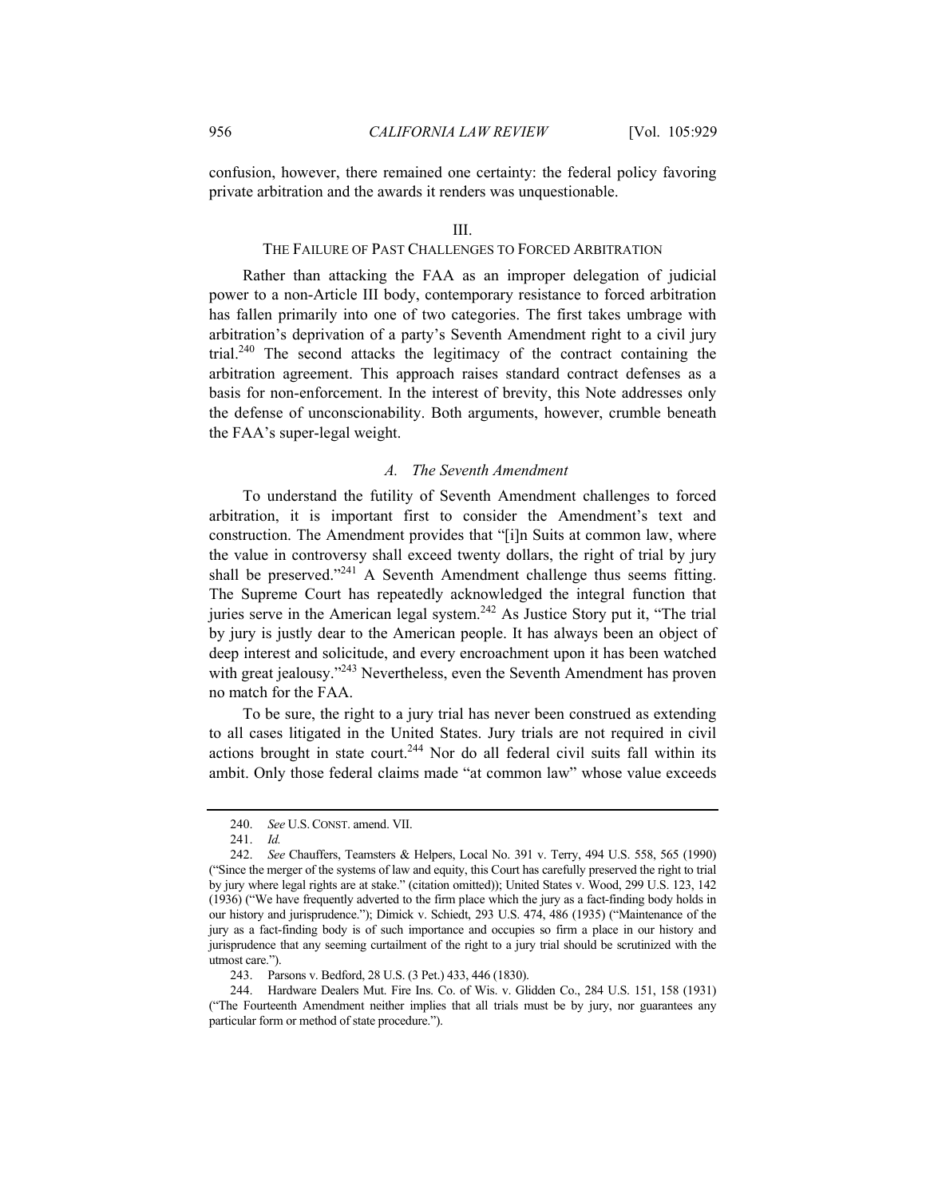confusion, however, there remained one certainty: the federal policy favoring private arbitration and the awards it renders was unquestionable.

## III.
## THE FAILURE OF PAST CHALLENGES TO FORCED ARBITRATION

Rather than attacking the FAA as an improper delegation of judicial power to a non-Article III body, contemporary resistance to forced arbitration has fallen primarily into one of two categories. The first takes umbrage with arbitration's deprivation of a party's Seventh Amendment right to a civil jury trial.[240] The second attacks the legitimacy of the contract containing the arbitration agreement. This approach raises standard contract defenses as a basis for non-enforcement. In the interest of brevity, this Note addresses only the defense of unconscionability. Both arguments, however, crumble beneath the FAA's super-legal weight.

### *A. The Seventh Amendment*

To understand the futility of Seventh Amendment challenges to forced arbitration, it is important first to consider the Amendment's text and construction. The Amendment provides that "[i]n Suits at common law, where the value in controversy shall exceed twenty dollars, the right of trial by jury shall be preserved."[241] A Seventh Amendment challenge thus seems fitting. The Supreme Court has repeatedly acknowledged the integral function that juries serve in the American legal system.[242] As Justice Story put it, "The trial by jury is justly dear to the American people. It has always been an object of deep interest and solicitude, and every encroachment upon it has been watched with great jealousy."[243] Nevertheless, even the Seventh Amendment has proven no match for the FAA.

To be sure, the right to a jury trial has never been construed as extending to all cases litigated in the United States. Jury trials are not required in civil actions brought in state court.[244] Nor do all federal civil suits fall within its ambit. Only those federal claims made "at common law" whose value exceeds

---

240. *See* U.S. CONST. amend. VII.

241. *Id.*

242. *See* Chauffers, Teamsters & Helpers, Local No. 391 v. Terry, 494 U.S. 558, 565 (1990) ("Since the merger of the systems of law and equity, this Court has carefully preserved the right to trial by jury where legal rights are at stake." (citation omitted)); United States v. Wood, 299 U.S. 123, 142 (1936) ("We have frequently adverted to the firm place which the jury as a fact-finding body holds in our history and jurisprudence."); Dimick v. Schiedt, 293 U.S. 474, 486 (1935) ("Maintenance of the jury as a fact-finding body is of such importance and occupies so firm a place in our history and jurisprudence that any seeming curtailment of the right to a jury trial should be scrutinized with the utmost care.").

243. Parsons v. Bedford, 28 U.S. (3 Pet.) 433, 446 (1830).

244. Hardware Dealers Mut. Fire Ins. Co. of Wis. v. Glidden Co., 284 U.S. 151, 158 (1931) ("The Fourteenth Amendment neither implies that all trials must be by jury, nor guarantees any particular form or method of state procedure.").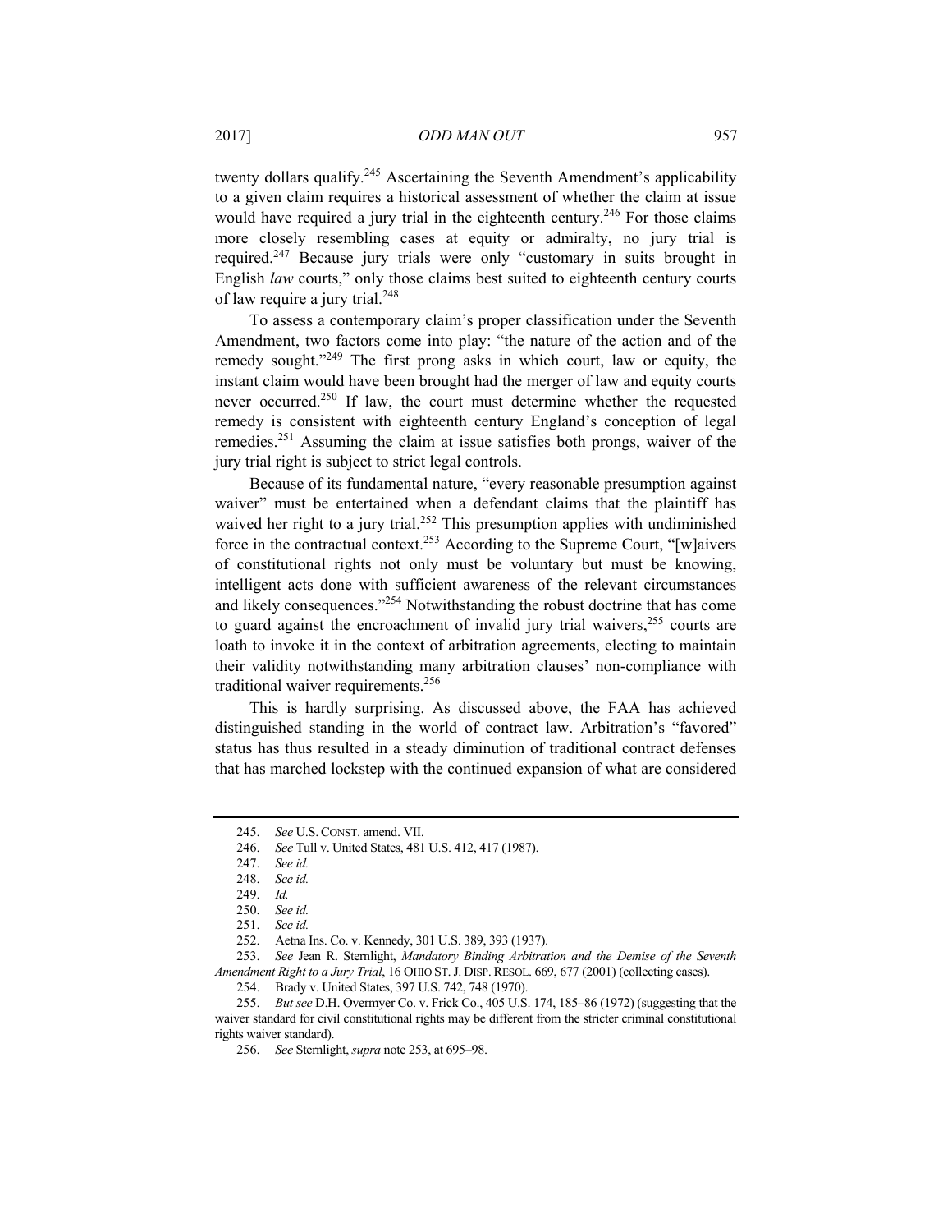twenty dollars qualify.[245] Ascertaining the Seventh Amendment's applicability to a given claim requires a historical assessment of whether the claim at issue would have required a jury trial in the eighteenth century.[246] For those claims more closely resembling cases at equity or admiralty, no jury trial is required.[247] Because jury trials were only "customary in suits brought in English *law* courts," only those claims best suited to eighteenth century courts of law require a jury trial.[248]

To assess a contemporary claim's proper classification under the Seventh Amendment, two factors come into play: "the nature of the action and of the remedy sought."[249] The first prong asks in which court, law or equity, the instant claim would have been brought had the merger of law and equity courts never occurred.[250] If law, the court must determine whether the requested remedy is consistent with eighteenth century England's conception of legal remedies.[251] Assuming the claim at issue satisfies both prongs, waiver of the jury trial right is subject to strict legal controls.

Because of its fundamental nature, "every reasonable presumption against waiver" must be entertained when a defendant claims that the plaintiff has waived her right to a jury trial.[252] This presumption applies with undiminished force in the contractual context.[253] According to the Supreme Court, "[w]aivers of constitutional rights not only must be voluntary but must be knowing, intelligent acts done with sufficient awareness of the relevant circumstances and likely consequences."[254] Notwithstanding the robust doctrine that has come to guard against the encroachment of invalid jury trial waivers,[255] courts are loath to invoke it in the context of arbitration agreements, electing to maintain their validity notwithstanding many arbitration clauses' non-compliance with traditional waiver requirements.[256]

This is hardly surprising. As discussed above, the FAA has achieved distinguished standing in the world of contract law. Arbitration's "favored" status has thus resulted in a steady diminution of traditional contract defenses that has marched lockstep with the continued expansion of what are considered

---

245. *See* U.S. CONST. amend. VII.

246. *See* Tull v. United States, 481 U.S. 412, 417 (1987).

247. *See id.*

248. *See id.*

249. *Id.*

250. *See id.*

251. *See id.*

252. Aetna Ins. Co. v. Kennedy, 301 U.S. 389, 393 (1937).

253. *See* Jean R. Sternlight, *Mandatory Binding Arbitration and the Demise of the Seventh Amendment Right to a Jury Trial*, 16 OHIO ST. J. DISP. RESOL. 669, 677 (2001) (collecting cases).

254. Brady v. United States, 397 U.S. 742, 748 (1970).

255. *But see* D.H. Overmyer Co. v. Frick Co., 405 U.S. 174, 185–86 (1972) (suggesting that the waiver standard for civil constitutional rights may be different from the stricter criminal constitutional rights waiver standard).

256. *See* Sternlight, *supra* note 253, at 695–98.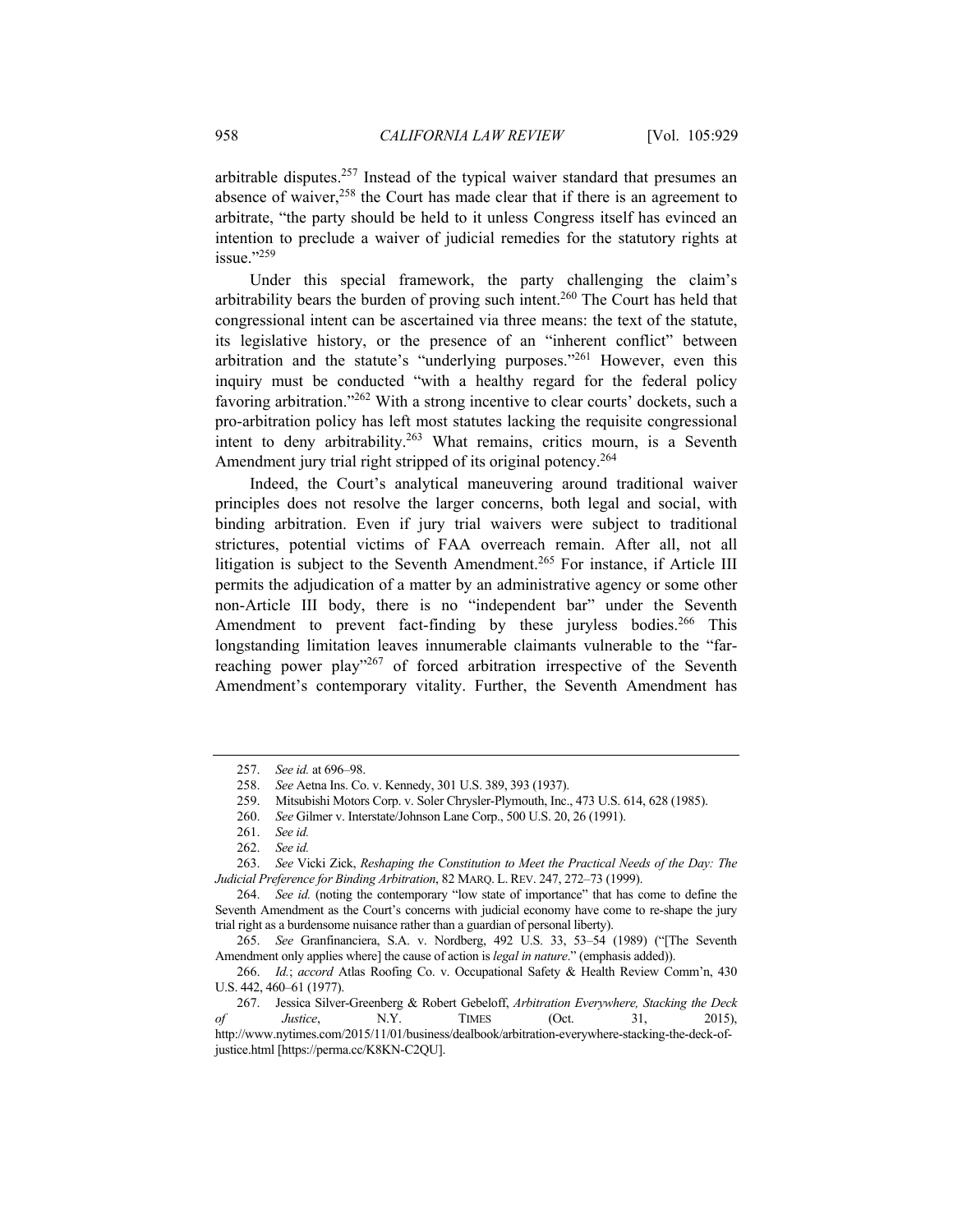arbitrable disputes.[257] Instead of the typical waiver standard that presumes an absence of waiver,[258] the Court has made clear that if there is an agreement to arbitrate, "the party should be held to it unless Congress itself has evinced an intention to preclude a waiver of judicial remedies for the statutory rights at issue."[259]

Under this special framework, the party challenging the claim's arbitrability bears the burden of proving such intent.[260] The Court has held that congressional intent can be ascertained via three means: the text of the statute, its legislative history, or the presence of an "inherent conflict" between arbitration and the statute's "underlying purposes."[261] However, even this inquiry must be conducted "with a healthy regard for the federal policy favoring arbitration."[262] With a strong incentive to clear courts' dockets, such a pro-arbitration policy has left most statutes lacking the requisite congressional intent to deny arbitrability.[263] What remains, critics mourn, is a Seventh Amendment jury trial right stripped of its original potency.[264]

Indeed, the Court's analytical maneuvering around traditional waiver principles does not resolve the larger concerns, both legal and social, with binding arbitration. Even if jury trial waivers were subject to traditional strictures, potential victims of FAA overreach remain. After all, not all litigation is subject to the Seventh Amendment.[265] For instance, if Article III permits the adjudication of a matter by an administrative agency or some other non-Article III body, there is no "independent bar" under the Seventh Amendment to prevent fact-finding by these juryless bodies.[266] This longstanding limitation leaves innumerable claimants vulnerable to the "far-reaching power play"[267] of forced arbitration irrespective of the Seventh Amendment's contemporary vitality. Further, the Seventh Amendment has

257. *See id.* at 696–98.

258. *See* Aetna Ins. Co. v. Kennedy, 301 U.S. 389, 393 (1937).

259. Mitsubishi Motors Corp. v. Soler Chrysler-Plymouth, Inc., 473 U.S. 614, 628 (1985).

260. *See* Gilmer v. Interstate/Johnson Lane Corp., 500 U.S. 20, 26 (1991).

261. *See id.*

262. *See id.*

263. *See* Vicki Zick, *Reshaping the Constitution to Meet the Practical Needs of the Day: The Judicial Preference for Binding Arbitration*, 82 MARQ. L. REV. 247, 272–73 (1999).

264. *See id.* (noting the contemporary "low state of importance" that has come to define the Seventh Amendment as the Court's concerns with judicial economy have come to re-shape the jury trial right as a burdensome nuisance rather than a guardian of personal liberty).

265. *See* Granfinanciera, S.A. v. Nordberg, 492 U.S. 33, 53–54 (1989) ("[The Seventh Amendment only applies where] the cause of action is *legal in nature*." (emphasis added)).

266. *Id.*; *accord* Atlas Roofing Co. v. Occupational Safety & Health Review Comm'n, 430 U.S. 442, 460–61 (1977).

267. Jessica Silver-Greenberg & Robert Gebeloff, *Arbitration Everywhere, Stacking the Deck of Justice*, N.Y. TIMES (Oct. 31, 2015), http://www.nytimes.com/2015/11/01/business/dealbook/arbitration-everywhere-stacking-the-deck-of-justice.html [https://perma.cc/K8KN-C2QU].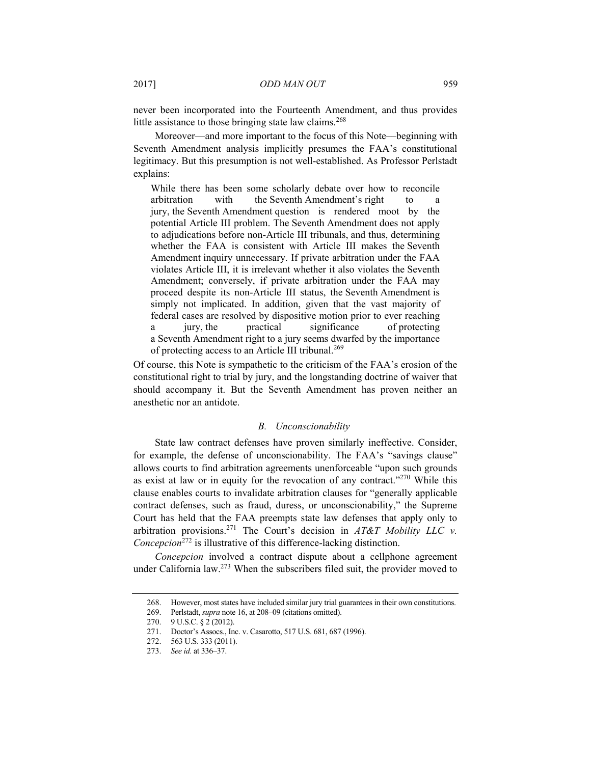never been incorporated into the Fourteenth Amendment, and thus provides little assistance to those bringing state law claims.[268]

Moreover—and more important to the focus of this Note—beginning with Seventh Amendment analysis implicitly presumes the FAA's constitutional legitimacy. But this presumption is not well-established. As Professor Perlstadt explains:

> While there has been some scholarly debate over how to reconcile arbitration with the Seventh Amendment's right to a jury, the Seventh Amendment question is rendered moot by the potential Article III problem. The Seventh Amendment does not apply to adjudications before non-Article III tribunals, and thus, determining whether the FAA is consistent with Article III makes the Seventh Amendment inquiry unnecessary. If private arbitration under the FAA violates Article III, it is irrelevant whether it also violates the Seventh Amendment; conversely, if private arbitration under the FAA may proceed despite its non-Article III status, the Seventh Amendment is simply not implicated. In addition, given that the vast majority of federal cases are resolved by dispositive motion prior to ever reaching a jury, the practical significance of protecting a Seventh Amendment right to a jury seems dwarfed by the importance of protecting access to an Article III tribunal.[269]

Of course, this Note is sympathetic to the criticism of the FAA's erosion of the constitutional right to trial by jury, and the longstanding doctrine of waiver that should accompany it. But the Seventh Amendment has proven neither an anesthetic nor an antidote.

### *B. Unconscionability*

State law contract defenses have proven similarly ineffective. Consider, for example, the defense of unconscionability. The FAA's "savings clause" allows courts to find arbitration agreements unenforceable "upon such grounds as exist at law or in equity for the revocation of any contract."[270] While this clause enables courts to invalidate arbitration clauses for "generally applicable contract defenses, such as fraud, duress, or unconscionability," the Supreme Court has held that the FAA preempts state law defenses that apply only to arbitration provisions.[271] The Court's decision in *AT&T Mobility LLC v. Concepcion*[272] is illustrative of this difference-lacking distinction.

*Concepcion* involved a contract dispute about a cellphone agreement under California law.[273] When the subscribers filed suit, the provider moved to

---

268. However, most states have included similar jury trial guarantees in their own constitutions.

269. Perlstadt, *supra* note 16, at 208–09 (citations omitted).

270. 9 U.S.C. § 2 (2012).

271. Doctor's Assocs., Inc. v. Casarotto, 517 U.S. 681, 687 (1996).

272. 563 U.S. 333 (2011).

273. *See id.* at 336–37.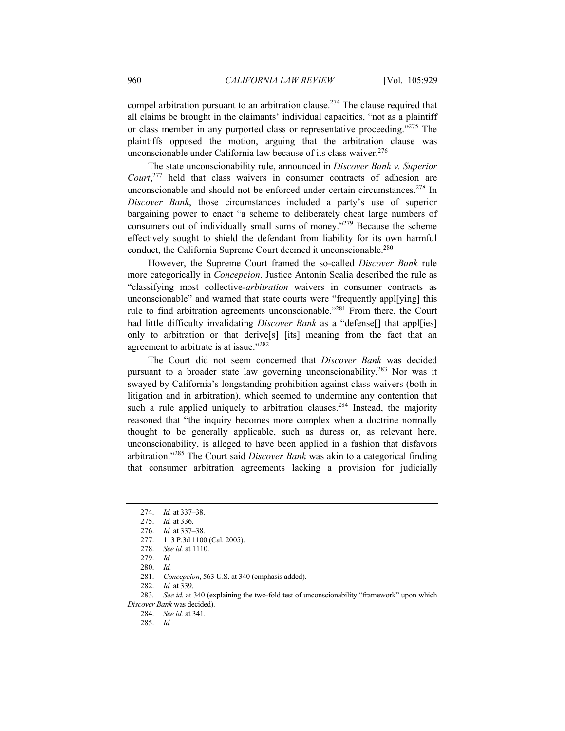compel arbitration pursuant to an arbitration clause.[274] The clause required that all claims be brought in the claimants' individual capacities, "not as a plaintiff or class member in any purported class or representative proceeding."[275] The plaintiffs opposed the motion, arguing that the arbitration clause was unconscionable under California law because of its class waiver.[276]

The state unconscionability rule, announced in *Discover Bank v. Superior Court*,[277] held that class waivers in consumer contracts of adhesion are unconscionable and should not be enforced under certain circumstances.[278] In *Discover Bank*, those circumstances included a party's use of superior bargaining power to enact "a scheme to deliberately cheat large numbers of consumers out of individually small sums of money."[279] Because the scheme effectively sought to shield the defendant from liability for its own harmful conduct, the California Supreme Court deemed it unconscionable.[280]

However, the Supreme Court framed the so-called *Discover Bank* rule more categorically in *Concepcion*. Justice Antonin Scalia described the rule as "classifying most collective-*arbitration* waivers in consumer contracts as unconscionable" and warned that state courts were "frequently appl[ying] this rule to find arbitration agreements unconscionable."[281] From there, the Court had little difficulty invalidating *Discover Bank* as a "defense[] that appl[ies] only to arbitration or that derive[s] [its] meaning from the fact that an agreement to arbitrate is at issue."[282]

The Court did not seem concerned that *Discover Bank* was decided pursuant to a broader state law governing unconscionability.[283] Nor was it swayed by California's longstanding prohibition against class waivers (both in litigation and in arbitration), which seemed to undermine any contention that such a rule applied uniquely to arbitration clauses.[284] Instead, the majority reasoned that "the inquiry becomes more complex when a doctrine normally thought to be generally applicable, such as duress or, as relevant here, unconscionability, is alleged to have been applied in a fashion that disfavors arbitration."[285] The Court said *Discover Bank* was akin to a categorical finding that consumer arbitration agreements lacking a provision for judicially

---

274. *Id.* at 337–38.
275. *Id.* at 336.
276. *Id.* at 337–38.
277. 113 P.3d 1100 (Cal. 2005).
278. *See id.* at 1110.
279. *Id.*
280. *Id.*
281. *Concepcion*, 563 U.S. at 340 (emphasis added).
282. *Id.* at 339.
283. *See id.* at 340 (explaining the two-fold test of unconscionability "framework" upon which *Discover Bank* was decided).
284. *See id.* at 341.
285. *Id.*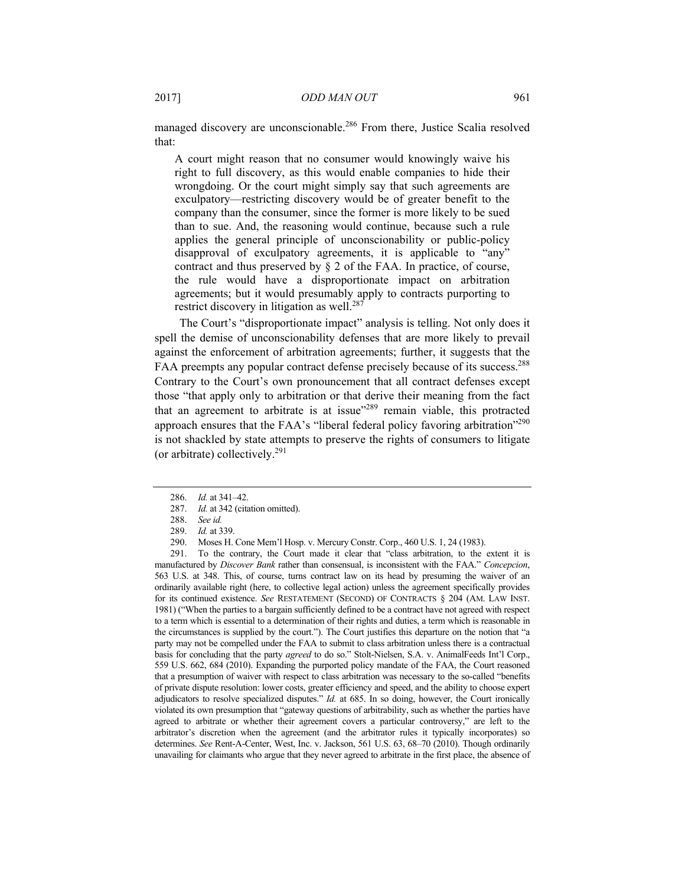managed discovery are unconscionable.[286] From there, Justice Scalia resolved that:

> A court might reason that no consumer would knowingly waive his right to full discovery, as this would enable companies to hide their wrongdoing. Or the court might simply say that such agreements are exculpatory—restricting discovery would be of greater benefit to the company than the consumer, since the former is more likely to be sued than to sue. And, the reasoning would continue, because such a rule applies the general principle of unconscionability or public-policy disapproval of exculpatory agreements, it is applicable to "any" contract and thus preserved by § 2 of the FAA. In practice, of course, the rule would have a disproportionate impact on arbitration agreements; but it would presumably apply to contracts purporting to restrict discovery in litigation as well.[287]

The Court's "disproportionate impact" analysis is telling. Not only does it spell the demise of unconscionability defenses that are more likely to prevail against the enforcement of arbitration agreements; further, it suggests that the FAA preempts any popular contract defense precisely because of its success.[288] Contrary to the Court's own pronouncement that all contract defenses except those "that apply only to arbitration or that derive their meaning from the fact that an agreement to arbitrate is at issue"[289] remain viable, this protracted approach ensures that the FAA's "liberal federal policy favoring arbitration"[290] is not shackled by state attempts to preserve the rights of consumers to litigate (or arbitrate) collectively.[291]

---

286. *Id.* at 341–42.

287. *Id.* at 342 (citation omitted).

288. *See id.*

289. *Id.* at 339.

290. Moses H. Cone Mem'l Hosp. v. Mercury Constr. Corp., 460 U.S. 1, 24 (1983).

291. To the contrary, the Court made it clear that "class arbitration, to the extent it is manufactured by *Discover Bank* rather than consensual, is inconsistent with the FAA." *Concepcion*, 563 U.S. at 348. This, of course, turns contract law on its head by presuming the waiver of an ordinarily available right (here, to collective legal action) unless the agreement specifically provides for its continued existence. *See* RESTATEMENT (SECOND) OF CONTRACTS § 204 (AM. LAW INST. 1981) ("When the parties to a bargain sufficiently defined to be a contract have not agreed with respect to a term which is essential to a determination of their rights and duties, a term which is reasonable in the circumstances is supplied by the court."). The Court justifies this departure on the notion that "a party may not be compelled under the FAA to submit to class arbitration unless there is a contractual basis for concluding that the party *agreed* to do so." Stolt-Nielsen, S.A. v. AnimalFeeds Int'l Corp., 559 U.S. 662, 684 (2010). Expanding the purported policy mandate of the FAA, the Court reasoned that a presumption of waiver with respect to class arbitration was necessary to the so-called "benefits of private dispute resolution: lower costs, greater efficiency and speed, and the ability to choose expert adjudicators to resolve specialized disputes." *Id.* at 685. In so doing, however, the Court ironically violated its own presumption that "gateway questions of arbitrability, such as whether the parties have agreed to arbitrate or whether their agreement covers a particular controversy," are left to the arbitrator's discretion when the agreement (and the arbitrator rules it typically incorporates) so determines. *See* Rent-A-Center, West, Inc. v. Jackson, 561 U.S. 63, 68–70 (2010). Though ordinarily unavailing for claimants who argue that they never agreed to arbitrate in the first place, the absence of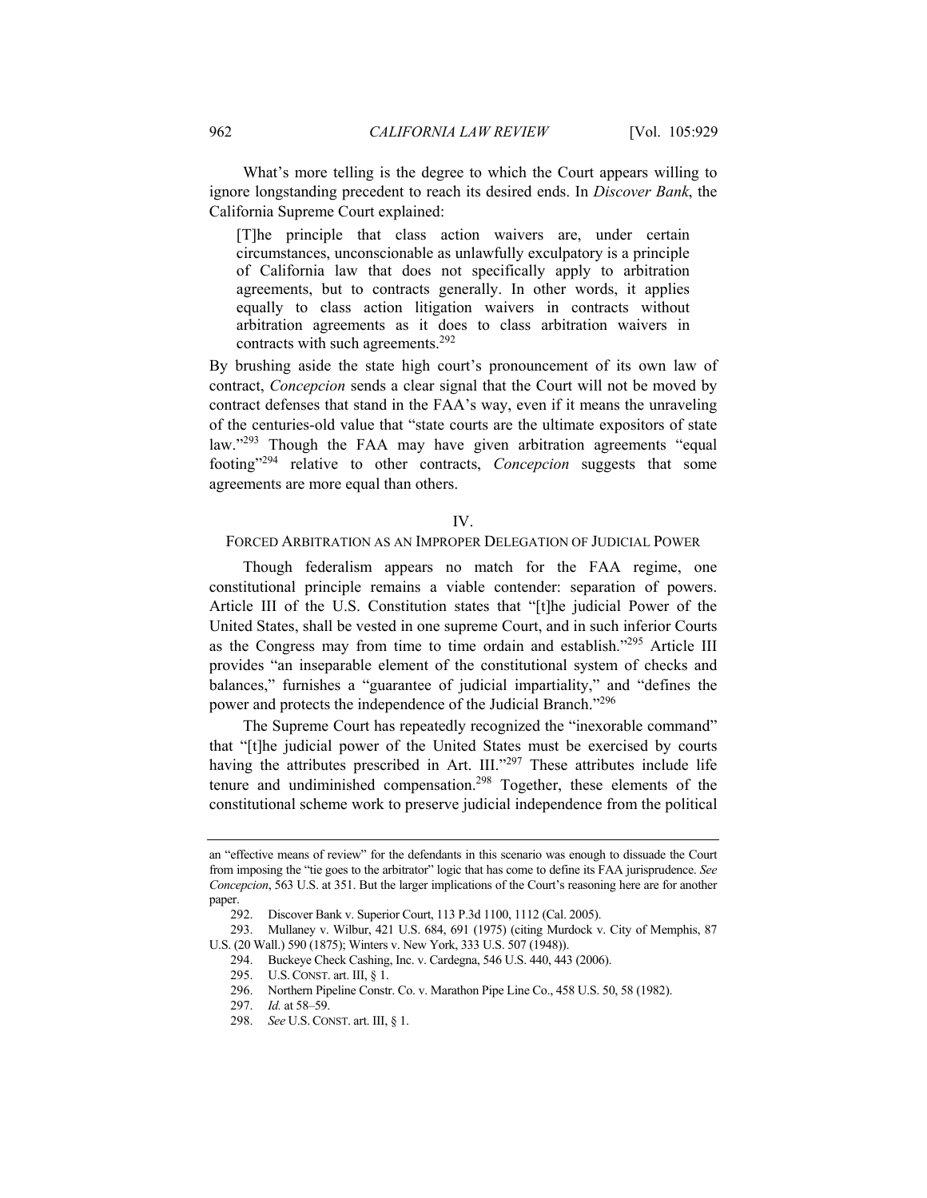What's more telling is the degree to which the Court appears willing to ignore longstanding precedent to reach its desired ends. In *Discover Bank*, the California Supreme Court explained:

> [T]he principle that class action waivers are, under certain circumstances, unconscionable as unlawfully exculpatory is a principle of California law that does not specifically apply to arbitration agreements, but to contracts generally. In other words, it applies equally to class action litigation waivers in contracts without arbitration agreements as it does to class arbitration waivers in contracts with such agreements.[292]

By brushing aside the state high court's pronouncement of its own law of contract, *Concepcion* sends a clear signal that the Court will not be moved by contract defenses that stand in the FAA's way, even if it means the unraveling of the centuries-old value that "state courts are the ultimate expositors of state law."[293] Though the FAA may have given arbitration agreements "equal footing"[294] relative to other contracts, *Concepcion* suggests that some agreements are more equal than others.

## IV.
## FORCED ARBITRATION AS AN IMPROPER DELEGATION OF JUDICIAL POWER

Though federalism appears no match for the FAA regime, one constitutional principle remains a viable contender: separation of powers. Article III of the U.S. Constitution states that "[t]he judicial Power of the United States, shall be vested in one supreme Court, and in such inferior Courts as the Congress may from time to time ordain and establish."[295] Article III provides "an inseparable element of the constitutional system of checks and balances," furnishes a "guarantee of judicial impartiality," and "defines the power and protects the independence of the Judicial Branch."[296]

The Supreme Court has repeatedly recognized the "inexorable command" that "[t]he judicial power of the United States must be exercised by courts having the attributes prescribed in Art. III."[297] These attributes include life tenure and undiminished compensation.[298] Together, these elements of the constitutional scheme work to preserve judicial independence from the political

---

an "effective means of review" for the defendants in this scenario was enough to dissuade the Court from imposing the "tie goes to the arbitrator" logic that has come to define its FAA jurisprudence. *See Concepcion*, 563 U.S. at 351. But the larger implications of the Court's reasoning here are for another paper.

292. Discover Bank v. Superior Court, 113 P.3d 1100, 1112 (Cal. 2005).

293. Mullaney v. Wilbur, 421 U.S. 684, 691 (1975) (citing Murdock v. City of Memphis, 87 U.S. (20 Wall.) 590 (1875); Winters v. New York, 333 U.S. 507 (1948)).

294. Buckeye Check Cashing, Inc. v. Cardegna, 546 U.S. 440, 443 (2006).

295. U.S. CONST. art. III, § 1.

296. Northern Pipeline Constr. Co. v. Marathon Pipe Line Co., 458 U.S. 50, 58 (1982).

297. *Id.* at 58–59.

298. *See* U.S. CONST. art. III, § 1.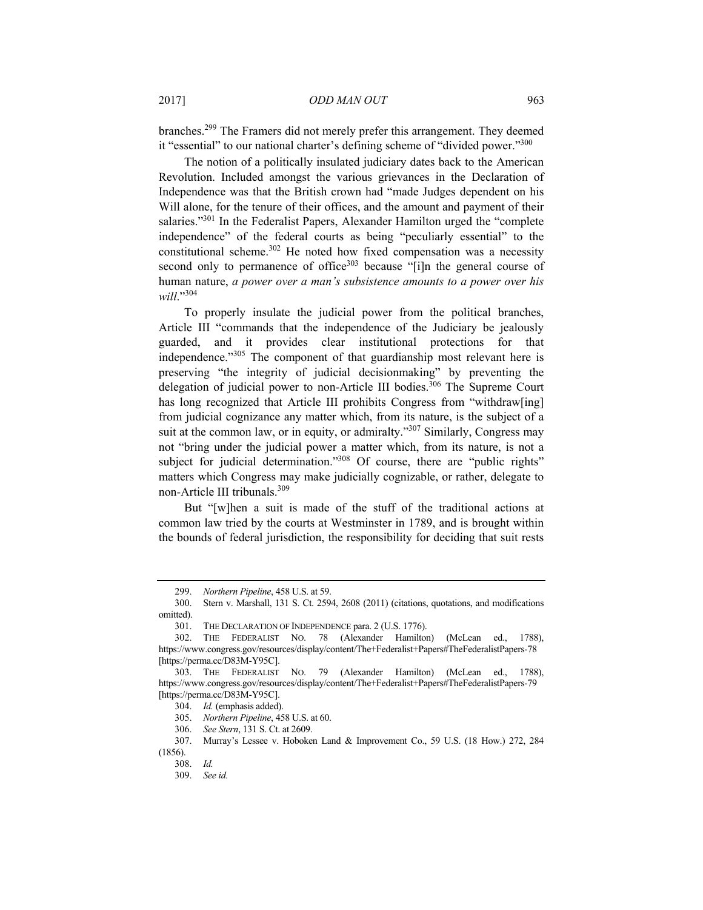branches.[299] The Framers did not merely prefer this arrangement. They deemed it "essential" to our national charter's defining scheme of "divided power."[300]

The notion of a politically insulated judiciary dates back to the American Revolution. Included amongst the various grievances in the Declaration of Independence was that the British crown had "made Judges dependent on his Will alone, for the tenure of their offices, and the amount and payment of their salaries."[301] In the Federalist Papers, Alexander Hamilton urged the "complete independence" of the federal courts as being "peculiarly essential" to the constitutional scheme.[302] He noted how fixed compensation was a necessity second only to permanence of office[303] because "[i]n the general course of human nature, *a power over a man's subsistence amounts to a power over his will*."[304]

To properly insulate the judicial power from the political branches, Article III "commands that the independence of the Judiciary be jealously guarded, and it provides clear institutional protections for that independence."[305] The component of that guardianship most relevant here is preserving "the integrity of judicial decisionmaking" by preventing the delegation of judicial power to non-Article III bodies.[306] The Supreme Court has long recognized that Article III prohibits Congress from "withdraw[ing] from judicial cognizance any matter which, from its nature, is the subject of a suit at the common law, or in equity, or admiralty."[307] Similarly, Congress may not "bring under the judicial power a matter which, from its nature, is not a subject for judicial determination."[308] Of course, there are "public rights" matters which Congress may make judicially cognizable, or rather, delegate to non-Article III tribunals.[309]

But "[w]hen a suit is made of the stuff of the traditional actions at common law tried by the courts at Westminster in 1789, and is brought within the bounds of federal jurisdiction, the responsibility for deciding that suit rests

---

299. *Northern Pipeline*, 458 U.S. at 59.

300. Stern v. Marshall, 131 S. Ct. 2594, 2608 (2011) (citations, quotations, and modifications omitted).

301. THE DECLARATION OF INDEPENDENCE para. 2 (U.S. 1776).

302. THE FEDERALIST NO. 78 (Alexander Hamilton) (McLean ed., 1788), https://www.congress.gov/resources/display/content/The+Federalist+Papers#TheFederalistPapers-78 [https://perma.cc/D83M-Y95C].

303. THE FEDERALIST NO. 79 (Alexander Hamilton) (McLean ed., 1788), https://www.congress.gov/resources/display/content/The+Federalist+Papers#TheFederalistPapers-79 [https://perma.cc/D83M-Y95C].

304. *Id.* (emphasis added).

305. *Northern Pipeline*, 458 U.S. at 60.

306. *See Stern*, 131 S. Ct. at 2609.

307. Murray's Lessee v. Hoboken Land & Improvement Co., 59 U.S. (18 How.) 272, 284 (1856).

308. *Id.*

309. *See id.*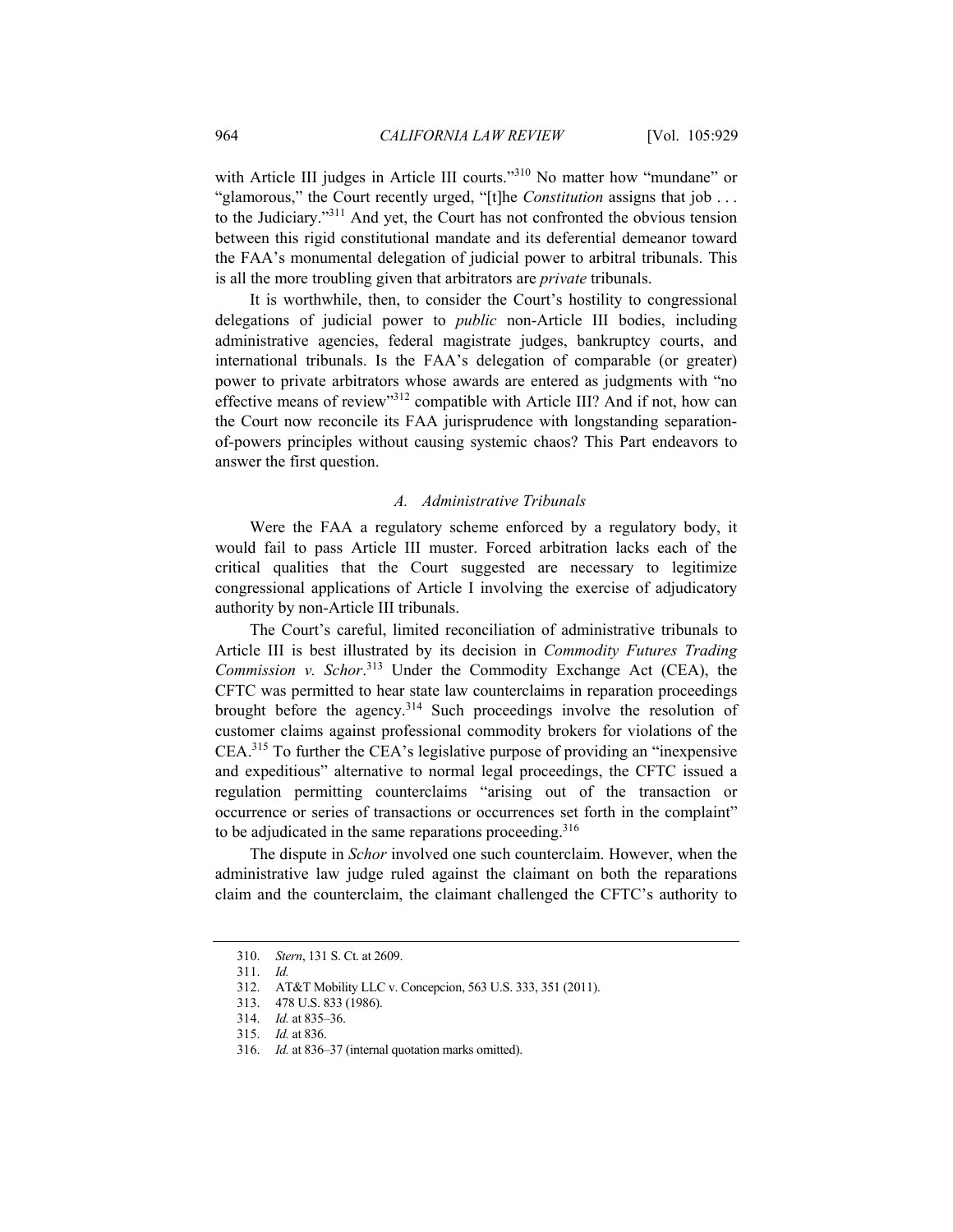with Article III judges in Article III courts."[310] No matter how "mundane" or "glamorous," the Court recently urged, "[t]he *Constitution* assigns that job . . . to the Judiciary."[311] And yet, the Court has not confronted the obvious tension between this rigid constitutional mandate and its deferential demeanor toward the FAA's monumental delegation of judicial power to arbitral tribunals. This is all the more troubling given that arbitrators are *private* tribunals.

It is worthwhile, then, to consider the Court's hostility to congressional delegations of judicial power to *public* non-Article III bodies, including administrative agencies, federal magistrate judges, bankruptcy courts, and international tribunals. Is the FAA's delegation of comparable (or greater) power to private arbitrators whose awards are entered as judgments with "no effective means of review"[312] compatible with Article III? And if not, how can the Court now reconcile its FAA jurisprudence with longstanding separation-of-powers principles without causing systemic chaos? This Part endeavors to answer the first question.

### *A. Administrative Tribunals*

Were the FAA a regulatory scheme enforced by a regulatory body, it would fail to pass Article III muster. Forced arbitration lacks each of the critical qualities that the Court suggested are necessary to legitimize congressional applications of Article I involving the exercise of adjudicatory authority by non-Article III tribunals.

The Court's careful, limited reconciliation of administrative tribunals to Article III is best illustrated by its decision in *Commodity Futures Trading Commission v. Schor*.[313] Under the Commodity Exchange Act (CEA), the CFTC was permitted to hear state law counterclaims in reparation proceedings brought before the agency.[314] Such proceedings involve the resolution of customer claims against professional commodity brokers for violations of the CEA.[315] To further the CEA's legislative purpose of providing an "inexpensive and expeditious" alternative to normal legal proceedings, the CFTC issued a regulation permitting counterclaims "arising out of the transaction or occurrence or series of transactions or occurrences set forth in the complaint" to be adjudicated in the same reparations proceeding.[316]

The dispute in *Schor* involved one such counterclaim. However, when the administrative law judge ruled against the claimant on both the reparations claim and the counterclaim, the claimant challenged the CFTC's authority to

---

310. *Stern*, 131 S. Ct. at 2609.
311. *Id.*
312. AT&T Mobility LLC v. Concepcion, 563 U.S. 333, 351 (2011).
313. 478 U.S. 833 (1986).
314. *Id.* at 835–36.
315. *Id.* at 836.
316. *Id.* at 836–37 (internal quotation marks omitted).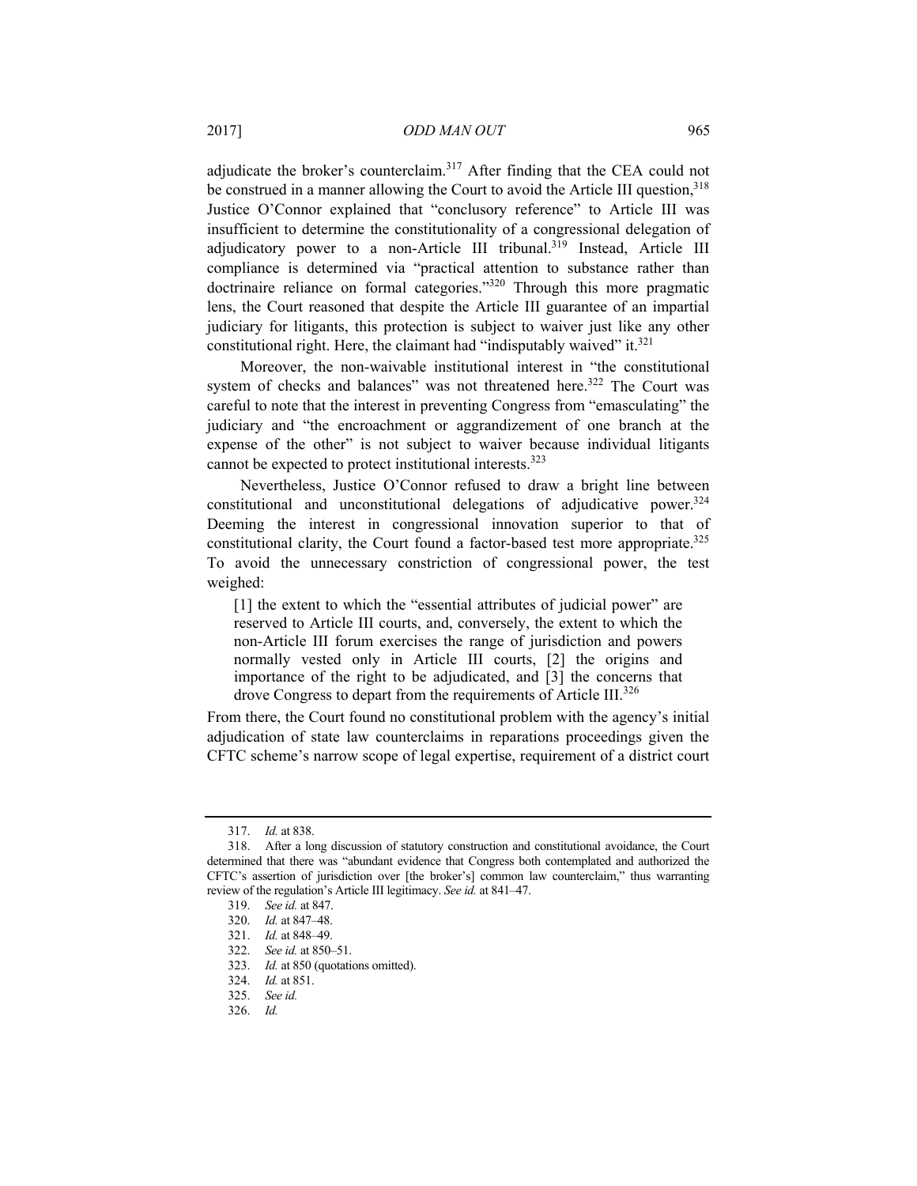adjudicate the broker's counterclaim.[317] After finding that the CEA could not be construed in a manner allowing the Court to avoid the Article III question,[318] Justice O'Connor explained that "conclusory reference" to Article III was insufficient to determine the constitutionality of a congressional delegation of adjudicatory power to a non-Article III tribunal.[319] Instead, Article III compliance is determined via "practical attention to substance rather than doctrinaire reliance on formal categories."[320] Through this more pragmatic lens, the Court reasoned that despite the Article III guarantee of an impartial judiciary for litigants, this protection is subject to waiver just like any other constitutional right. Here, the claimant had "indisputably waived" it.[321]

Moreover, the non-waivable institutional interest in "the constitutional system of checks and balances" was not threatened here.[322] The Court was careful to note that the interest in preventing Congress from "emasculating" the judiciary and "the encroachment or aggrandizement of one branch at the expense of the other" is not subject to waiver because individual litigants cannot be expected to protect institutional interests.[323]

Nevertheless, Justice O'Connor refused to draw a bright line between constitutional and unconstitutional delegations of adjudicative power.[324] Deeming the interest in congressional innovation superior to that of constitutional clarity, the Court found a factor-based test more appropriate.[325] To avoid the unnecessary constriction of congressional power, the test weighed:

> [1] the extent to which the "essential attributes of judicial power" are reserved to Article III courts, and, conversely, the extent to which the non-Article III forum exercises the range of jurisdiction and powers normally vested only in Article III courts, [2] the origins and importance of the right to be adjudicated, and [3] the concerns that drove Congress to depart from the requirements of Article III.[326]

From there, the Court found no constitutional problem with the agency's initial adjudication of state law counterclaims in reparations proceedings given the CFTC scheme's narrow scope of legal expertise, requirement of a district court

---

317. *Id.* at 838.

318. After a long discussion of statutory construction and constitutional avoidance, the Court determined that there was "abundant evidence that Congress both contemplated and authorized the CFTC's assertion of jurisdiction over [the broker's] common law counterclaim," thus warranting review of the regulation's Article III legitimacy. *See id.* at 841–47.

319. *See id.* at 847.

320. *Id.* at 847–48.

321. *Id.* at 848–49.

322. *See id.* at 850–51.

323. *Id.* at 850 (quotations omitted).

324. *Id.* at 851.

325. *See id.*

326. *Id.*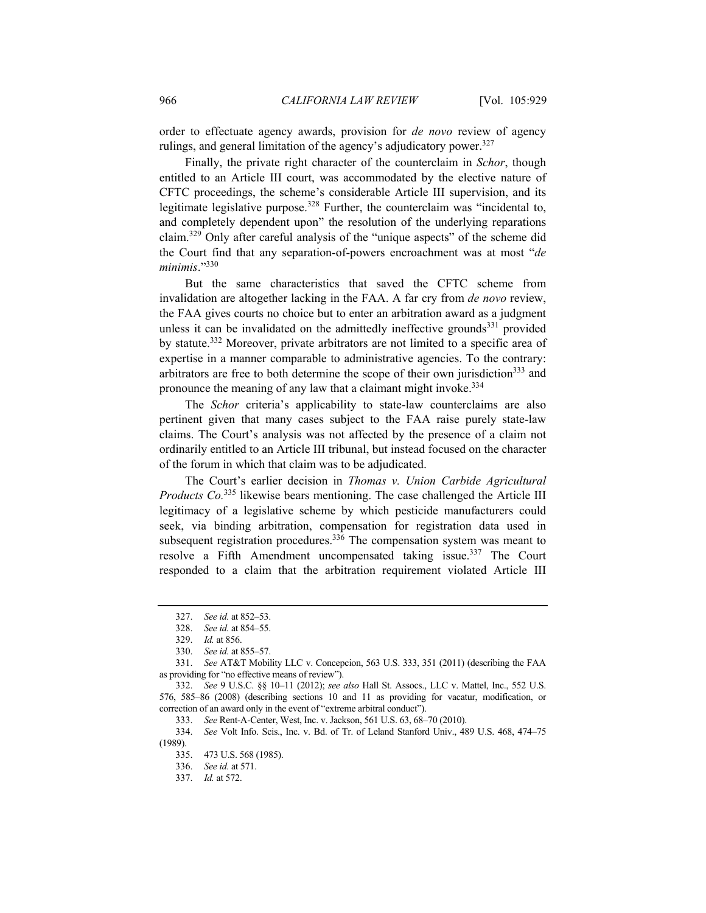order to effectuate agency awards, provision for *de novo* review of agency rulings, and general limitation of the agency's adjudicatory power.[327]

Finally, the private right character of the counterclaim in *Schor*, though entitled to an Article III court, was accommodated by the elective nature of CFTC proceedings, the scheme's considerable Article III supervision, and its legitimate legislative purpose.[328] Further, the counterclaim was "incidental to, and completely dependent upon" the resolution of the underlying reparations claim.[329] Only after careful analysis of the "unique aspects" of the scheme did the Court find that any separation-of-powers encroachment was at most "*de minimis*."[330]

But the same characteristics that saved the CFTC scheme from invalidation are altogether lacking in the FAA. A far cry from *de novo* review, the FAA gives courts no choice but to enter an arbitration award as a judgment unless it can be invalidated on the admittedly ineffective grounds[331] provided by statute.[332] Moreover, private arbitrators are not limited to a specific area of expertise in a manner comparable to administrative agencies. To the contrary: arbitrators are free to both determine the scope of their own jurisdiction[333] and pronounce the meaning of any law that a claimant might invoke.[334]

The *Schor* criteria's applicability to state-law counterclaims are also pertinent given that many cases subject to the FAA raise purely state-law claims. The Court's analysis was not affected by the presence of a claim not ordinarily entitled to an Article III tribunal, but instead focused on the character of the forum in which that claim was to be adjudicated.

The Court's earlier decision in *Thomas v. Union Carbide Agricultural Products Co.*[335] likewise bears mentioning. The case challenged the Article III legitimacy of a legislative scheme by which pesticide manufacturers could seek, via binding arbitration, compensation for registration data used in subsequent registration procedures.[336] The compensation system was meant to resolve a Fifth Amendment uncompensated taking issue.[337] The Court responded to a claim that the arbitration requirement violated Article III

---

327. *See id.* at 852–53.

328. *See id.* at 854–55.

329. *Id.* at 856.

330. *See id.* at 855–57.

331. *See* AT&T Mobility LLC v. Concepcion, 563 U.S. 333, 351 (2011) (describing the FAA as providing for "no effective means of review").

332. *See* 9 U.S.C. §§ 10–11 (2012); *see also* Hall St. Assocs., LLC v. Mattel, Inc., 552 U.S. 576, 585–86 (2008) (describing sections 10 and 11 as providing for vacatur, modification, or correction of an award only in the event of "extreme arbitral conduct").

333. *See* Rent-A-Center, West, Inc. v. Jackson, 561 U.S. 63, 68–70 (2010).

334. *See* Volt Info. Scis., Inc. v. Bd. of Tr. of Leland Stanford Univ., 489 U.S. 468, 474–75 (1989).

335. 473 U.S. 568 (1985).

336. *See id.* at 571.

337. *Id.* at 572.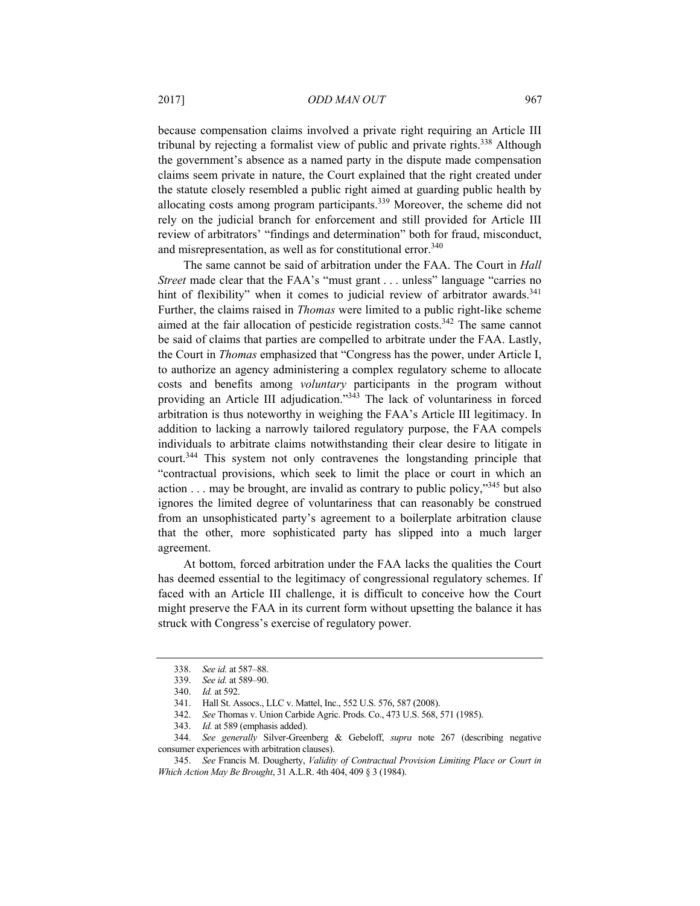because compensation claims involved a private right requiring an Article III tribunal by rejecting a formalist view of public and private rights.[338] Although the government's absence as a named party in the dispute made compensation claims seem private in nature, the Court explained that the right created under the statute closely resembled a public right aimed at guarding public health by allocating costs among program participants.[339] Moreover, the scheme did not rely on the judicial branch for enforcement and still provided for Article III review of arbitrators' "findings and determination" both for fraud, misconduct, and misrepresentation, as well as for constitutional error.[340]

The same cannot be said of arbitration under the FAA. The Court in *Hall Street* made clear that the FAA's "must grant . . . unless" language "carries no hint of flexibility" when it comes to judicial review of arbitrator awards.[341] Further, the claims raised in *Thomas* were limited to a public right-like scheme aimed at the fair allocation of pesticide registration costs.[342] The same cannot be said of claims that parties are compelled to arbitrate under the FAA. Lastly, the Court in *Thomas* emphasized that "Congress has the power, under Article I, to authorize an agency administering a complex regulatory scheme to allocate costs and benefits among *voluntary* participants in the program without providing an Article III adjudication."[343] The lack of voluntariness in forced arbitration is thus noteworthy in weighing the FAA's Article III legitimacy. In addition to lacking a narrowly tailored regulatory purpose, the FAA compels individuals to arbitrate claims notwithstanding their clear desire to litigate in court.[344] This system not only contravenes the longstanding principle that "contractual provisions, which seek to limit the place or court in which an action . . . may be brought, are invalid as contrary to public policy,"[345] but also ignores the limited degree of voluntariness that can reasonably be construed from an unsophisticated party's agreement to a boilerplate arbitration clause that the other, more sophisticated party has slipped into a much larger agreement.

At bottom, forced arbitration under the FAA lacks the qualities the Court has deemed essential to the legitimacy of congressional regulatory schemes. If faced with an Article III challenge, it is difficult to conceive how the Court might preserve the FAA in its current form without upsetting the balance it has struck with Congress's exercise of regulatory power.

---

338. *See id.* at 587–88.

339. *See id.* at 589–90.

340. *Id.* at 592.

341. Hall St. Assocs., LLC v. Mattel, Inc., 552 U.S. 576, 587 (2008).

342. *See* Thomas v. Union Carbide Agric. Prods. Co., 473 U.S. 568, 571 (1985).

343. *Id.* at 589 (emphasis added).

344. *See generally* Silver-Greenberg & Gebeloff, *supra* note 267 (describing negative consumer experiences with arbitration clauses).

345. *See* Francis M. Dougherty, *Validity of Contractual Provision Limiting Place or Court in Which Action May Be Brought*, 31 A.L.R. 4th 404, 409 § 3 (1984).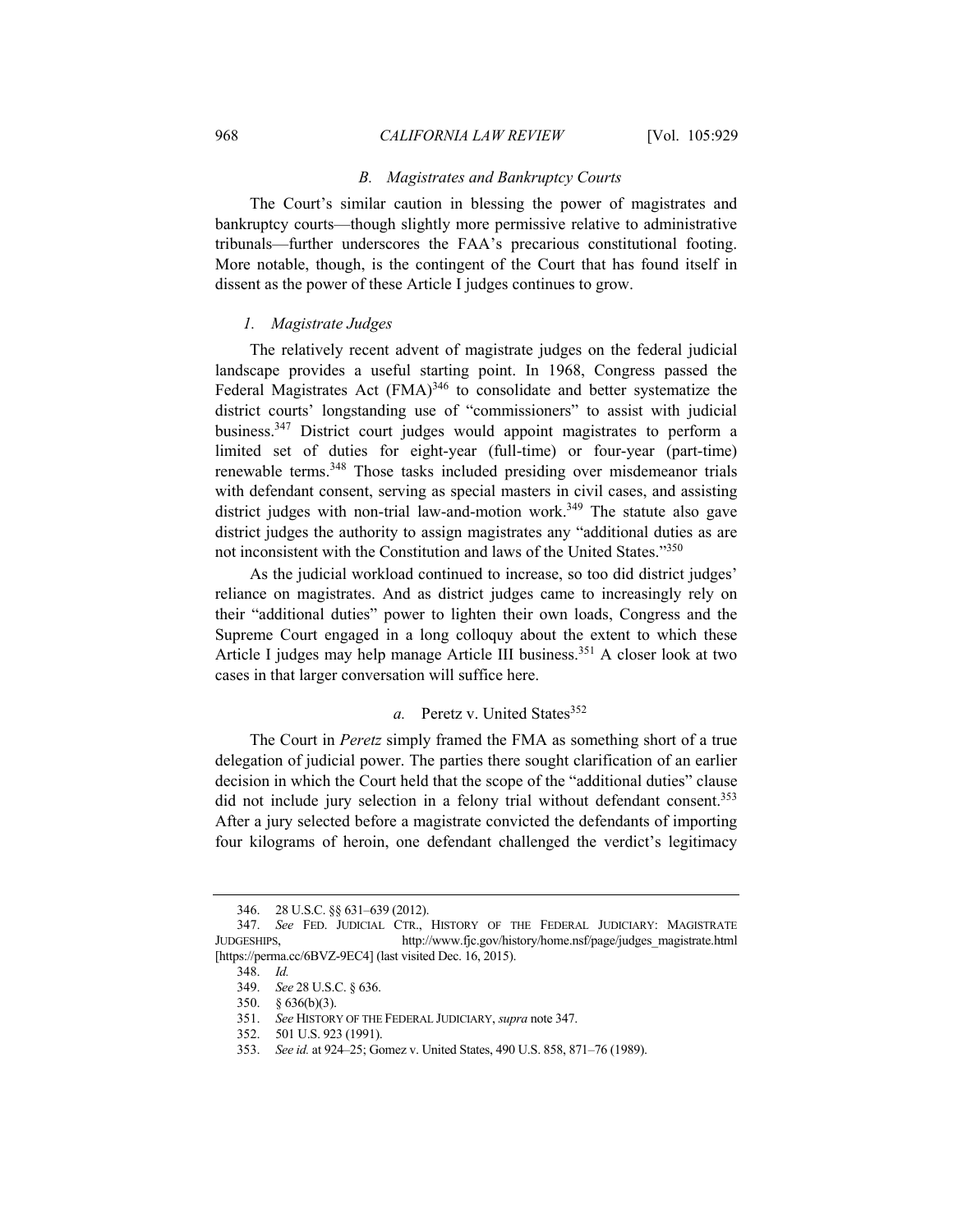### B. *Magistrates and Bankruptcy Courts*

The Court's similar caution in blessing the power of magistrates and bankruptcy courts—though slightly more permissive relative to administrative tribunals—further underscores the FAA's precarious constitutional footing. More notable, though, is the contingent of the Court that has found itself in dissent as the power of these Article I judges continues to grow.

#### 1. *Magistrate Judges*

The relatively recent advent of magistrate judges on the federal judicial landscape provides a useful starting point. In 1968, Congress passed the Federal Magistrates Act (FMA)[346] to consolidate and better systematize the district courts' longstanding use of "commissioners" to assist with judicial business.[347] District court judges would appoint magistrates to perform a limited set of duties for eight-year (full-time) or four-year (part-time) renewable terms.[348] Those tasks included presiding over misdemeanor trials with defendant consent, serving as special masters in civil cases, and assisting district judges with non-trial law-and-motion work.[349] The statute also gave district judges the authority to assign magistrates any "additional duties as are not inconsistent with the Constitution and laws of the United States."[350]

As the judicial workload continued to increase, so too did district judges' reliance on magistrates. And as district judges came to increasingly rely on their "additional duties" power to lighten their own loads, Congress and the Supreme Court engaged in a long colloquy about the extent to which these Article I judges may help manage Article III business.[351] A closer look at two cases in that larger conversation will suffice here.

##### *a.* Peretz v. United States[352]

The Court in *Peretz* simply framed the FMA as something short of a true delegation of judicial power. The parties there sought clarification of an earlier decision in which the Court held that the scope of the "additional duties" clause did not include jury selection in a felony trial without defendant consent.[353] After a jury selected before a magistrate convicted the defendants of importing four kilograms of heroin, one defendant challenged the verdict's legitimacy

---

346. 28 U.S.C. §§ 631–639 (2012).

347. *See* FED. JUDICIAL CTR., HISTORY OF THE FEDERAL JUDICIARY: MAGISTRATE JUDGESHIPS, http://www.fjc.gov/history/home.nsf/page/judges_magistrate.html [https://perma.cc/6BVZ-9EC4] (last visited Dec. 16, 2015).

348. *Id.*

349. *See* 28 U.S.C. § 636.

350. § 636(b)(3).

351. *See* HISTORY OF THE FEDERAL JUDICIARY, *supra* note 347.

352. 501 U.S. 923 (1991).

353. *See id.* at 924–25; Gomez v. United States, 490 U.S. 858, 871–76 (1989).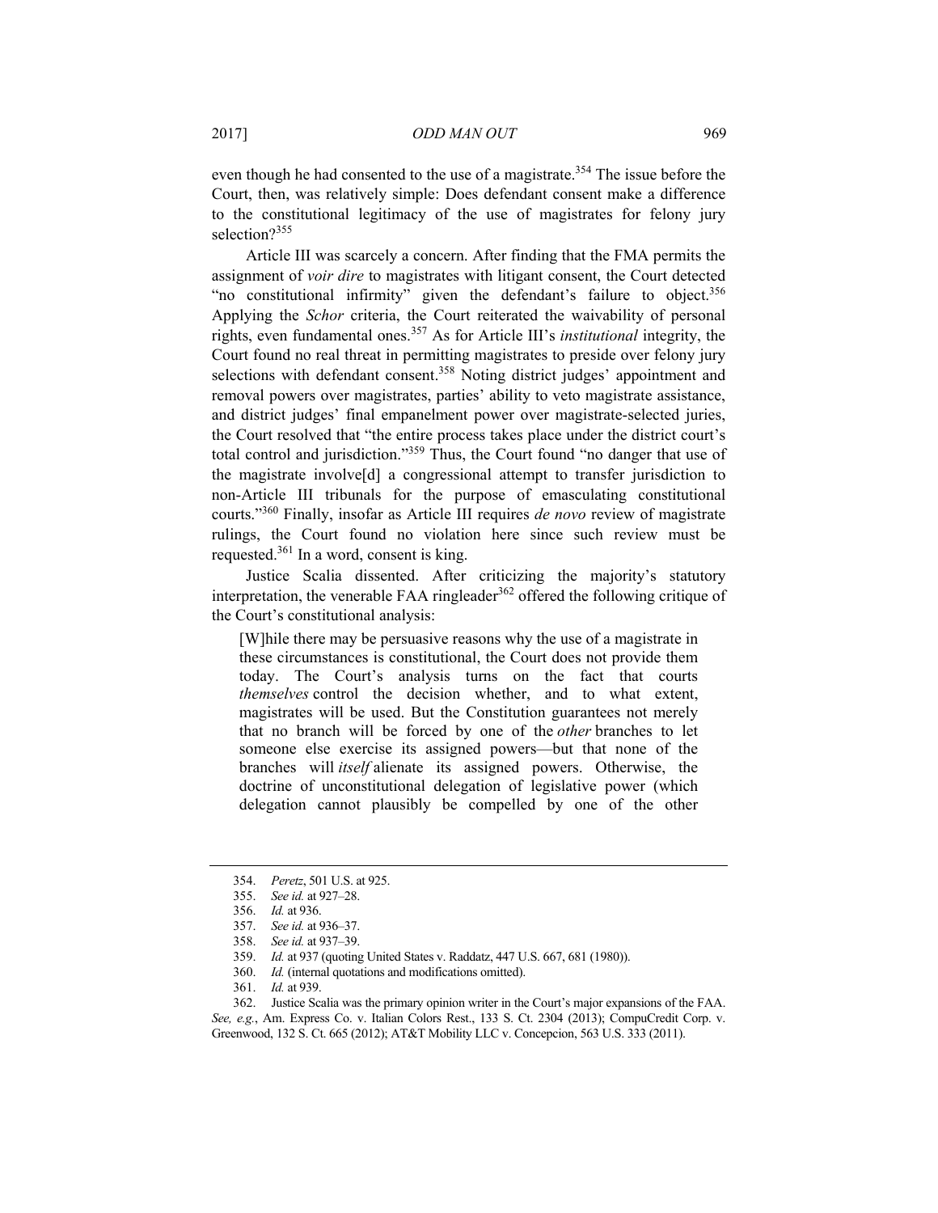even though he had consented to the use of a magistrate.[354] The issue before the Court, then, was relatively simple: Does defendant consent make a difference to the constitutional legitimacy of the use of magistrates for felony jury selection?[355]

Article III was scarcely a concern. After finding that the FMA permits the assignment of *voir dire* to magistrates with litigant consent, the Court detected "no constitutional infirmity" given the defendant's failure to object.[356] Applying the *Schor* criteria, the Court reiterated the waivability of personal rights, even fundamental ones.[357] As for Article III's *institutional* integrity, the Court found no real threat in permitting magistrates to preside over felony jury selections with defendant consent.[358] Noting district judges' appointment and removal powers over magistrates, parties' ability to veto magistrate assistance, and district judges' final empanelment power over magistrate-selected juries, the Court resolved that "the entire process takes place under the district court's total control and jurisdiction."[359] Thus, the Court found "no danger that use of the magistrate involve[d] a congressional attempt to transfer jurisdiction to non-Article III tribunals for the purpose of emasculating constitutional courts."[360] Finally, insofar as Article III requires *de novo* review of magistrate rulings, the Court found no violation here since such review must be requested.[361] In a word, consent is king.

Justice Scalia dissented. After criticizing the majority's statutory interpretation, the venerable FAA ringleader[362] offered the following critique of the Court's constitutional analysis:

> [W]hile there may be persuasive reasons why the use of a magistrate in these circumstances is constitutional, the Court does not provide them today. The Court's analysis turns on the fact that courts *themselves* control the decision whether, and to what extent, magistrates will be used. But the Constitution guarantees not merely that no branch will be forced by one of the *other* branches to let someone else exercise its assigned powers—but that none of the branches will *itself* alienate its assigned powers. Otherwise, the doctrine of unconstitutional delegation of legislative power (which delegation cannot plausibly be compelled by one of the other

---

354. *Peretz*, 501 U.S. at 925.

355. *See id.* at 927–28.

356. *Id.* at 936.

357. *See id.* at 936–37.

358. *See id.* at 937–39.

359. *Id.* at 937 (quoting United States v. Raddatz, 447 U.S. 667, 681 (1980)).

360. *Id.* (internal quotations and modifications omitted).

361. *Id.* at 939.

362. Justice Scalia was the primary opinion writer in the Court's major expansions of the FAA. *See, e.g.*, Am. Express Co. v. Italian Colors Rest., 133 S. Ct. 2304 (2013); CompuCredit Corp. v. Greenwood, 132 S. Ct. 665 (2012); AT&T Mobility LLC v. Concepcion, 563 U.S. 333 (2011).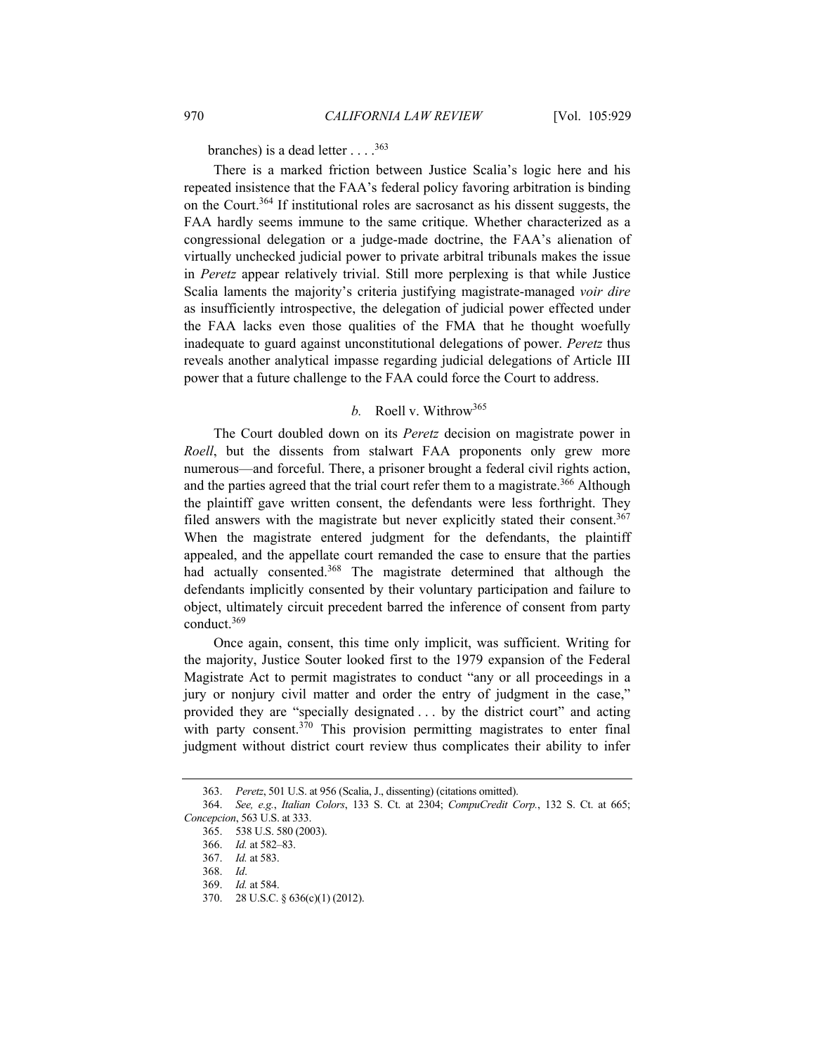branches) is a dead letter . . . .[363]

There is a marked friction between Justice Scalia's logic here and his repeated insistence that the FAA's federal policy favoring arbitration is binding on the Court.[364] If institutional roles are sacrosanct as his dissent suggests, the FAA hardly seems immune to the same critique. Whether characterized as a congressional delegation or a judge-made doctrine, the FAA's alienation of virtually unchecked judicial power to private arbitral tribunals makes the issue in *Peretz* appear relatively trivial. Still more perplexing is that while Justice Scalia laments the majority's criteria justifying magistrate-managed *voir dire* as insufficiently introspective, the delegation of judicial power effected under the FAA lacks even those qualities of the FMA that he thought woefully inadequate to guard against unconstitutional delegations of power. *Peretz* thus reveals another analytical impasse regarding judicial delegations of Article III power that a future challenge to the FAA could force the Court to address.

### *b.* Roell v. Withrow[365]

The Court doubled down on its *Peretz* decision on magistrate power in *Roell*, but the dissents from stalwart FAA proponents only grew more numerous—and forceful. There, a prisoner brought a federal civil rights action, and the parties agreed that the trial court refer them to a magistrate.[366] Although the plaintiff gave written consent, the defendants were less forthright. They filed answers with the magistrate but never explicitly stated their consent.[367] When the magistrate entered judgment for the defendants, the plaintiff appealed, and the appellate court remanded the case to ensure that the parties had actually consented.[368] The magistrate determined that although the defendants implicitly consented by their voluntary participation and failure to object, ultimately circuit precedent barred the inference of consent from party conduct.[369]

Once again, consent, this time only implicit, was sufficient. Writing for the majority, Justice Souter looked first to the 1979 expansion of the Federal Magistrate Act to permit magistrates to conduct "any or all proceedings in a jury or nonjury civil matter and order the entry of judgment in the case," provided they are "specially designated . . . by the district court" and acting with party consent.[370] This provision permitting magistrates to enter final judgment without district court review thus complicates their ability to infer

---

363. *Peretz*, 501 U.S. at 956 (Scalia, J., dissenting) (citations omitted).

364. *See, e.g.*, *Italian Colors*, 133 S. Ct. at 2304; *CompuCredit Corp.*, 132 S. Ct. at 665; *Concepcion*, 563 U.S. at 333.

365. 538 U.S. 580 (2003).

366. *Id.* at 582–83.

367. *Id.* at 583.

368. *Id*.

369. *Id.* at 584.

370. 28 U.S.C. § 636(c)(1) (2012).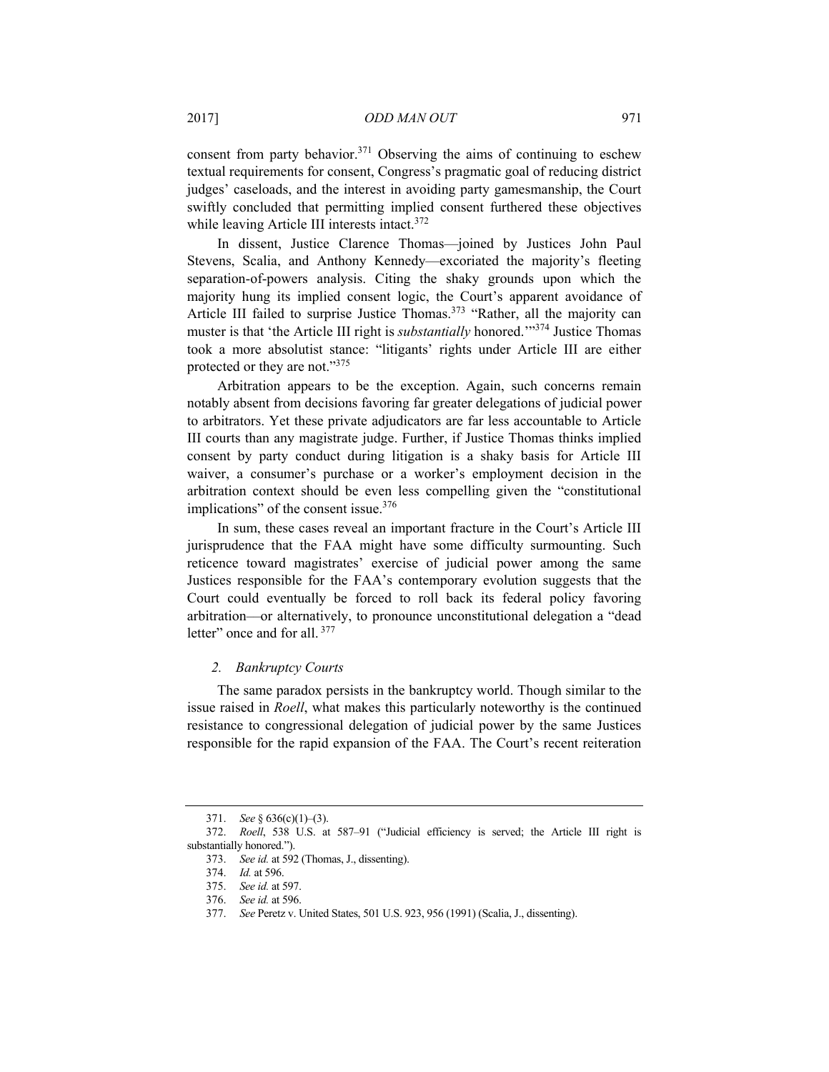consent from party behavior.[371] Observing the aims of continuing to eschew textual requirements for consent, Congress's pragmatic goal of reducing district judges' caseloads, and the interest in avoiding party gamesmanship, the Court swiftly concluded that permitting implied consent furthered these objectives while leaving Article III interests intact.[372]

In dissent, Justice Clarence Thomas—joined by Justices John Paul Stevens, Scalia, and Anthony Kennedy—excoriated the majority's fleeting separation-of-powers analysis. Citing the shaky grounds upon which the majority hung its implied consent logic, the Court's apparent avoidance of Article III failed to surprise Justice Thomas.[373] "Rather, all the majority can muster is that 'the Article III right is *substantially* honored.'"[374] Justice Thomas took a more absolutist stance: "litigants' rights under Article III are either protected or they are not."[375]

Arbitration appears to be the exception. Again, such concerns remain notably absent from decisions favoring far greater delegations of judicial power to arbitrators. Yet these private adjudicators are far less accountable to Article III courts than any magistrate judge. Further, if Justice Thomas thinks implied consent by party conduct during litigation is a shaky basis for Article III waiver, a consumer's purchase or a worker's employment decision in the arbitration context should be even less compelling given the "constitutional implications" of the consent issue.[376]

In sum, these cases reveal an important fracture in the Court's Article III jurisprudence that the FAA might have some difficulty surmounting. Such reticence toward magistrates' exercise of judicial power among the same Justices responsible for the FAA's contemporary evolution suggests that the Court could eventually be forced to roll back its federal policy favoring arbitration—or alternatively, to pronounce unconstitutional delegation a "dead letter" once and for all.[377]

### *2. Bankruptcy Courts*

The same paradox persists in the bankruptcy world. Though similar to the issue raised in *Roell*, what makes this particularly noteworthy is the continued resistance to congressional delegation of judicial power by the same Justices responsible for the rapid expansion of the FAA. The Court's recent reiteration

---

371. *See* § 636(c)(1)–(3).

372. *Roell*, 538 U.S. at 587–91 ("Judicial efficiency is served; the Article III right is substantially honored.").

373. *See id.* at 592 (Thomas, J., dissenting).

374. *Id.* at 596.

375. *See id.* at 597.

376. *See id.* at 596.

377. *See* Peretz v. United States, 501 U.S. 923, 956 (1991) (Scalia, J., dissenting).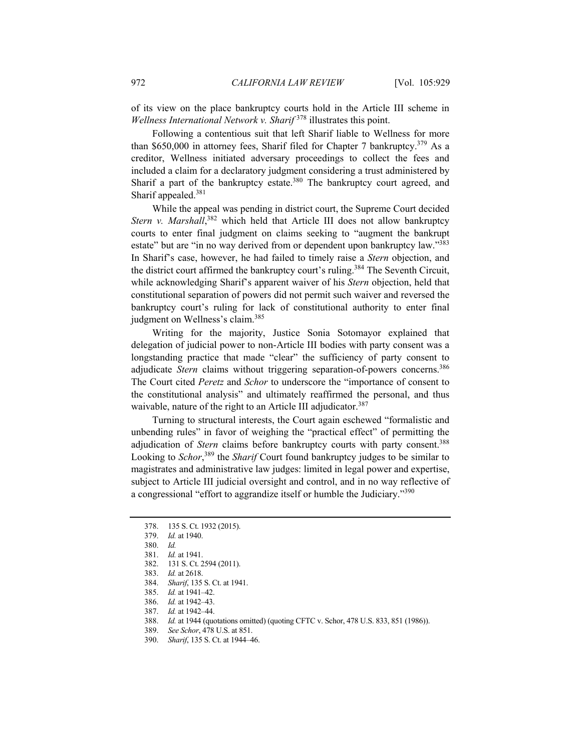of its view on the place bankruptcy courts hold in the Article III scheme in *Wellness International Network v. Sharif*[378] illustrates this point.

Following a contentious suit that left Sharif liable to Wellness for more than $650,000 in attorney fees, Sharif filed for Chapter 7 bankruptcy.[379] As a creditor, Wellness initiated adversary proceedings to collect the fees and included a claim for a declaratory judgment considering a trust administered by Sharif a part of the bankruptcy estate.[380] The bankruptcy court agreed, and Sharif appealed.[381]

While the appeal was pending in district court, the Supreme Court decided *Stern v. Marshall*,[382] which held that Article III does not allow bankruptcy courts to enter final judgment on claims seeking to "augment the bankrupt estate" but are "in no way derived from or dependent upon bankruptcy law."[383] In Sharif's case, however, he had failed to timely raise a *Stern* objection, and the district court affirmed the bankruptcy court's ruling.[384] The Seventh Circuit, while acknowledging Sharif's apparent waiver of his *Stern* objection, held that constitutional separation of powers did not permit such waiver and reversed the bankruptcy court's ruling for lack of constitutional authority to enter final judgment on Wellness's claim.[385]

Writing for the majority, Justice Sonia Sotomayor explained that delegation of judicial power to non-Article III bodies with party consent was a longstanding practice that made "clear" the sufficiency of party consent to adjudicate *Stern* claims without triggering separation-of-powers concerns.[386] The Court cited *Peretz* and *Schor* to underscore the "importance of consent to the constitutional analysis" and ultimately reaffirmed the personal, and thus waivable, nature of the right to an Article III adjudicator.[387]

Turning to structural interests, the Court again eschewed "formalistic and unbending rules" in favor of weighing the "practical effect" of permitting the adjudication of *Stern* claims before bankruptcy courts with party consent.[388] Looking to *Schor*,[389] the *Sharif* Court found bankruptcy judges to be similar to magistrates and administrative law judges: limited in legal power and expertise, subject to Article III judicial oversight and control, and in no way reflective of a congressional "effort to aggrandize itself or humble the Judiciary."[390]

---

378. 135 S. Ct. 1932 (2015).
379. *Id.* at 1940.
380. *Id.*
381. *Id.* at 1941.
382. 131 S. Ct. 2594 (2011).
383. *Id.* at 2618.
384. *Sharif*, 135 S. Ct. at 1941.
385. *Id.* at 1941–42.
386. *Id.* at 1942–43.
387. *Id.* at 1942–44.
388. *Id.* at 1944 (quotations omitted) (quoting CFTC v. Schor, 478 U.S. 833, 851 (1986)).
389. *See Schor*, 478 U.S. at 851.
390. *Sharif*, 135 S. Ct. at 1944–46.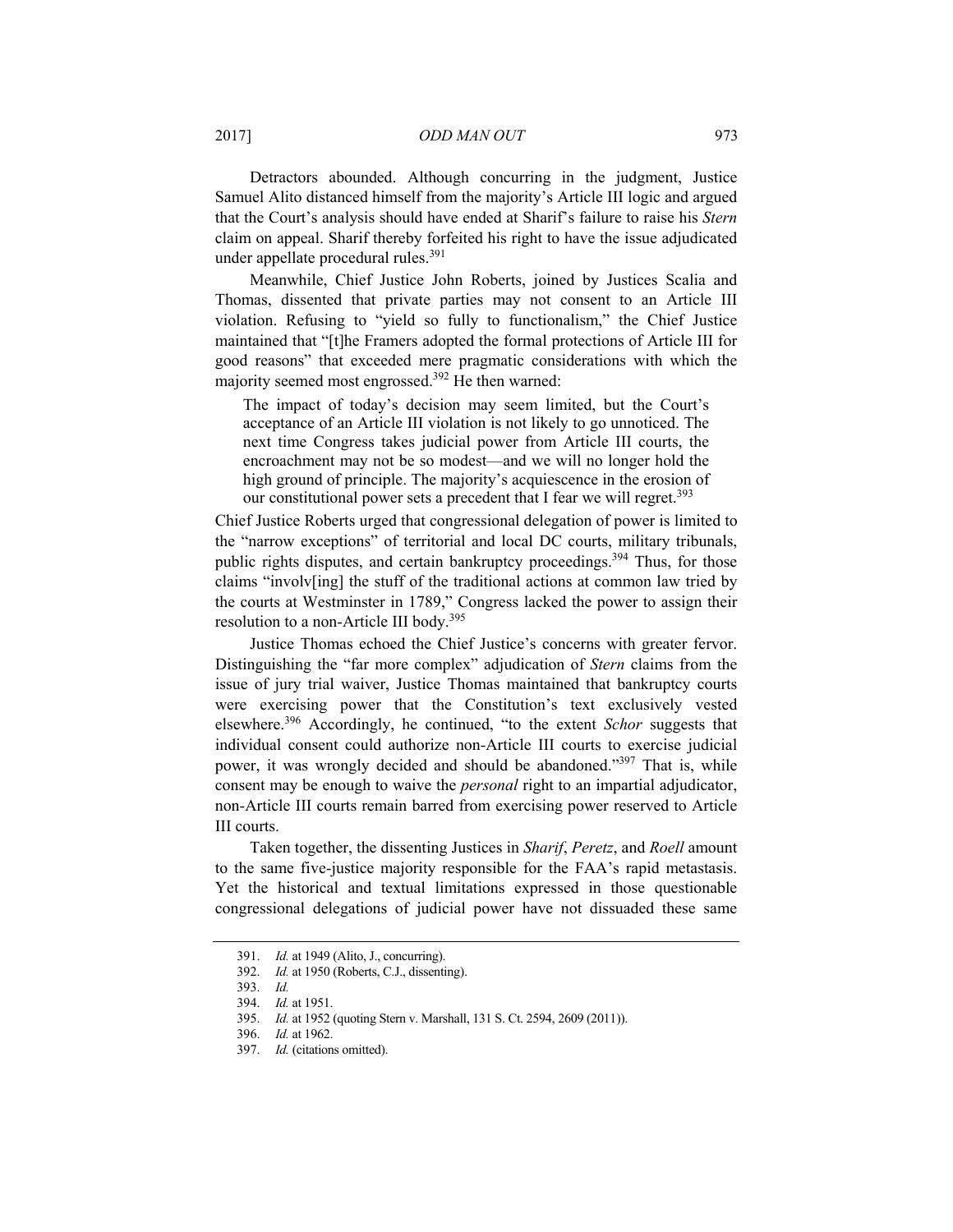Detractors abounded. Although concurring in the judgment, Justice Samuel Alito distanced himself from the majority's Article III logic and argued that the Court's analysis should have ended at Sharif's failure to raise his *Stern* claim on appeal. Sharif thereby forfeited his right to have the issue adjudicated under appellate procedural rules.[391]

Meanwhile, Chief Justice John Roberts, joined by Justices Scalia and Thomas, dissented that private parties may not consent to an Article III violation. Refusing to "yield so fully to functionalism," the Chief Justice maintained that "[t]he Framers adopted the formal protections of Article III for good reasons" that exceeded mere pragmatic considerations with which the majority seemed most engrossed.[392] He then warned:

> The impact of today's decision may seem limited, but the Court's acceptance of an Article III violation is not likely to go unnoticed. The next time Congress takes judicial power from Article III courts, the encroachment may not be so modest—and we will no longer hold the high ground of principle. The majority's acquiescence in the erosion of our constitutional power sets a precedent that I fear we will regret.[393]

Chief Justice Roberts urged that congressional delegation of power is limited to the "narrow exceptions" of territorial and local DC courts, military tribunals, public rights disputes, and certain bankruptcy proceedings.[394] Thus, for those claims "involv[ing] the stuff of the traditional actions at common law tried by the courts at Westminster in 1789," Congress lacked the power to assign their resolution to a non-Article III body.[395]

Justice Thomas echoed the Chief Justice's concerns with greater fervor. Distinguishing the "far more complex" adjudication of *Stern* claims from the issue of jury trial waiver, Justice Thomas maintained that bankruptcy courts were exercising power that the Constitution's text exclusively vested elsewhere.[396] Accordingly, he continued, "to the extent *Schor* suggests that individual consent could authorize non-Article III courts to exercise judicial power, it was wrongly decided and should be abandoned."[397] That is, while consent may be enough to waive the *personal* right to an impartial adjudicator, non-Article III courts remain barred from exercising power reserved to Article III courts.

Taken together, the dissenting Justices in *Sharif*, *Peretz*, and *Roell* amount to the same five-justice majority responsible for the FAA's rapid metastasis. Yet the historical and textual limitations expressed in those questionable congressional delegations of judicial power have not dissuaded these same

---

391. *Id.* at 1949 (Alito, J., concurring).

392. *Id.* at 1950 (Roberts, C.J., dissenting).

393. *Id.*

394. *Id.* at 1951.

395. *Id.* at 1952 (quoting Stern v. Marshall, 131 S. Ct. 2594, 2609 (2011)).

396. *Id.* at 1962.

397. *Id.* (citations omitted).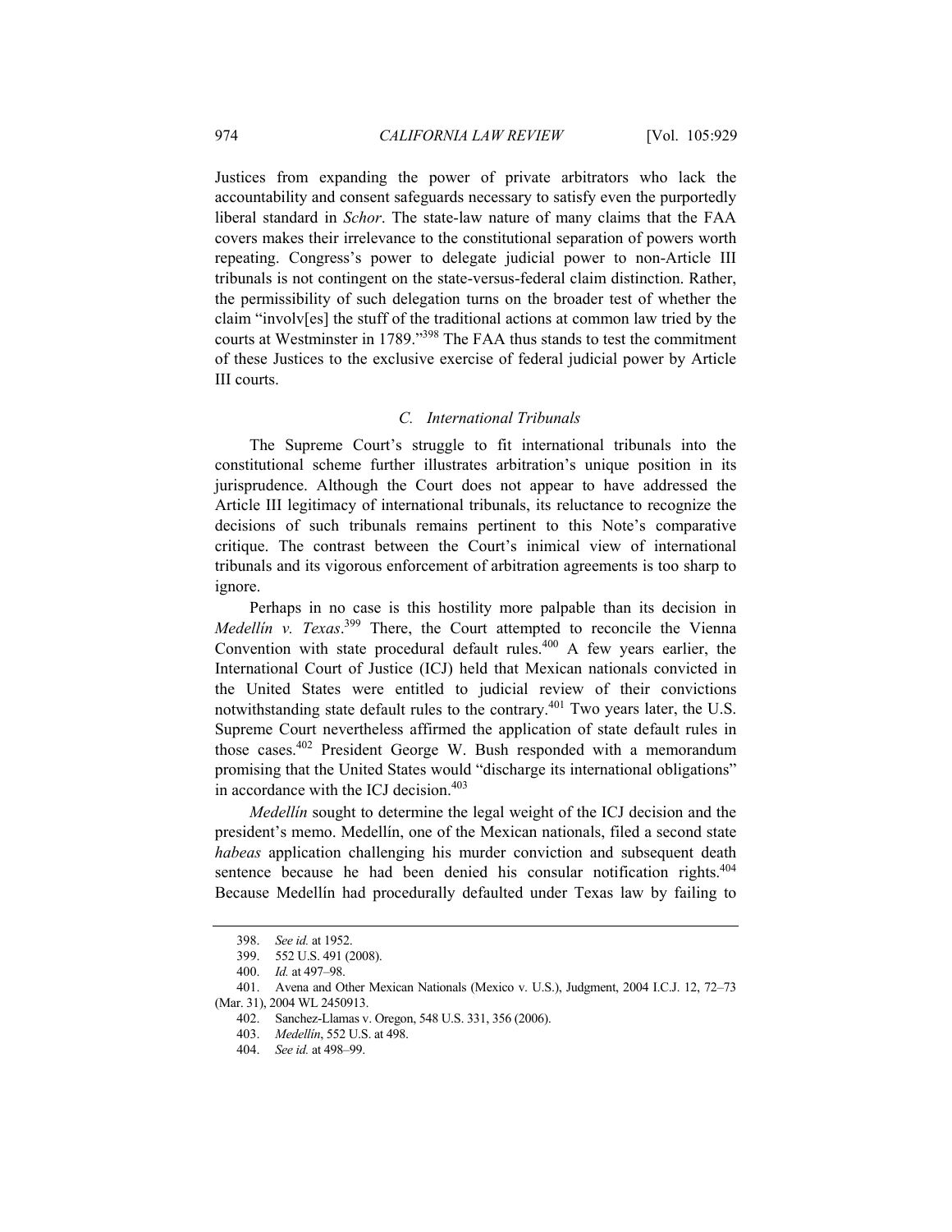Justices from expanding the power of private arbitrators who lack the accountability and consent safeguards necessary to satisfy even the purportedly liberal standard in *Schor*. The state-law nature of many claims that the FAA covers makes their irrelevance to the constitutional separation of powers worth repeating. Congress's power to delegate judicial power to non-Article III tribunals is not contingent on the state-versus-federal claim distinction. Rather, the permissibility of such delegation turns on the broader test of whether the claim "involv[es] the stuff of the traditional actions at common law tried by the courts at Westminster in 1789."[398] The FAA thus stands to test the commitment of these Justices to the exclusive exercise of federal judicial power by Article III courts.

### *C. International Tribunals*

The Supreme Court's struggle to fit international tribunals into the constitutional scheme further illustrates arbitration's unique position in its jurisprudence. Although the Court does not appear to have addressed the Article III legitimacy of international tribunals, its reluctance to recognize the decisions of such tribunals remains pertinent to this Note's comparative critique. The contrast between the Court's inimical view of international tribunals and its vigorous enforcement of arbitration agreements is too sharp to ignore.

Perhaps in no case is this hostility more palpable than its decision in *Medellín v. Texas*.[399] There, the Court attempted to reconcile the Vienna Convention with state procedural default rules.[400] A few years earlier, the International Court of Justice (ICJ) held that Mexican nationals convicted in the United States were entitled to judicial review of their convictions notwithstanding state default rules to the contrary.[401] Two years later, the U.S. Supreme Court nevertheless affirmed the application of state default rules in those cases.[402] President George W. Bush responded with a memorandum promising that the United States would "discharge its international obligations" in accordance with the ICJ decision.[403]

*Medellín* sought to determine the legal weight of the ICJ decision and the president's memo. Medellín, one of the Mexican nationals, filed a second state *habeas* application challenging his murder conviction and subsequent death sentence because he had been denied his consular notification rights.[404] Because Medellín had procedurally defaulted under Texas law by failing to

---

398. *See id.* at 1952.

399. 552 U.S. 491 (2008).

400. *Id.* at 497–98.

401. Avena and Other Mexican Nationals (Mexico v. U.S.), Judgment, 2004 I.C.J. 12, 72–73 (Mar. 31), 2004 WL 2450913.

402. Sanchez-Llamas v. Oregon, 548 U.S. 331, 356 (2006).

403. *Medellín*, 552 U.S. at 498.

404. *See id.* at 498–99.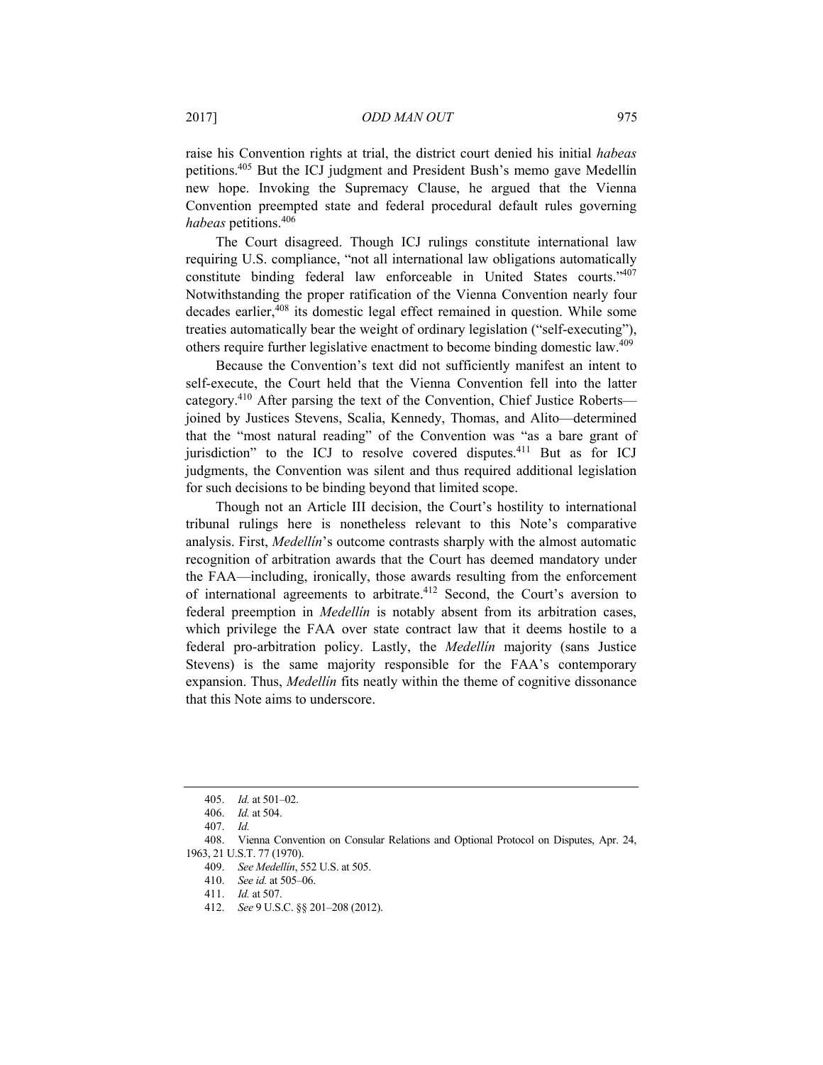raise his Convention rights at trial, the district court denied his initial *habeas* petitions.[405] But the ICJ judgment and President Bush's memo gave Medellín new hope. Invoking the Supremacy Clause, he argued that the Vienna Convention preempted state and federal procedural default rules governing *habeas* petitions.[406]

The Court disagreed. Though ICJ rulings constitute international law requiring U.S. compliance, "not all international law obligations automatically constitute binding federal law enforceable in United States courts."[407] Notwithstanding the proper ratification of the Vienna Convention nearly four decades earlier,[408] its domestic legal effect remained in question. While some treaties automatically bear the weight of ordinary legislation ("self-executing"), others require further legislative enactment to become binding domestic law.[409]

Because the Convention's text did not sufficiently manifest an intent to self-execute, the Court held that the Vienna Convention fell into the latter category.[410] After parsing the text of the Convention, Chief Justice Roberts—joined by Justices Stevens, Scalia, Kennedy, Thomas, and Alito—determined that the "most natural reading" of the Convention was "as a bare grant of jurisdiction" to the ICJ to resolve covered disputes.[411] But as for ICJ judgments, the Convention was silent and thus required additional legislation for such decisions to be binding beyond that limited scope.

Though not an Article III decision, the Court's hostility to international tribunal rulings here is nonetheless relevant to this Note's comparative analysis. First, *Medellín*'s outcome contrasts sharply with the almost automatic recognition of arbitration awards that the Court has deemed mandatory under the FAA—including, ironically, those awards resulting from the enforcement of international agreements to arbitrate.[412] Second, the Court's aversion to federal preemption in *Medellín* is notably absent from its arbitration cases, which privilege the FAA over state contract law that it deems hostile to a federal pro-arbitration policy. Lastly, the *Medellín* majority (sans Justice Stevens) is the same majority responsible for the FAA's contemporary expansion. Thus, *Medellín* fits neatly within the theme of cognitive dissonance that this Note aims to underscore.

---

405. *Id.* at 501–02.

406. *Id.* at 504.

407. *Id.*

408. Vienna Convention on Consular Relations and Optional Protocol on Disputes, Apr. 24, 1963, 21 U.S.T. 77 (1970).

409. *See Medellín*, 552 U.S. at 505.

410. *See id.* at 505–06.

411. *Id.* at 507.

412. *See* 9 U.S.C. §§ 201–208 (2012).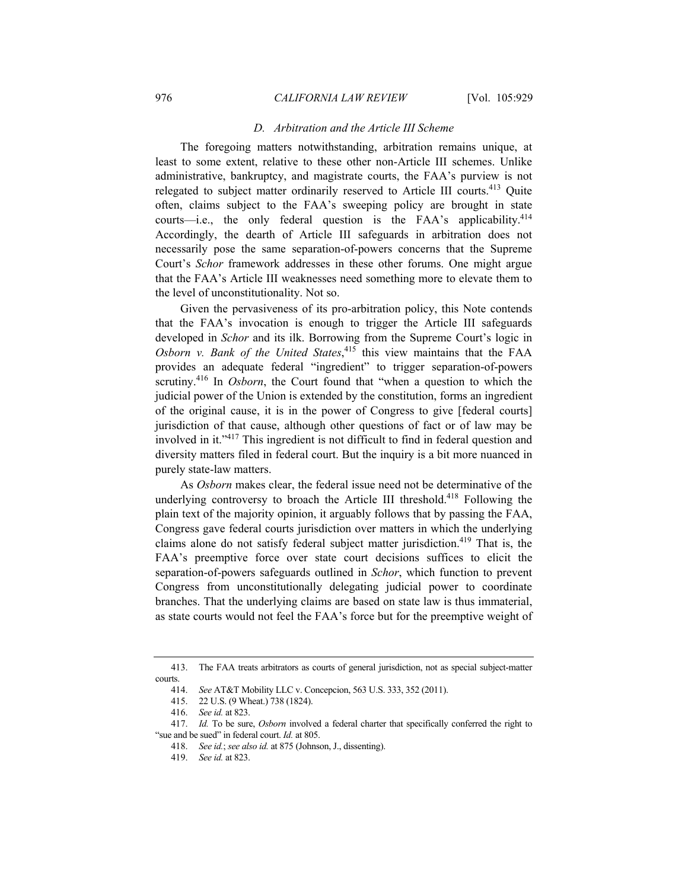### D. Arbitration and the Article III Scheme

The foregoing matters notwithstanding, arbitration remains unique, at least to some extent, relative to these other non-Article III schemes. Unlike administrative, bankruptcy, and magistrate courts, the FAA's purview is not relegated to subject matter ordinarily reserved to Article III courts.[413] Quite often, claims subject to the FAA's sweeping policy are brought in state courts—i.e., the only federal question is the FAA's applicability.[414] Accordingly, the dearth of Article III safeguards in arbitration does not necessarily pose the same separation-of-powers concerns that the Supreme Court's *Schor* framework addresses in these other forums. One might argue that the FAA's Article III weaknesses need something more to elevate them to the level of unconstitutionality. Not so.

Given the pervasiveness of its pro-arbitration policy, this Note contends that the FAA's invocation is enough to trigger the Article III safeguards developed in *Schor* and its ilk. Borrowing from the Supreme Court's logic in *Osborn v. Bank of the United States*,[415] this view maintains that the FAA provides an adequate federal "ingredient" to trigger separation-of-powers scrutiny.[416] In *Osborn*, the Court found that "when a question to which the judicial power of the Union is extended by the constitution, forms an ingredient of the original cause, it is in the power of Congress to give [federal courts] jurisdiction of that cause, although other questions of fact or of law may be involved in it."[417] This ingredient is not difficult to find in federal question and diversity matters filed in federal court. But the inquiry is a bit more nuanced in purely state-law matters.

As *Osborn* makes clear, the federal issue need not be determinative of the underlying controversy to broach the Article III threshold.[418] Following the plain text of the majority opinion, it arguably follows that by passing the FAA, Congress gave federal courts jurisdiction over matters in which the underlying claims alone do not satisfy federal subject matter jurisdiction.[419] That is, the FAA's preemptive force over state court decisions suffices to elicit the separation-of-powers safeguards outlined in *Schor*, which function to prevent Congress from unconstitutionally delegating judicial power to coordinate branches. That the underlying claims are based on state law is thus immaterial, as state courts would not feel the FAA's force but for the preemptive weight of

---

413. The FAA treats arbitrators as courts of general jurisdiction, not as special subject-matter courts.

414. *See* AT&T Mobility LLC v. Concepcion, 563 U.S. 333, 352 (2011).

415. 22 U.S. (9 Wheat.) 738 (1824).

416. *See id.* at 823.

417. *Id.* To be sure, *Osborn* involved a federal charter that specifically conferred the right to "sue and be sued" in federal court. *Id.* at 805.

418. *See id.*; *see also id.* at 875 (Johnson, J., dissenting).

419. *See id.* at 823.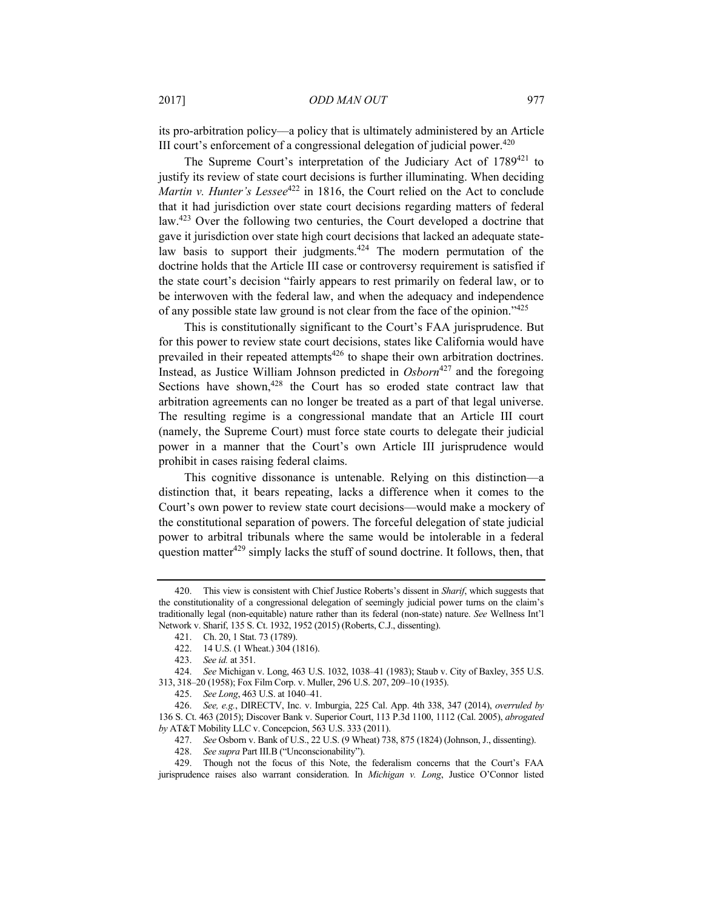its pro-arbitration policy—a policy that is ultimately administered by an Article III court's enforcement of a congressional delegation of judicial power.[420]

The Supreme Court's interpretation of the Judiciary Act of 1789[421] to justify its review of state court decisions is further illuminating. When deciding *Martin v. Hunter's Lessee*[422] in 1816, the Court relied on the Act to conclude that it had jurisdiction over state court decisions regarding matters of federal law.[423] Over the following two centuries, the Court developed a doctrine that gave it jurisdiction over state high court decisions that lacked an adequate state-law basis to support their judgments.[424] The modern permutation of the doctrine holds that the Article III case or controversy requirement is satisfied if the state court's decision "fairly appears to rest primarily on federal law, or to be interwoven with the federal law, and when the adequacy and independence of any possible state law ground is not clear from the face of the opinion."[425]

This is constitutionally significant to the Court's FAA jurisprudence. But for this power to review state court decisions, states like California would have prevailed in their repeated attempts[426] to shape their own arbitration doctrines. Instead, as Justice William Johnson predicted in *Osborn*[427] and the foregoing Sections have shown,[428] the Court has so eroded state contract law that arbitration agreements can no longer be treated as a part of that legal universe. The resulting regime is a congressional mandate that an Article III court (namely, the Supreme Court) must force state courts to delegate their judicial power in a manner that the Court's own Article III jurisprudence would prohibit in cases raising federal claims.

This cognitive dissonance is untenable. Relying on this distinction—a distinction that, it bears repeating, lacks a difference when it comes to the Court's own power to review state court decisions—would make a mockery of the constitutional separation of powers. The forceful delegation of state judicial power to arbitral tribunals where the same would be intolerable in a federal question matter[429] simply lacks the stuff of sound doctrine. It follows, then, that

---

420. This view is consistent with Chief Justice Roberts's dissent in *Sharif*, which suggests that the constitutionality of a congressional delegation of seemingly judicial power turns on the claim's traditionally legal (non-equitable) nature rather than its federal (non-state) nature. *See* Wellness Int'l Network v. Sharif, 135 S. Ct. 1932, 1952 (2015) (Roberts, C.J., dissenting).

421. Ch. 20, 1 Stat. 73 (1789).

422. 14 U.S. (1 Wheat.) 304 (1816).

423. *See id.* at 351.

424. *See* Michigan v. Long, 463 U.S. 1032, 1038–41 (1983); Staub v. City of Baxley, 355 U.S. 313, 318–20 (1958); Fox Film Corp. v. Muller, 296 U.S. 207, 209–10 (1935).

425. *See Long*, 463 U.S. at 1040–41.

426. *See, e.g.*, DIRECTV, Inc. v. Imburgia, 225 Cal. App. 4th 338, 347 (2014), *overruled by* 136 S. Ct. 463 (2015); Discover Bank v. Superior Court, 113 P.3d 1100, 1112 (Cal. 2005), *abrogated by* AT&T Mobility LLC v. Concepcion, 563 U.S. 333 (2011).

427. *See* Osborn v. Bank of U.S., 22 U.S. (9 Wheat) 738, 875 (1824) (Johnson, J., dissenting).

428. *See supra* Part III.B ("Unconscionability").

429. Though not the focus of this Note, the federalism concerns that the Court's FAA jurisprudence raises also warrant consideration. In *Michigan v. Long*, Justice O'Connor listed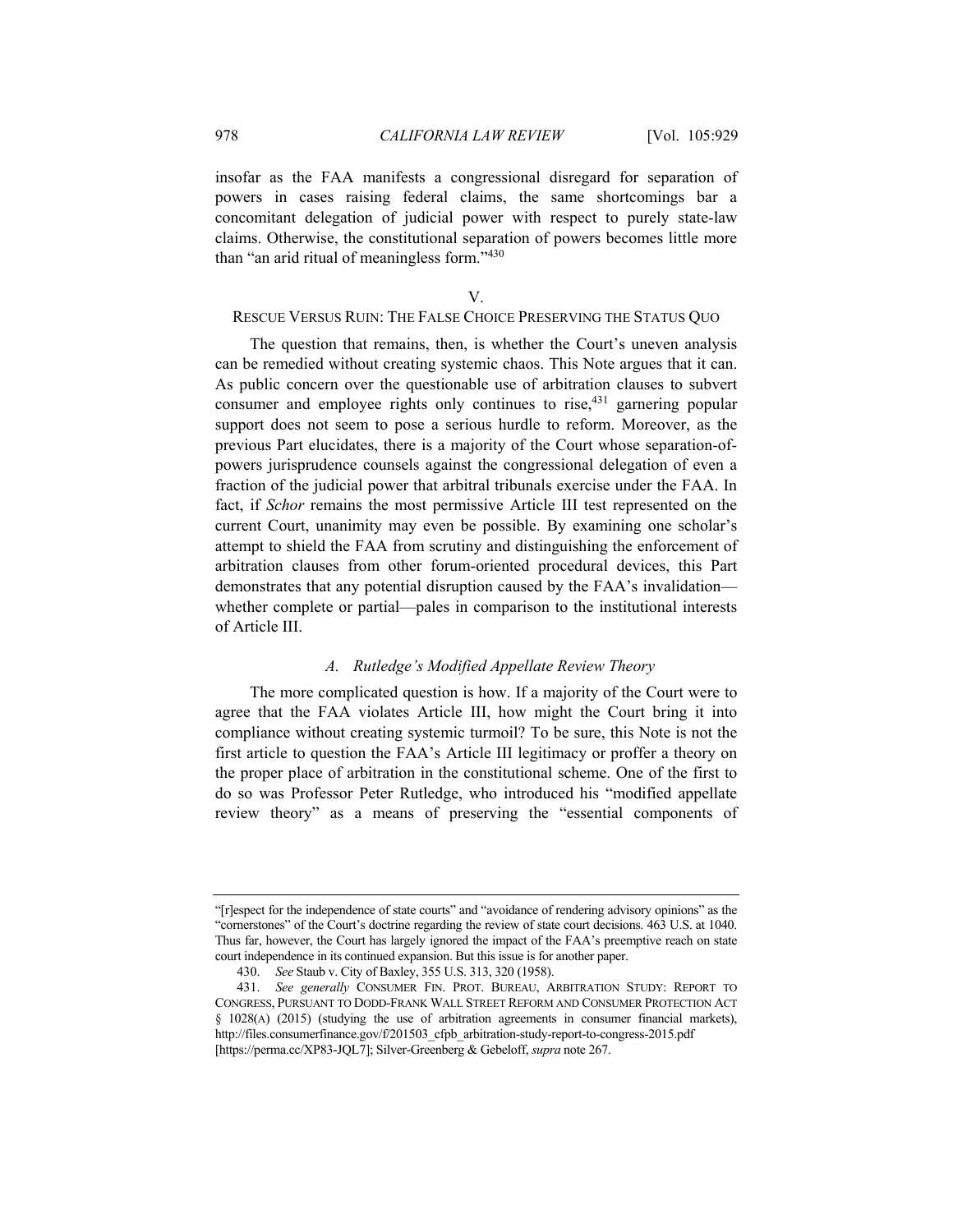insofar as the FAA manifests a congressional disregard for separation of powers in cases raising federal claims, the same shortcomings bar a concomitant delegation of judicial power with respect to purely state-law claims. Otherwise, the constitutional separation of powers becomes little more than "an arid ritual of meaningless form."[430]

## V.
## RESCUE VERSUS RUIN: THE FALSE CHOICE PRESERVING THE STATUS QUO

The question that remains, then, is whether the Court's uneven analysis can be remedied without creating systemic chaos. This Note argues that it can. As public concern over the questionable use of arbitration clauses to subvert consumer and employee rights only continues to rise,[431] garnering popular support does not seem to pose a serious hurdle to reform. Moreover, as the previous Part elucidates, there is a majority of the Court whose separation-of-powers jurisprudence counsels against the congressional delegation of even a fraction of the judicial power that arbitral tribunals exercise under the FAA. In fact, if *Schor* remains the most permissive Article III test represented on the current Court, unanimity may even be possible. By examining one scholar's attempt to shield the FAA from scrutiny and distinguishing the enforcement of arbitration clauses from other forum-oriented procedural devices, this Part demonstrates that any potential disruption caused by the FAA's invalidation—whether complete or partial—pales in comparison to the institutional interests of Article III.

### *A. Rutledge's Modified Appellate Review Theory*

The more complicated question is how. If a majority of the Court were to agree that the FAA violates Article III, how might the Court bring it into compliance without creating systemic turmoil? To be sure, this Note is not the first article to question the FAA's Article III legitimacy or proffer a theory on the proper place of arbitration in the constitutional scheme. One of the first to do so was Professor Peter Rutledge, who introduced his "modified appellate review theory" as a means of preserving the "essential components of

---

"[r]espect for the independence of state courts" and "avoidance of rendering advisory opinions" as the "cornerstones" of the Court's doctrine regarding the review of state court decisions. 463 U.S. at 1040. Thus far, however, the Court has largely ignored the impact of the FAA's preemptive reach on state court independence in its continued expansion. But this issue is for another paper.

430. *See* Staub v. City of Baxley, 355 U.S. 313, 320 (1958).

431. *See generally* CONSUMER FIN. PROT. BUREAU, ARBITRATION STUDY: REPORT TO CONGRESS, PURSUANT TO DODD-FRANK WALL STREET REFORM AND CONSUMER PROTECTION ACT § 1028(A) (2015) (studying the use of arbitration agreements in consumer financial markets), http://files.consumerfinance.gov/f/201503_cfpb_arbitration-study-report-to-congress-2015.pdf [https://perma.cc/XP83-JQL7]; Silver-Greenberg & Gebeloff, *supra* note 267.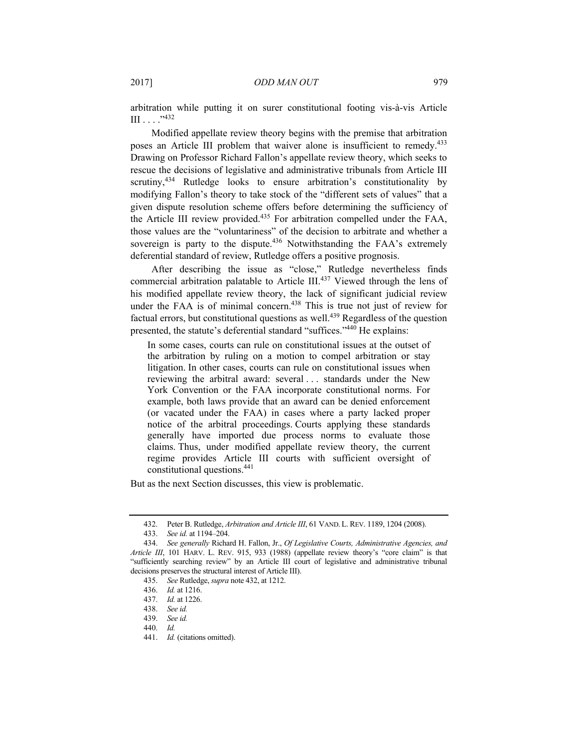arbitration while putting it on surer constitutional footing vis-à-vis Article III . . . ."[432]

Modified appellate review theory begins with the premise that arbitration poses an Article III problem that waiver alone is insufficient to remedy.[433] Drawing on Professor Richard Fallon's appellate review theory, which seeks to rescue the decisions of legislative and administrative tribunals from Article III scrutiny,[434] Rutledge looks to ensure arbitration's constitutionality by modifying Fallon's theory to take stock of the "different sets of values" that a given dispute resolution scheme offers before determining the sufficiency of the Article III review provided.[435] For arbitration compelled under the FAA, those values are the "voluntariness" of the decision to arbitrate and whether a sovereign is party to the dispute.[436] Notwithstanding the FAA's extremely deferential standard of review, Rutledge offers a positive prognosis.

After describing the issue as "close," Rutledge nevertheless finds commercial arbitration palatable to Article III.[437] Viewed through the lens of his modified appellate review theory, the lack of significant judicial review under the FAA is of minimal concern.[438] This is true not just of review for factual errors, but constitutional questions as well.[439] Regardless of the question presented, the statute's deferential standard "suffices."[440] He explains:

> In some cases, courts can rule on constitutional issues at the outset of the arbitration by ruling on a motion to compel arbitration or stay litigation. In other cases, courts can rule on constitutional issues when reviewing the arbitral award: several . . . standards under the New York Convention or the FAA incorporate constitutional norms. For example, both laws provide that an award can be denied enforcement (or vacated under the FAA) in cases where a party lacked proper notice of the arbitral proceedings. Courts applying these standards generally have imported due process norms to evaluate those claims. Thus, under modified appellate review theory, the current regime provides Article III courts with sufficient oversight of constitutional questions.[441]

But as the next Section discusses, this view is problematic.

---

432. Peter B. Rutledge, *Arbitration and Article III*, 61 VAND. L. REV. 1189, 1204 (2008).

433. *See id.* at 1194–204.

434. *See generally* Richard H. Fallon, Jr., *Of Legislative Courts, Administrative Agencies, and Article III*, 101 HARV. L. REV. 915, 933 (1988) (appellate review theory's "core claim" is that "sufficiently searching review" by an Article III court of legislative and administrative tribunal decisions preserves the structural interest of Article III).

435. *See* Rutledge, *supra* note 432, at 1212.

436. *Id.* at 1216.

437. *Id.* at 1226.

438. *See id.*

439. *See id.*

440. *Id.*

441. *Id.* (citations omitted).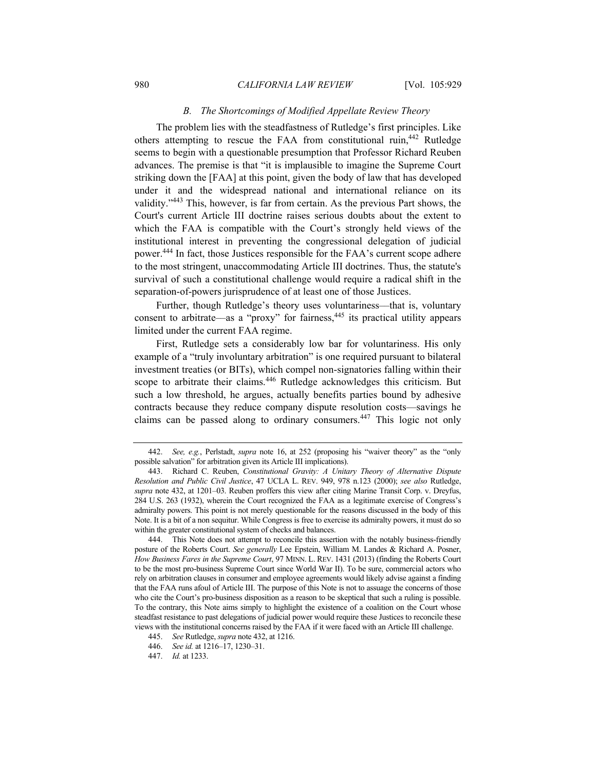### *B. The Shortcomings of Modified Appellate Review Theory*

The problem lies with the steadfastness of Rutledge's first principles. Like others attempting to rescue the FAA from constitutional ruin,[442] Rutledge seems to begin with a questionable presumption that Professor Richard Reuben advances. The premise is that "it is implausible to imagine the Supreme Court striking down the [FAA] at this point, given the body of law that has developed under it and the widespread national and international reliance on its validity."[443] This, however, is far from certain. As the previous Part shows, the Court's current Article III doctrine raises serious doubts about the extent to which the FAA is compatible with the Court's strongly held views of the institutional interest in preventing the congressional delegation of judicial power.[444] In fact, those Justices responsible for the FAA's current scope adhere to the most stringent, unaccommodating Article III doctrines. Thus, the statute's survival of such a constitutional challenge would require a radical shift in the separation-of-powers jurisprudence of at least one of those Justices.

Further, though Rutledge's theory uses voluntariness—that is, voluntary consent to arbitrate—as a "proxy" for fairness,[445] its practical utility appears limited under the current FAA regime.

First, Rutledge sets a considerably low bar for voluntariness. His only example of a "truly involuntary arbitration" is one required pursuant to bilateral investment treaties (or BITs), which compel non-signatories falling within their scope to arbitrate their claims.[446] Rutledge acknowledges this criticism. But such a low threshold, he argues, actually benefits parties bound by adhesive contracts because they reduce company dispute resolution costs—savings he claims can be passed along to ordinary consumers.[447] This logic not only

---

442. *See, e.g.*, Perlstadt, *supra* note 16, at 252 (proposing his "waiver theory" as the "only possible salvation" for arbitration given its Article III implications).

443. Richard C. Reuben, *Constitutional Gravity: A Unitary Theory of Alternative Dispute Resolution and Public Civil Justice*, 47 UCLA L. REV. 949, 978 n.123 (2000); *see also* Rutledge, *supra* note 432, at 1201–03. Reuben proffers this view after citing Marine Transit Corp. v. Dreyfus, 284 U.S. 263 (1932), wherein the Court recognized the FAA as a legitimate exercise of Congress's admiralty powers. This point is not merely questionable for the reasons discussed in the body of this Note. It is a bit of a non sequitur. While Congress is free to exercise its admiralty powers, it must do so within the greater constitutional system of checks and balances.

444. This Note does not attempt to reconcile this assertion with the notably business-friendly posture of the Roberts Court. *See generally* Lee Epstein, William M. Landes & Richard A. Posner, *How Business Fares in the Supreme Court*, 97 MINN. L. REV. 1431 (2013) (finding the Roberts Court to be the most pro-business Supreme Court since World War II). To be sure, commercial actors who rely on arbitration clauses in consumer and employee agreements would likely advise against a finding that the FAA runs afoul of Article III. The purpose of this Note is not to assuage the concerns of those who cite the Court's pro-business disposition as a reason to be skeptical that such a ruling is possible. To the contrary, this Note aims simply to highlight the existence of a coalition on the Court whose steadfast resistance to past delegations of judicial power would require these Justices to reconcile these views with the institutional concerns raised by the FAA if it were faced with an Article III challenge.

445. *See* Rutledge, *supra* note 432, at 1216.

446. *See id.* at 1216–17, 1230–31.

447. *Id.* at 1233.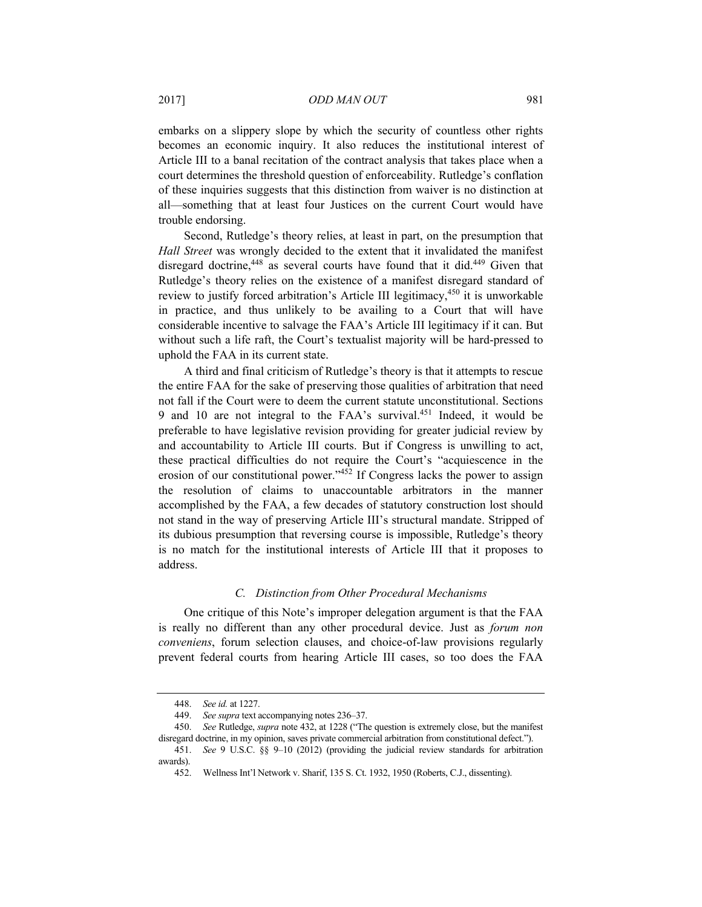embarks on a slippery slope by which the security of countless other rights becomes an economic inquiry. It also reduces the institutional interest of Article III to a banal recitation of the contract analysis that takes place when a court determines the threshold question of enforceability. Rutledge's conflation of these inquiries suggests that this distinction from waiver is no distinction at all—something that at least four Justices on the current Court would have trouble endorsing.

Second, Rutledge's theory relies, at least in part, on the presumption that *Hall Street* was wrongly decided to the extent that it invalidated the manifest disregard doctrine,[448] as several courts have found that it did.[449] Given that Rutledge's theory relies on the existence of a manifest disregard standard of review to justify forced arbitration's Article III legitimacy,[450] it is unworkable in practice, and thus unlikely to be availing to a Court that will have considerable incentive to salvage the FAA's Article III legitimacy if it can. But without such a life raft, the Court's textualist majority will be hard-pressed to uphold the FAA in its current state.

A third and final criticism of Rutledge's theory is that it attempts to rescue the entire FAA for the sake of preserving those qualities of arbitration that need not fall if the Court were to deem the current statute unconstitutional. Sections 9 and 10 are not integral to the FAA's survival.[451] Indeed, it would be preferable to have legislative revision providing for greater judicial review by and accountability to Article III courts. But if Congress is unwilling to act, these practical difficulties do not require the Court's "acquiescence in the erosion of our constitutional power."[452] If Congress lacks the power to assign the resolution of claims to unaccountable arbitrators in the manner accomplished by the FAA, a few decades of statutory construction lost should not stand in the way of preserving Article III's structural mandate. Stripped of its dubious presumption that reversing course is impossible, Rutledge's theory is no match for the institutional interests of Article III that it proposes to address.

### *C. Distinction from Other Procedural Mechanisms*

One critique of this Note's improper delegation argument is that the FAA is really no different than any other procedural device. Just as *forum non conveniens*, forum selection clauses, and choice-of-law provisions regularly prevent federal courts from hearing Article III cases, so too does the FAA

---

448. *See id.* at 1227.

449. *See supra* text accompanying notes 236–37.

450. *See* Rutledge, *supra* note 432, at 1228 ("The question is extremely close, but the manifest disregard doctrine, in my opinion, saves private commercial arbitration from constitutional defect.").

451. *See* 9 U.S.C. §§ 9–10 (2012) (providing the judicial review standards for arbitration awards).

452. Wellness Int'l Network v. Sharif, 135 S. Ct. 1932, 1950 (Roberts, C.J., dissenting).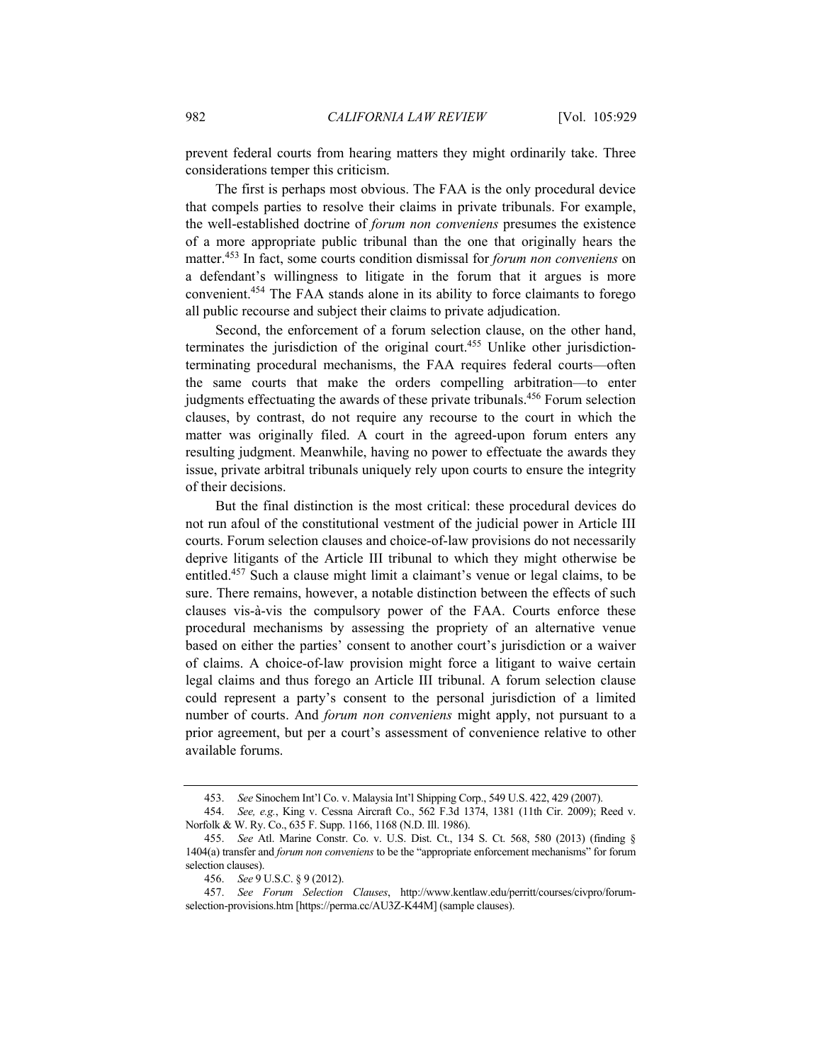prevent federal courts from hearing matters they might ordinarily take. Three considerations temper this criticism.

The first is perhaps most obvious. The FAA is the only procedural device that compels parties to resolve their claims in private tribunals. For example, the well-established doctrine of *forum non conveniens* presumes the existence of a more appropriate public tribunal than the one that originally hears the matter.[453] In fact, some courts condition dismissal for *forum non conveniens* on a defendant's willingness to litigate in the forum that it argues is more convenient.[454] The FAA stands alone in its ability to force claimants to forego all public recourse and subject their claims to private adjudication.

Second, the enforcement of a forum selection clause, on the other hand, terminates the jurisdiction of the original court.[455] Unlike other jurisdiction-terminating procedural mechanisms, the FAA requires federal courts—often the same courts that make the orders compelling arbitration—to enter judgments effectuating the awards of these private tribunals.[456] Forum selection clauses, by contrast, do not require any recourse to the court in which the matter was originally filed. A court in the agreed-upon forum enters any resulting judgment. Meanwhile, having no power to effectuate the awards they issue, private arbitral tribunals uniquely rely upon courts to ensure the integrity of their decisions.

But the final distinction is the most critical: these procedural devices do not run afoul of the constitutional vestment of the judicial power in Article III courts. Forum selection clauses and choice-of-law provisions do not necessarily deprive litigants of the Article III tribunal to which they might otherwise be entitled.[457] Such a clause might limit a claimant's venue or legal claims, to be sure. There remains, however, a notable distinction between the effects of such clauses vis-à-vis the compulsory power of the FAA. Courts enforce these procedural mechanisms by assessing the propriety of an alternative venue based on either the parties' consent to another court's jurisdiction or a waiver of claims. A choice-of-law provision might force a litigant to waive certain legal claims and thus forego an Article III tribunal. A forum selection clause could represent a party's consent to the personal jurisdiction of a limited number of courts. And *forum non conveniens* might apply, not pursuant to a prior agreement, but per a court's assessment of convenience relative to other available forums.

---

453. *See* Sinochem Int'l Co. v. Malaysia Int'l Shipping Corp., 549 U.S. 422, 429 (2007).

454. *See, e.g.*, King v. Cessna Aircraft Co., 562 F.3d 1374, 1381 (11th Cir. 2009); Reed v. Norfolk & W. Ry. Co., 635 F. Supp. 1166, 1168 (N.D. Ill. 1986).

455. *See* Atl. Marine Constr. Co. v. U.S. Dist. Ct., 134 S. Ct. 568, 580 (2013) (finding § 1404(a) transfer and *forum non conveniens* to be the "appropriate enforcement mechanisms" for forum selection clauses).

456. *See* 9 U.S.C. § 9 (2012).

457. *See Forum Selection Clauses*, http://www.kentlaw.edu/perritt/courses/civpro/forum-selection-provisions.htm [https://perma.cc/AU3Z-K44M] (sample clauses).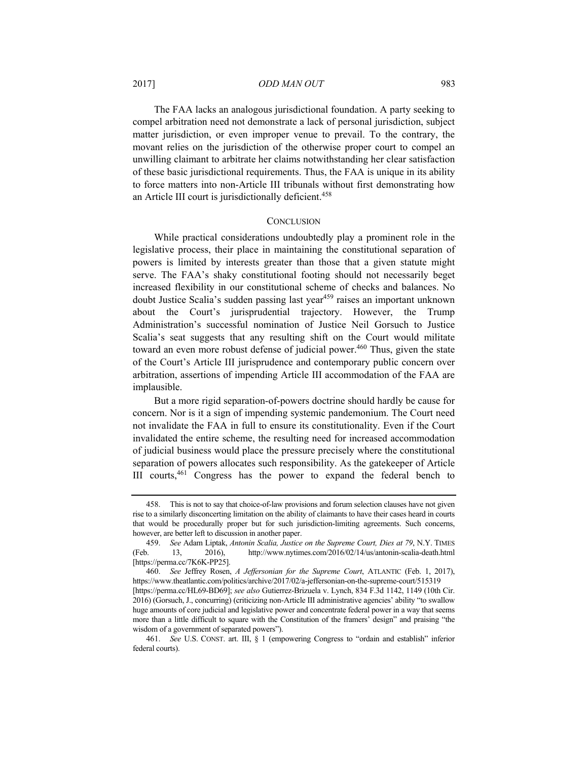The FAA lacks an analogous jurisdictional foundation. A party seeking to compel arbitration need not demonstrate a lack of personal jurisdiction, subject matter jurisdiction, or even improper venue to prevail. To the contrary, the movant relies on the jurisdiction of the otherwise proper court to compel an unwilling claimant to arbitrate her claims notwithstanding her clear satisfaction of these basic jurisdictional requirements. Thus, the FAA is unique in its ability to force matters into non-Article III tribunals without first demonstrating how an Article III court is jurisdictionally deficient.[458]

## CONCLUSION

While practical considerations undoubtedly play a prominent role in the legislative process, their place in maintaining the constitutional separation of powers is limited by interests greater than those that a given statute might serve. The FAA's shaky constitutional footing should not necessarily beget increased flexibility in our constitutional scheme of checks and balances. No doubt Justice Scalia's sudden passing last year[459] raises an important unknown about the Court's jurisprudential trajectory. However, the Trump Administration's successful nomination of Justice Neil Gorsuch to Justice Scalia's seat suggests that any resulting shift on the Court would militate toward an even more robust defense of judicial power.[460] Thus, given the state of the Court's Article III jurisprudence and contemporary public concern over arbitration, assertions of impending Article III accommodation of the FAA are implausible.

But a more rigid separation-of-powers doctrine should hardly be cause for concern. Nor is it a sign of impending systemic pandemonium. The Court need not invalidate the FAA in full to ensure its constitutionality. Even if the Court invalidated the entire scheme, the resulting need for increased accommodation of judicial business would place the pressure precisely where the constitutional separation of powers allocates such responsibility. As the gatekeeper of Article III courts,[461] Congress has the power to expand the federal bench to

---

458. This is not to say that choice-of-law provisions and forum selection clauses have not given rise to a similarly disconcerting limitation on the ability of claimants to have their cases heard in courts that would be procedurally proper but for such jurisdiction-limiting agreements. Such concerns, however, are better left to discussion in another paper.

459. *See* Adam Liptak, *Antonin Scalia, Justice on the Supreme Court, Dies at 79*, N.Y. TIMES (Feb. 13, 2016), http://www.nytimes.com/2016/02/14/us/antonin-scalia-death.html [https://perma.cc/7K6K-PP25].

460. *See* Jeffrey Rosen, *A Jeffersonian for the Supreme Court*, ATLANTIC (Feb. 1, 2017), https://www.theatlantic.com/politics/archive/2017/02/a-jeffersonian-on-the-supreme-court/515319 [https://perma.cc/HL69-BD69]; *see also* Gutierrez-Brizuela v. Lynch, 834 F.3d 1142, 1149 (10th Cir. 2016) (Gorsuch, J., concurring) (criticizing non-Article III administrative agencies' ability "to swallow huge amounts of core judicial and legislative power and concentrate federal power in a way that seems more than a little difficult to square with the Constitution of the framers' design" and praising "the wisdom of a government of separated powers").

461. *See* U.S. CONST. art. III, § 1 (empowering Congress to "ordain and establish" inferior federal courts).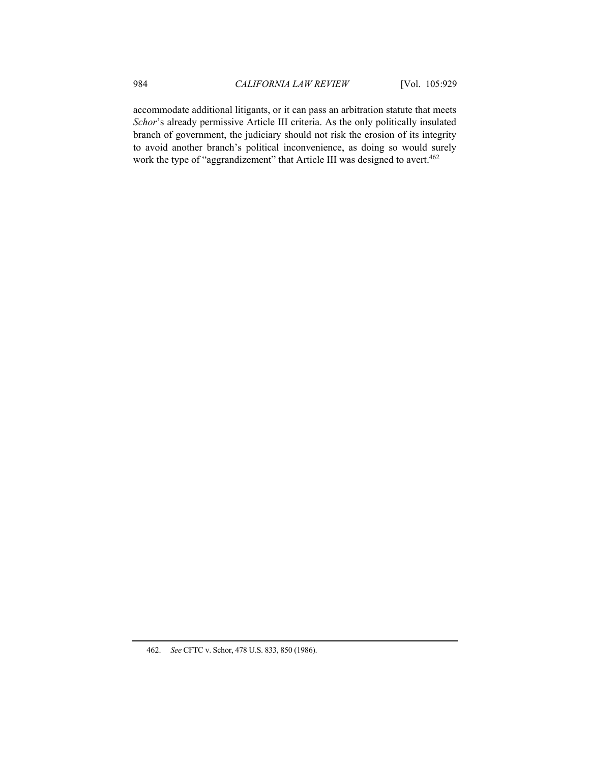accommodate additional litigants, or it can pass an arbitration statute that meets *Schor*'s already permissive Article III criteria. As the only politically insulated branch of government, the judiciary should not risk the erosion of its integrity to avoid another branch's political inconvenience, as doing so would surely work the type of "aggrandizement" that Article III was designed to avert.[462]

---

462. *See* CFTC v. Schor, 478 U.S. 833, 850 (1986).